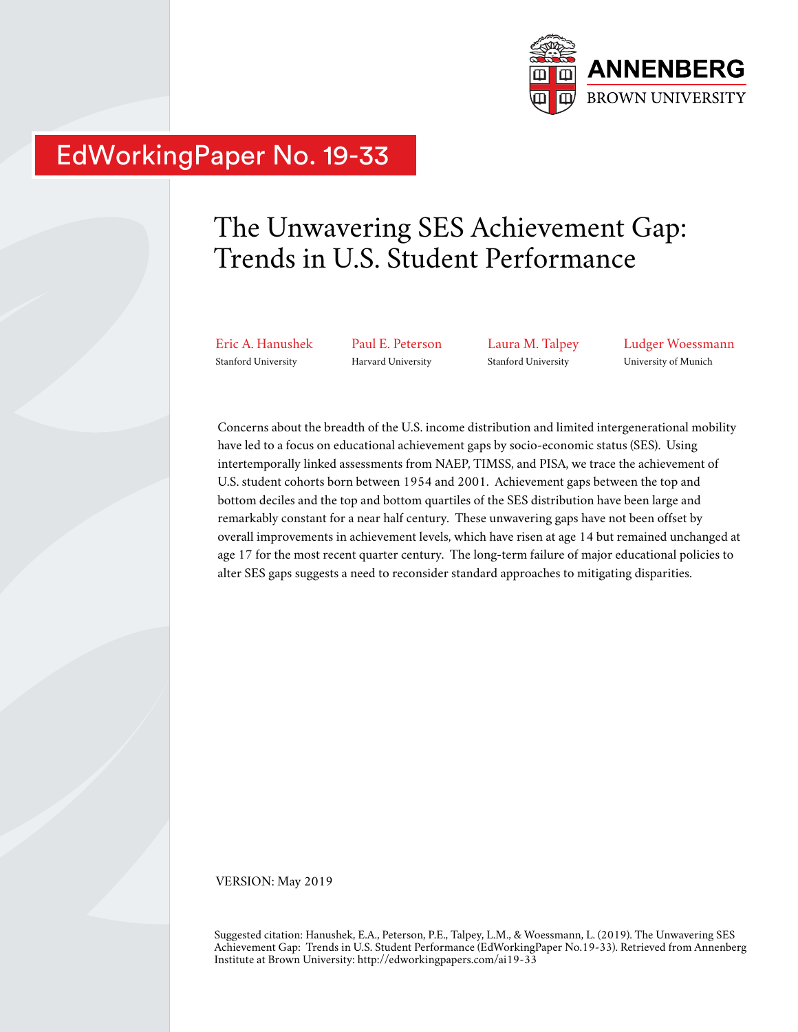ANNENBERG
BROWN UNIVERSITY

EdWorkingPaper No. 19-33

# The Unwavering SES Achievement Gap: Trends in U.S. Student Performance

Eric A. Hanushek
Stanford University

Paul E. Peterson
Harvard University

Laura M. Talpey
Stanford University

Ludger Woessmann
University of Munich

Concerns about the breadth of the U.S. income distribution and limited intergenerational mobility have led to a focus on educational achievement gaps by socio-economic status (SES). Using intertemporally linked assessments from NAEP, TIMSS, and PISA, we trace the achievement of U.S. student cohorts born between 1954 and 2001. Achievement gaps between the top and bottom deciles and the top and bottom quartiles of the SES distribution have been large and remarkably constant for a near half century. These unwavering gaps have not been offset by overall improvements in achievement levels, which have risen at age 14 but remained unchanged at age 17 for the most recent quarter century. The long-term failure of major educational policies to alter SES gaps suggests a need to reconsider standard approaches to mitigating disparities.

VERSION: May 2019

Suggested citation: Hanushek, E.A., Peterson, P.E., Talpey, L.M., & Woessmann, L. (2019). The Unwavering SES Achievement Gap: Trends in U.S. Student Performance (EdWorkingPaper No.19-33). Retrieved from Annenberg Institute at Brown University: http://edworkingpapers.com/ai19-33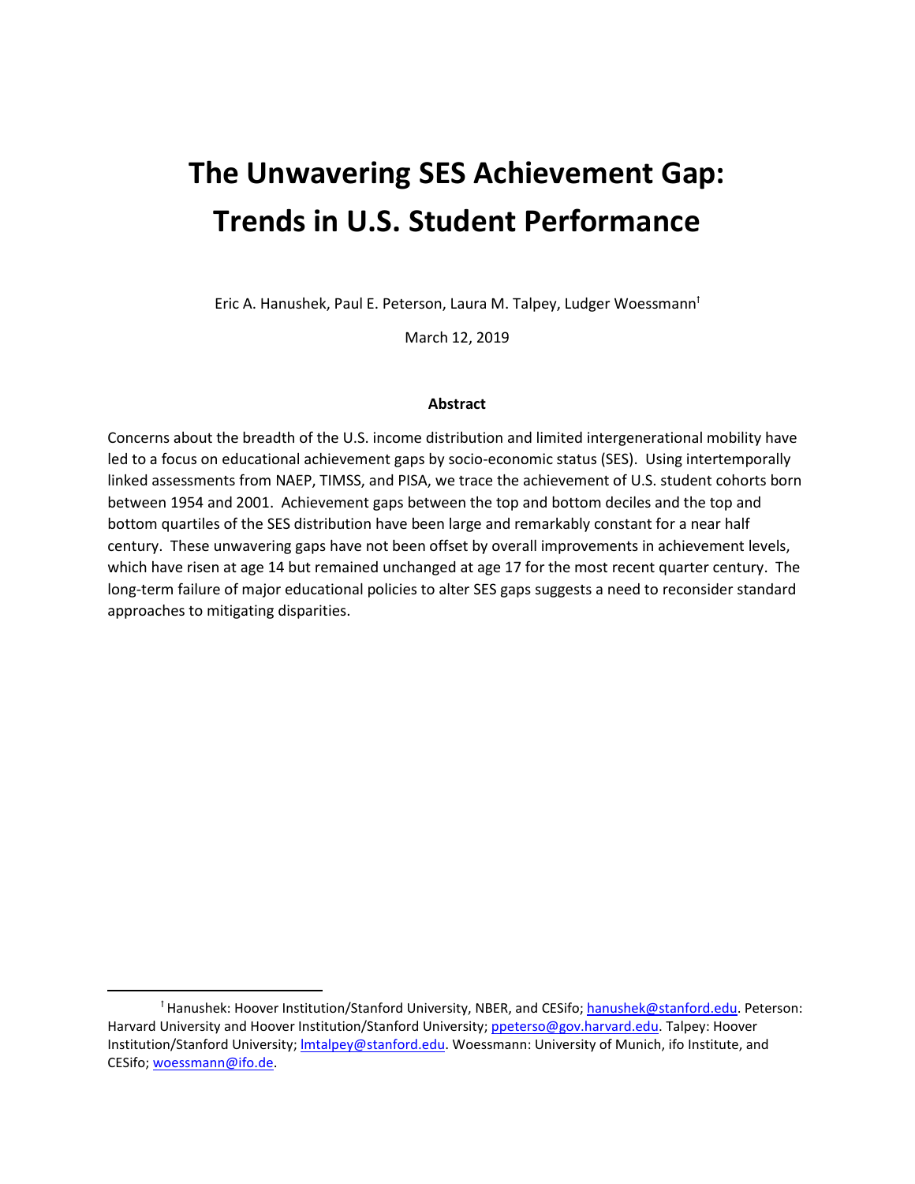# The Unwavering SES Achievement Gap: Trends in U.S. Student Performance

Eric A. Hanushek, Paul E. Peterson, Laura M. Talpey, Ludger Woessmann[†]

March 12, 2019

**Abstract**

Concerns about the breadth of the U.S. income distribution and limited intergenerational mobility have led to a focus on educational achievement gaps by socio-economic status (SES). Using intertemporally linked assessments from NAEP, TIMSS, and PISA, we trace the achievement of U.S. student cohorts born between 1954 and 2001. Achievement gaps between the top and bottom deciles and the top and bottom quartiles of the SES distribution have been large and remarkably constant for a near half century. These unwavering gaps have not been offset by overall improvements in achievement levels, which have risen at age 14 but remained unchanged at age 17 for the most recent quarter century. The long-term failure of major educational policies to alter SES gaps suggests a need to reconsider standard approaches to mitigating disparities.

---

[†] Hanushek: Hoover Institution/Stanford University, NBER, and CESifo; hanushek@stanford.edu. Peterson: Harvard University and Hoover Institution/Stanford University; ppeterso@gov.harvard.edu. Talpey: Hoover Institution/Stanford University; lmtalpey@stanford.edu. Woessmann: University of Munich, ifo Institute, and CESifo; woessmann@ifo.de.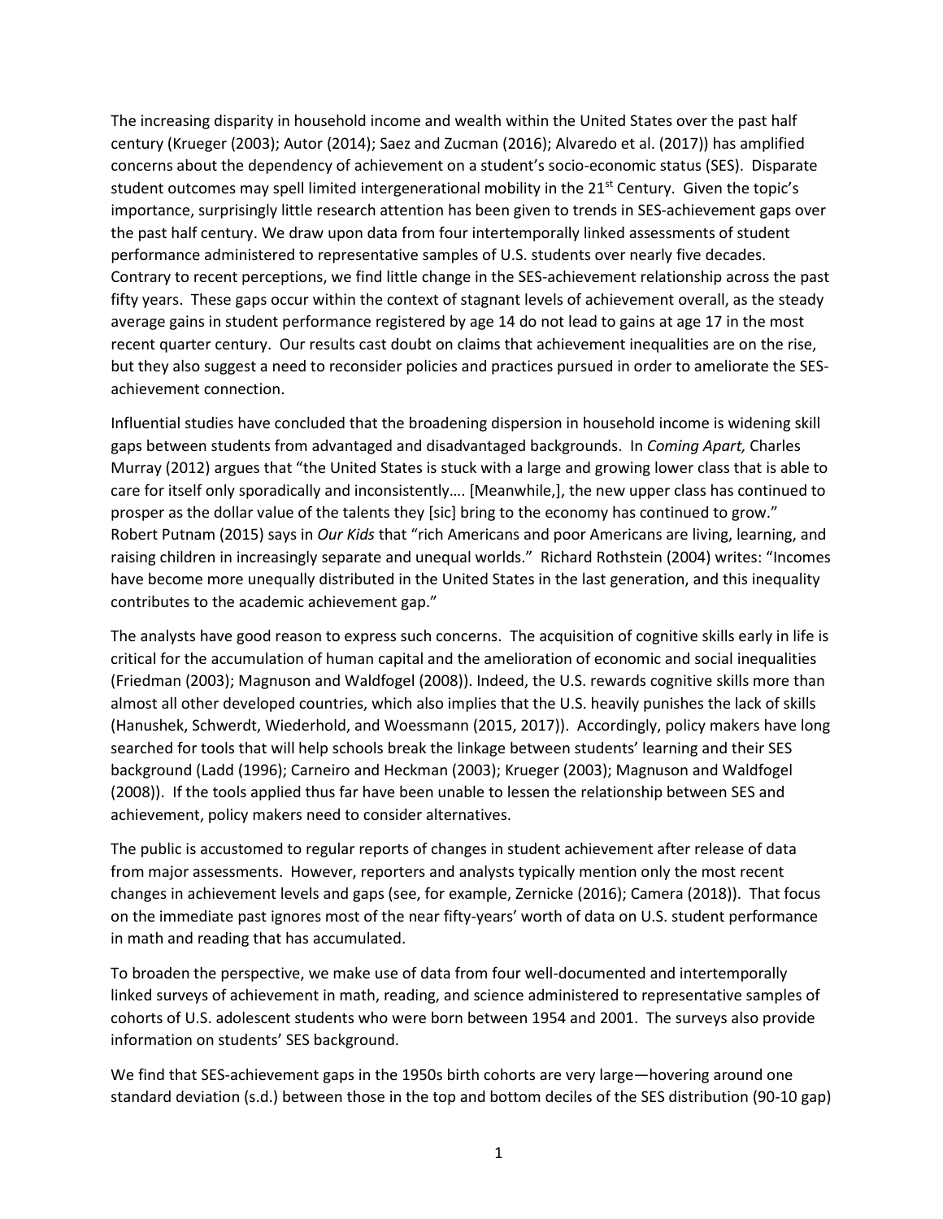The increasing disparity in household income and wealth within the United States over the past half century (Krueger (2003); Autor (2014); Saez and Zucman (2016); Alvaredo et al. (2017)) has amplified concerns about the dependency of achievement on a student's socio-economic status (SES). Disparate student outcomes may spell limited intergenerational mobility in the 21st Century. Given the topic's importance, surprisingly little research attention has been given to trends in SES-achievement gaps over the past half century. We draw upon data from four intertemporally linked assessments of student performance administered to representative samples of U.S. students over nearly five decades. Contrary to recent perceptions, we find little change in the SES-achievement relationship across the past fifty years. These gaps occur within the context of stagnant levels of achievement overall, as the steady average gains in student performance registered by age 14 do not lead to gains at age 17 in the most recent quarter century. Our results cast doubt on claims that achievement inequalities are on the rise, but they also suggest a need to reconsider policies and practices pursued in order to ameliorate the SES-achievement connection.

Influential studies have concluded that the broadening dispersion in household income is widening skill gaps between students from advantaged and disadvantaged backgrounds. In *Coming Apart,* Charles Murray (2012) argues that "the United States is stuck with a large and growing lower class that is able to care for itself only sporadically and inconsistently…. [Meanwhile,], the new upper class has continued to prosper as the dollar value of the talents they [sic] bring to the economy has continued to grow." Robert Putnam (2015) says in *Our Kids* that "rich Americans and poor Americans are living, learning, and raising children in increasingly separate and unequal worlds." Richard Rothstein (2004) writes: "Incomes have become more unequally distributed in the United States in the last generation, and this inequality contributes to the academic achievement gap."

The analysts have good reason to express such concerns. The acquisition of cognitive skills early in life is critical for the accumulation of human capital and the amelioration of economic and social inequalities (Friedman (2003); Magnuson and Waldfogel (2008)). Indeed, the U.S. rewards cognitive skills more than almost all other developed countries, which also implies that the U.S. heavily punishes the lack of skills (Hanushek, Schwerdt, Wiederhold, and Woessmann (2015, 2017)). Accordingly, policy makers have long searched for tools that will help schools break the linkage between students' learning and their SES background (Ladd (1996); Carneiro and Heckman (2003); Krueger (2003); Magnuson and Waldfogel (2008)). If the tools applied thus far have been unable to lessen the relationship between SES and achievement, policy makers need to consider alternatives.

The public is accustomed to regular reports of changes in student achievement after release of data from major assessments. However, reporters and analysts typically mention only the most recent changes in achievement levels and gaps (see, for example, Zernicke (2016); Camera (2018)). That focus on the immediate past ignores most of the near fifty-years' worth of data on U.S. student performance in math and reading that has accumulated.

To broaden the perspective, we make use of data from four well-documented and intertemporally linked surveys of achievement in math, reading, and science administered to representative samples of cohorts of U.S. adolescent students who were born between 1954 and 2001. The surveys also provide information on students' SES background.

We find that SES-achievement gaps in the 1950s birth cohorts are very large—hovering around one standard deviation (s.d.) between those in the top and bottom deciles of the SES distribution (90-10 gap)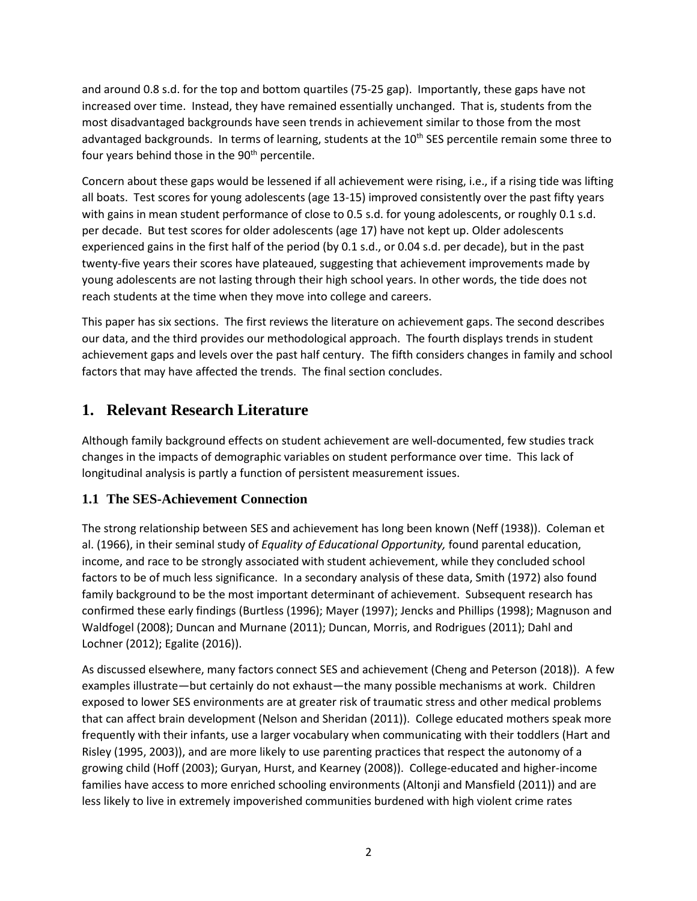and around 0.8 s.d. for the top and bottom quartiles (75-25 gap). Importantly, these gaps have not increased over time. Instead, they have remained essentially unchanged. That is, students from the most disadvantaged backgrounds have seen trends in achievement similar to those from the most advantaged backgrounds. In terms of learning, students at the 10th SES percentile remain some three to four years behind those in the 90th percentile.

Concern about these gaps would be lessened if all achievement were rising, i.e., if a rising tide was lifting all boats. Test scores for young adolescents (age 13-15) improved consistently over the past fifty years with gains in mean student performance of close to 0.5 s.d. for young adolescents, or roughly 0.1 s.d. per decade. But test scores for older adolescents (age 17) have not kept up. Older adolescents experienced gains in the first half of the period (by 0.1 s.d., or 0.04 s.d. per decade), but in the past twenty-five years their scores have plateaued, suggesting that achievement improvements made by young adolescents are not lasting through their high school years. In other words, the tide does not reach students at the time when they move into college and careers.

This paper has six sections. The first reviews the literature on achievement gaps. The second describes our data, and the third provides our methodological approach. The fourth displays trends in student achievement gaps and levels over the past half century. The fifth considers changes in family and school factors that may have affected the trends. The final section concludes.

## 1. Relevant Research Literature

Although family background effects on student achievement are well-documented, few studies track changes in the impacts of demographic variables on student performance over time. This lack of longitudinal analysis is partly a function of persistent measurement issues.

### 1.1 The SES-Achievement Connection

The strong relationship between SES and achievement has long been known (Neff (1938)). Coleman et al. (1966), in their seminal study of *Equality of Educational Opportunity,* found parental education, income, and race to be strongly associated with student achievement, while they concluded school factors to be of much less significance. In a secondary analysis of these data, Smith (1972) also found family background to be the most important determinant of achievement. Subsequent research has confirmed these early findings (Burtless (1996); Mayer (1997); Jencks and Phillips (1998); Magnuson and Waldfogel (2008); Duncan and Murnane (2011); Duncan, Morris, and Rodrigues (2011); Dahl and Lochner (2012); Egalite (2016)).

As discussed elsewhere, many factors connect SES and achievement (Cheng and Peterson (2018)). A few examples illustrate—but certainly do not exhaust—the many possible mechanisms at work. Children exposed to lower SES environments are at greater risk of traumatic stress and other medical problems that can affect brain development (Nelson and Sheridan (2011)). College educated mothers speak more frequently with their infants, use a larger vocabulary when communicating with their toddlers (Hart and Risley (1995, 2003)), and are more likely to use parenting practices that respect the autonomy of a growing child (Hoff (2003); Guryan, Hurst, and Kearney (2008)). College-educated and higher-income families have access to more enriched schooling environments (Altonji and Mansfield (2011)) and are less likely to live in extremely impoverished communities burdened with high violent crime rates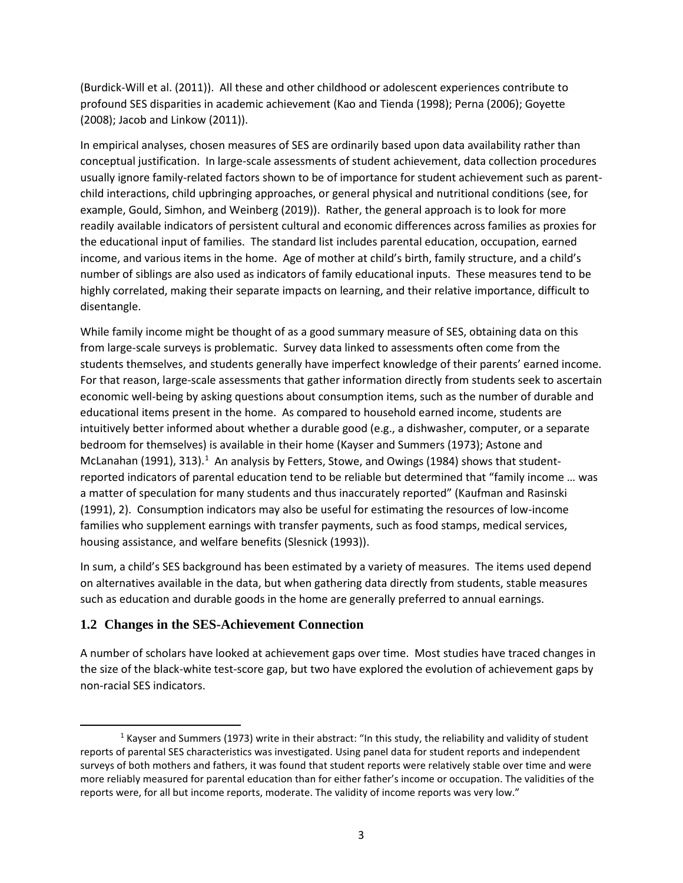(Burdick-Will et al. (2011)). All these and other childhood or adolescent experiences contribute to profound SES disparities in academic achievement (Kao and Tienda (1998); Perna (2006); Goyette (2008); Jacob and Linkow (2011)).

In empirical analyses, chosen measures of SES are ordinarily based upon data availability rather than conceptual justification. In large-scale assessments of student achievement, data collection procedures usually ignore family-related factors shown to be of importance for student achievement such as parent-child interactions, child upbringing approaches, or general physical and nutritional conditions (see, for example, Gould, Simhon, and Weinberg (2019)). Rather, the general approach is to look for more readily available indicators of persistent cultural and economic differences across families as proxies for the educational input of families. The standard list includes parental education, occupation, earned income, and various items in the home. Age of mother at child's birth, family structure, and a child's number of siblings are also used as indicators of family educational inputs. These measures tend to be highly correlated, making their separate impacts on learning, and their relative importance, difficult to disentangle.

While family income might be thought of as a good summary measure of SES, obtaining data on this from large-scale surveys is problematic. Survey data linked to assessments often come from the students themselves, and students generally have imperfect knowledge of their parents' earned income. For that reason, large-scale assessments that gather information directly from students seek to ascertain economic well-being by asking questions about consumption items, such as the number of durable and educational items present in the home. As compared to household earned income, students are intuitively better informed about whether a durable good (e.g., a dishwasher, computer, or a separate bedroom for themselves) is available in their home (Kayser and Summers (1973); Astone and McLanahan (1991), 313).[1] An analysis by Fetters, Stowe, and Owings (1984) shows that student-reported indicators of parental education tend to be reliable but determined that "family income … was a matter of speculation for many students and thus inaccurately reported" (Kaufman and Rasinski (1991), 2). Consumption indicators may also be useful for estimating the resources of low-income families who supplement earnings with transfer payments, such as food stamps, medical services, housing assistance, and welfare benefits (Slesnick (1993)).

In sum, a child's SES background has been estimated by a variety of measures. The items used depend on alternatives available in the data, but when gathering data directly from students, stable measures such as education and durable goods in the home are generally preferred to annual earnings.

## 1.2 Changes in the SES-Achievement Connection

A number of scholars have looked at achievement gaps over time. Most studies have traced changes in the size of the black-white test-score gap, but two have explored the evolution of achievement gaps by non-racial SES indicators.

[1] Kayser and Summers (1973) write in their abstract: "In this study, the reliability and validity of student reports of parental SES characteristics was investigated. Using panel data for student reports and independent surveys of both mothers and fathers, it was found that student reports were relatively stable over time and were more reliably measured for parental education than for either father's income or occupation. The validities of the reports were, for all but income reports, moderate. The validity of income reports was very low."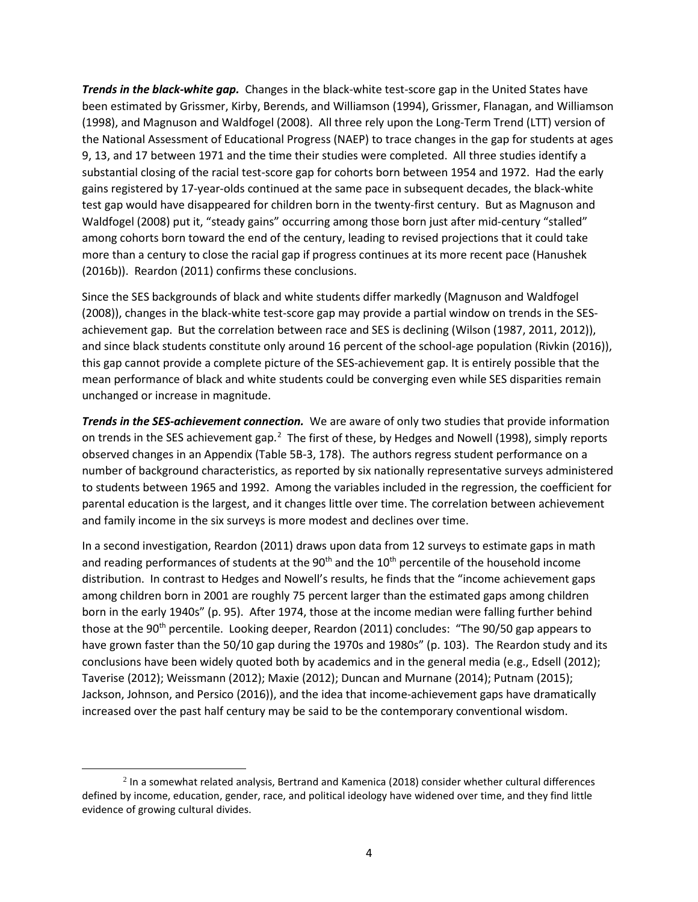***Trends in the black-white gap.*** Changes in the black-white test-score gap in the United States have been estimated by Grissmer, Kirby, Berends, and Williamson (1994), Grissmer, Flanagan, and Williamson (1998), and Magnuson and Waldfogel (2008). All three rely upon the Long-Term Trend (LTT) version of the National Assessment of Educational Progress (NAEP) to trace changes in the gap for students at ages 9, 13, and 17 between 1971 and the time their studies were completed. All three studies identify a substantial closing of the racial test-score gap for cohorts born between 1954 and 1972. Had the early gains registered by 17-year-olds continued at the same pace in subsequent decades, the black-white test gap would have disappeared for children born in the twenty-first century. But as Magnuson and Waldfogel (2008) put it, "steady gains" occurring among those born just after mid-century "stalled" among cohorts born toward the end of the century, leading to revised projections that it could take more than a century to close the racial gap if progress continues at its more recent pace (Hanushek (2016b)). Reardon (2011) confirms these conclusions.

Since the SES backgrounds of black and white students differ markedly (Magnuson and Waldfogel (2008)), changes in the black-white test-score gap may provide a partial window on trends in the SES-achievement gap. But the correlation between race and SES is declining (Wilson (1987, 2011, 2012)), and since black students constitute only around 16 percent of the school-age population (Rivkin (2016)), this gap cannot provide a complete picture of the SES-achievement gap. It is entirely possible that the mean performance of black and white students could be converging even while SES disparities remain unchanged or increase in magnitude.

***Trends in the SES-achievement connection.*** We are aware of only two studies that provide information on trends in the SES achievement gap.[2] The first of these, by Hedges and Nowell (1998), simply reports observed changes in an Appendix (Table 5B-3, 178). The authors regress student performance on a number of background characteristics, as reported by six nationally representative surveys administered to students between 1965 and 1992. Among the variables included in the regression, the coefficient for parental education is the largest, and it changes little over time. The correlation between achievement and family income in the six surveys is more modest and declines over time.

In a second investigation, Reardon (2011) draws upon data from 12 surveys to estimate gaps in math and reading performances of students at the 90th and the 10th percentile of the household income distribution. In contrast to Hedges and Nowell's results, he finds that the "income achievement gaps among children born in 2001 are roughly 75 percent larger than the estimated gaps among children born in the early 1940s" (p. 95). After 1974, those at the income median were falling further behind those at the 90th percentile. Looking deeper, Reardon (2011) concludes: "The 90/50 gap appears to have grown faster than the 50/10 gap during the 1970s and 1980s" (p. 103). The Reardon study and its conclusions have been widely quoted both by academics and in the general media (e.g., Edsell (2012); Taverise (2012); Weissmann (2012); Maxie (2012); Duncan and Murnane (2014); Putnam (2015); Jackson, Johnson, and Persico (2016)), and the idea that income-achievement gaps have dramatically increased over the past half century may be said to be the contemporary conventional wisdom.

[2] In a somewhat related analysis, Bertrand and Kamenica (2018) consider whether cultural differences defined by income, education, gender, race, and political ideology have widened over time, and they find little evidence of growing cultural divides.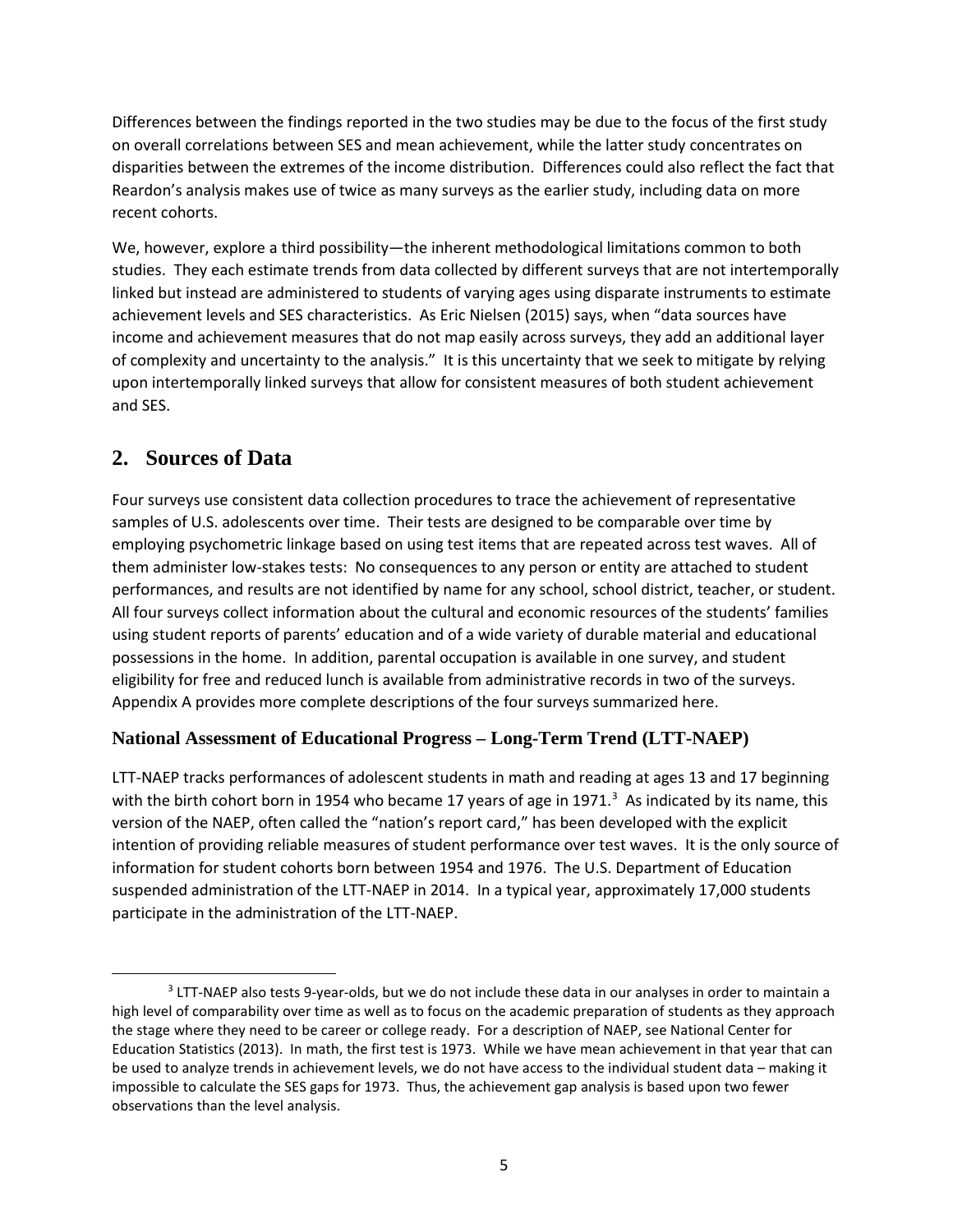Differences between the findings reported in the two studies may be due to the focus of the first study on overall correlations between SES and mean achievement, while the latter study concentrates on disparities between the extremes of the income distribution. Differences could also reflect the fact that Reardon's analysis makes use of twice as many surveys as the earlier study, including data on more recent cohorts.

We, however, explore a third possibility—the inherent methodological limitations common to both studies. They each estimate trends from data collected by different surveys that are not intertemporally linked but instead are administered to students of varying ages using disparate instruments to estimate achievement levels and SES characteristics. As Eric Nielsen (2015) says, when "data sources have income and achievement measures that do not map easily across surveys, they add an additional layer of complexity and uncertainty to the analysis." It is this uncertainty that we seek to mitigate by relying upon intertemporally linked surveys that allow for consistent measures of both student achievement and SES.

## 2. Sources of Data

Four surveys use consistent data collection procedures to trace the achievement of representative samples of U.S. adolescents over time. Their tests are designed to be comparable over time by employing psychometric linkage based on using test items that are repeated across test waves. All of them administer low-stakes tests: No consequences to any person or entity are attached to student performances, and results are not identified by name for any school, school district, teacher, or student. All four surveys collect information about the cultural and economic resources of the students' families using student reports of parents' education and of a wide variety of durable material and educational possessions in the home. In addition, parental occupation is available in one survey, and student eligibility for free and reduced lunch is available from administrative records in two of the surveys. Appendix A provides more complete descriptions of the four surveys summarized here.

### National Assessment of Educational Progress – Long-Term Trend (LTT-NAEP)

LTT-NAEP tracks performances of adolescent students in math and reading at ages 13 and 17 beginning with the birth cohort born in 1954 who became 17 years of age in 1971.[3] As indicated by its name, this version of the NAEP, often called the "nation's report card," has been developed with the explicit intention of providing reliable measures of student performance over test waves. It is the only source of information for student cohorts born between 1954 and 1976. The U.S. Department of Education suspended administration of the LTT-NAEP in 2014. In a typical year, approximately 17,000 students participate in the administration of the LTT-NAEP.

[3] LTT-NAEP also tests 9-year-olds, but we do not include these data in our analyses in order to maintain a high level of comparability over time as well as to focus on the academic preparation of students as they approach the stage where they need to be career or college ready. For a description of NAEP, see National Center for Education Statistics (2013). In math, the first test is 1973. While we have mean achievement in that year that can be used to analyze trends in achievement levels, we do not have access to the individual student data – making it impossible to calculate the SES gaps for 1973. Thus, the achievement gap analysis is based upon two fewer observations than the level analysis.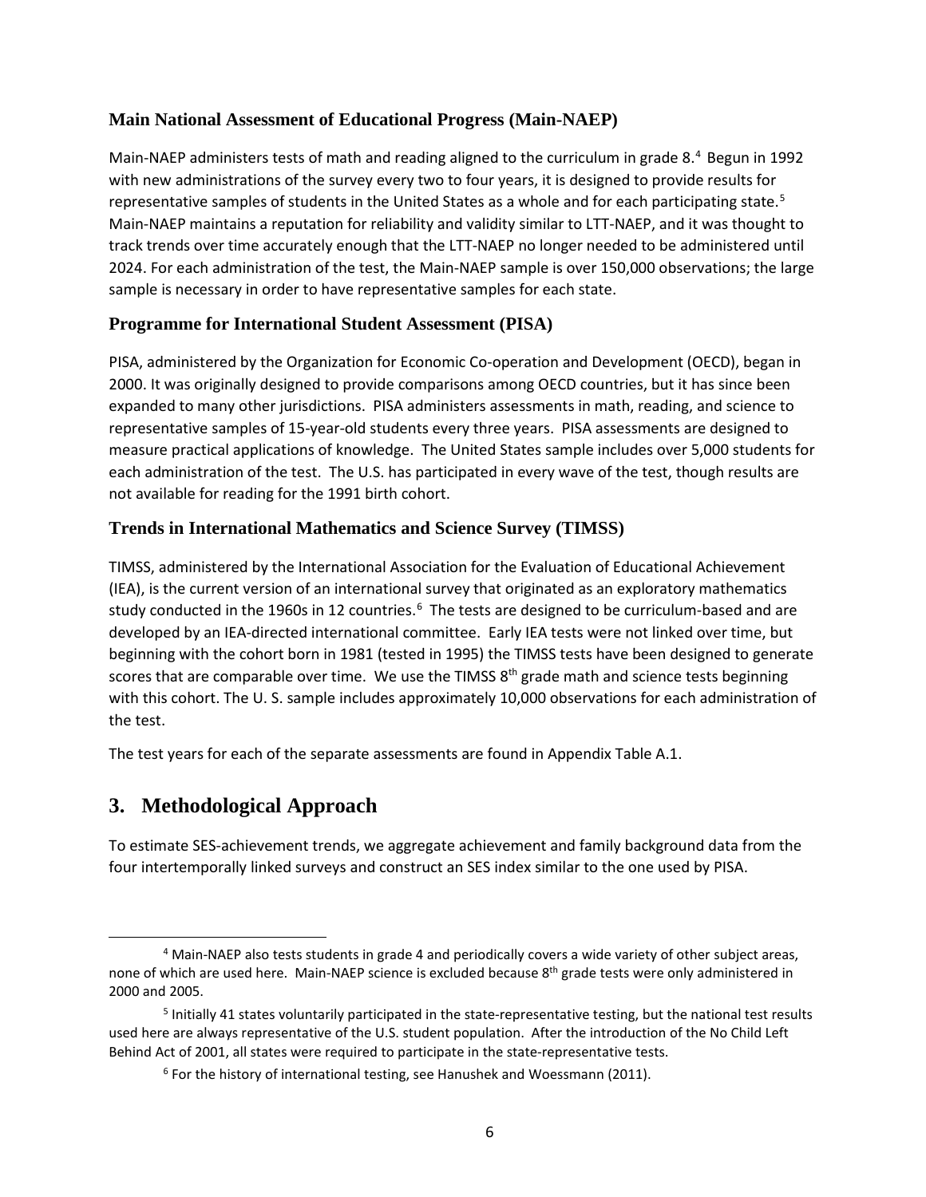### Main National Assessment of Educational Progress (Main-NAEP)

Main-NAEP administers tests of math and reading aligned to the curriculum in grade 8.[4] Begun in 1992 with new administrations of the survey every two to four years, it is designed to provide results for representative samples of students in the United States as a whole and for each participating state.[5] Main-NAEP maintains a reputation for reliability and validity similar to LTT-NAEP, and it was thought to track trends over time accurately enough that the LTT-NAEP no longer needed to be administered until 2024. For each administration of the test, the Main-NAEP sample is over 150,000 observations; the large sample is necessary in order to have representative samples for each state.

### Programme for International Student Assessment (PISA)

PISA, administered by the Organization for Economic Co-operation and Development (OECD), began in 2000. It was originally designed to provide comparisons among OECD countries, but it has since been expanded to many other jurisdictions. PISA administers assessments in math, reading, and science to representative samples of 15-year-old students every three years. PISA assessments are designed to measure practical applications of knowledge. The United States sample includes over 5,000 students for each administration of the test. The U.S. has participated in every wave of the test, though results are not available for reading for the 1991 birth cohort.

### Trends in International Mathematics and Science Survey (TIMSS)

TIMSS, administered by the International Association for the Evaluation of Educational Achievement (IEA), is the current version of an international survey that originated as an exploratory mathematics study conducted in the 1960s in 12 countries.[6] The tests are designed to be curriculum-based and are developed by an IEA-directed international committee. Early IEA tests were not linked over time, but beginning with the cohort born in 1981 (tested in 1995) the TIMSS tests have been designed to generate scores that are comparable over time. We use the TIMSS 8th grade math and science tests beginning with this cohort. The U. S. sample includes approximately 10,000 observations for each administration of the test.

The test years for each of the separate assessments are found in Appendix Table A.1.

## 3. Methodological Approach

To estimate SES-achievement trends, we aggregate achievement and family background data from the four intertemporally linked surveys and construct an SES index similar to the one used by PISA.

---

[4] Main-NAEP also tests students in grade 4 and periodically covers a wide variety of other subject areas, none of which are used here. Main-NAEP science is excluded because 8th grade tests were only administered in 2000 and 2005.

[5] Initially 41 states voluntarily participated in the state-representative testing, but the national test results used here are always representative of the U.S. student population. After the introduction of the No Child Left Behind Act of 2001, all states were required to participate in the state-representative tests.

[6] For the history of international testing, see Hanushek and Woessmann (2011).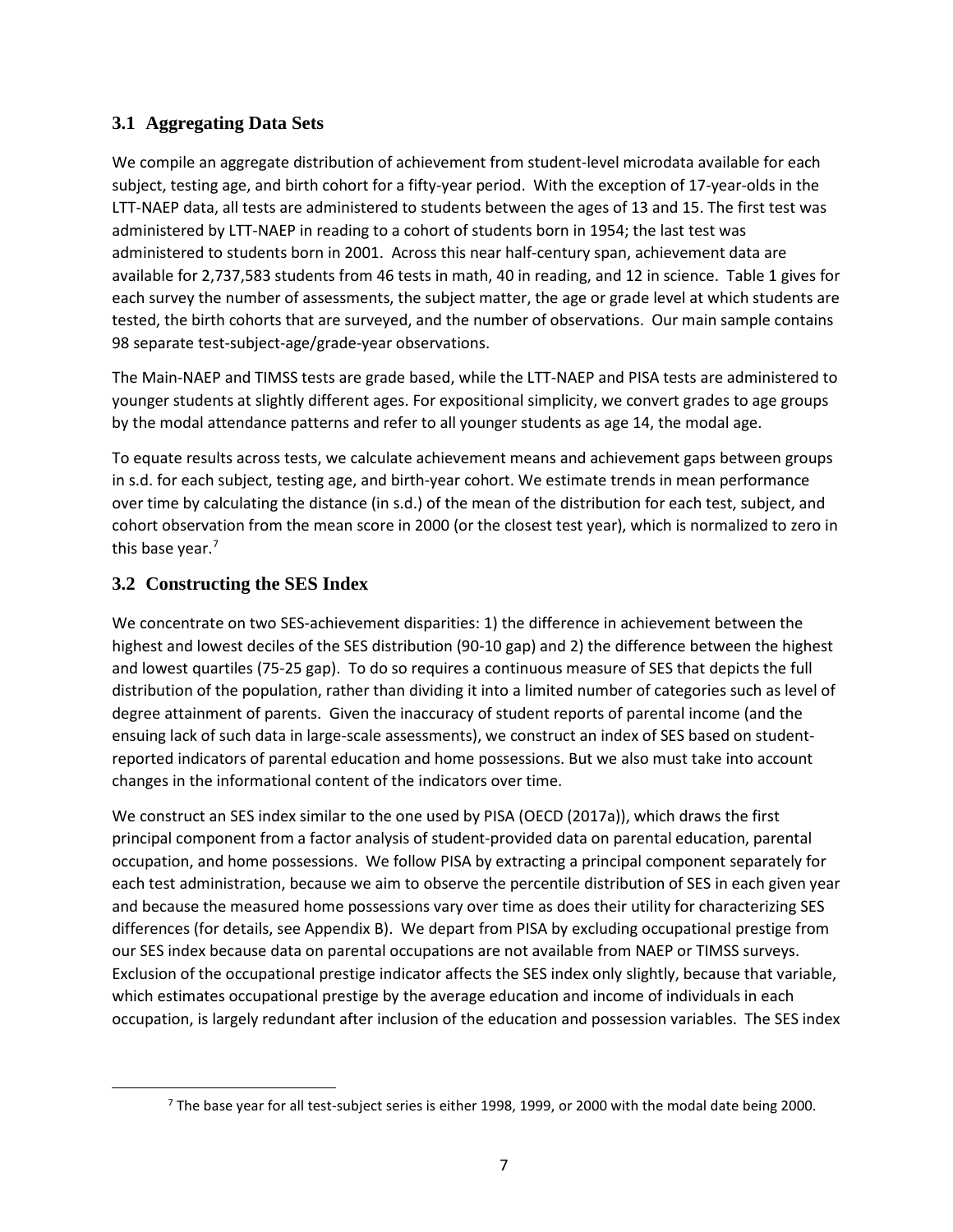### 3.1 Aggregating Data Sets

We compile an aggregate distribution of achievement from student-level microdata available for each subject, testing age, and birth cohort for a fifty-year period. With the exception of 17-year-olds in the LTT-NAEP data, all tests are administered to students between the ages of 13 and 15. The first test was administered by LTT-NAEP in reading to a cohort of students born in 1954; the last test was administered to students born in 2001. Across this near half-century span, achievement data are available for 2,737,583 students from 46 tests in math, 40 in reading, and 12 in science. Table 1 gives for each survey the number of assessments, the subject matter, the age or grade level at which students are tested, the birth cohorts that are surveyed, and the number of observations. Our main sample contains 98 separate test-subject-age/grade-year observations.

The Main-NAEP and TIMSS tests are grade based, while the LTT-NAEP and PISA tests are administered to younger students at slightly different ages. For expositional simplicity, we convert grades to age groups by the modal attendance patterns and refer to all younger students as age 14, the modal age.

To equate results across tests, we calculate achievement means and achievement gaps between groups in s.d. for each subject, testing age, and birth-year cohort. We estimate trends in mean performance over time by calculating the distance (in s.d.) of the mean of the distribution for each test, subject, and cohort observation from the mean score in 2000 (or the closest test year), which is normalized to zero in this base year.[7]

### 3.2 Constructing the SES Index

We concentrate on two SES-achievement disparities: 1) the difference in achievement between the highest and lowest deciles of the SES distribution (90-10 gap) and 2) the difference between the highest and lowest quartiles (75-25 gap). To do so requires a continuous measure of SES that depicts the full distribution of the population, rather than dividing it into a limited number of categories such as level of degree attainment of parents. Given the inaccuracy of student reports of parental income (and the ensuing lack of such data in large-scale assessments), we construct an index of SES based on student-reported indicators of parental education and home possessions. But we also must take into account changes in the informational content of the indicators over time.

We construct an SES index similar to the one used by PISA (OECD (2017a)), which draws the first principal component from a factor analysis of student-provided data on parental education, parental occupation, and home possessions. We follow PISA by extracting a principal component separately for each test administration, because we aim to observe the percentile distribution of SES in each given year and because the measured home possessions vary over time as does their utility for characterizing SES differences (for details, see Appendix B). We depart from PISA by excluding occupational prestige from our SES index because data on parental occupations are not available from NAEP or TIMSS surveys. Exclusion of the occupational prestige indicator affects the SES index only slightly, because that variable, which estimates occupational prestige by the average education and income of individuals in each occupation, is largely redundant after inclusion of the education and possession variables. The SES index

[7] The base year for all test-subject series is either 1998, 1999, or 2000 with the modal date being 2000.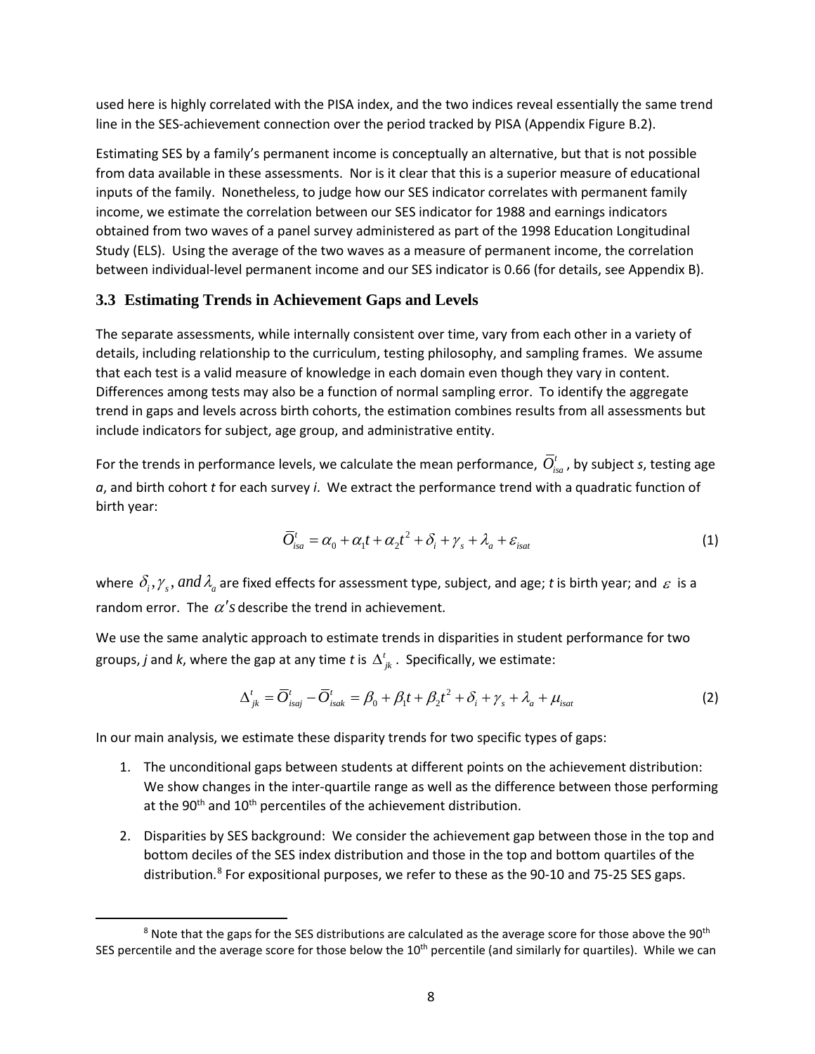used here is highly correlated with the PISA index, and the two indices reveal essentially the same trend line in the SES-achievement connection over the period tracked by PISA (Appendix Figure B.2).

Estimating SES by a family's permanent income is conceptually an alternative, but that is not possible from data available in these assessments. Nor is it clear that this is a superior measure of educational inputs of the family. Nonetheless, to judge how our SES indicator correlates with permanent family income, we estimate the correlation between our SES indicator for 1988 and earnings indicators obtained from two waves of a panel survey administered as part of the 1998 Education Longitudinal Study (ELS). Using the average of the two waves as a measure of permanent income, the correlation between individual-level permanent income and our SES indicator is 0.66 (for details, see Appendix B).

### 3.3 Estimating Trends in Achievement Gaps and Levels

The separate assessments, while internally consistent over time, vary from each other in a variety of details, including relationship to the curriculum, testing philosophy, and sampling frames. We assume that each test is a valid measure of knowledge in each domain even though they vary in content. Differences among tests may also be a function of normal sampling error. To identify the aggregate trend in gaps and levels across birth cohorts, the estimation combines results from all assessments but include indicators for subject, age group, and administrative entity.

For the trends in performance levels, we calculate the mean performance, $\overline{O}_{isa}^{t}$, by subject *s*, testing age *a*, and birth cohort *t* for each survey *i*. We extract the performance trend with a quadratic function of birth year:

$$\overline{O}_{isa}^{t} = \alpha_0 + \alpha_1 t + \alpha_2 t^2 + \delta_i + \gamma_s + \lambda_a + \varepsilon_{isat} \tag{1}$$

where $\delta_i, \gamma_s, \textit{and}\ \lambda_a$ are fixed effects for assessment type, subject, and age; *t* is birth year; and $\varepsilon$ is a random error. The $\alpha's$ describe the trend in achievement.

We use the same analytic approach to estimate trends in disparities in student performance for two groups, *j* and *k*, where the gap at any time *t* is $\Delta_{jk}^{t}$. Specifically, we estimate:

$$\Delta_{jk}^{t} = \overline{O}_{isaj}^{t} - \overline{O}_{isak}^{t} = \beta_0 + \beta_1 t + \beta_2 t^2 + \delta_i + \gamma_s + \lambda_a + \mu_{isat} \tag{2}$$

In our main analysis, we estimate these disparity trends for two specific types of gaps:

1. The unconditional gaps between students at different points on the achievement distribution: We show changes in the inter-quartile range as well as the difference between those performing at the 90th and 10th percentiles of the achievement distribution.
2. Disparities by SES background: We consider the achievement gap between those in the top and bottom deciles of the SES index distribution and those in the top and bottom quartiles of the distribution.[8] For expositional purposes, we refer to these as the 90-10 and 75-25 SES gaps.

[8] Note that the gaps for the SES distributions are calculated as the average score for those above the 90th SES percentile and the average score for those below the 10th percentile (and similarly for quartiles). While we can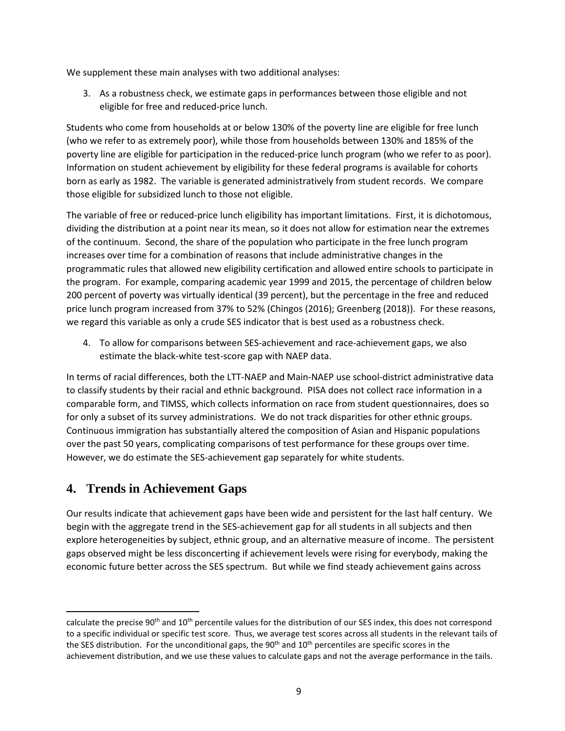We supplement these main analyses with two additional analyses:

3. As a robustness check, we estimate gaps in performances between those eligible and not eligible for free and reduced-price lunch.

Students who come from households at or below 130% of the poverty line are eligible for free lunch (who we refer to as extremely poor), while those from households between 130% and 185% of the poverty line are eligible for participation in the reduced-price lunch program (who we refer to as poor). Information on student achievement by eligibility for these federal programs is available for cohorts born as early as 1982. The variable is generated administratively from student records. We compare those eligible for subsidized lunch to those not eligible.

The variable of free or reduced-price lunch eligibility has important limitations. First, it is dichotomous, dividing the distribution at a point near its mean, so it does not allow for estimation near the extremes of the continuum. Second, the share of the population who participate in the free lunch program increases over time for a combination of reasons that include administrative changes in the programmatic rules that allowed new eligibility certification and allowed entire schools to participate in the program. For example, comparing academic year 1999 and 2015, the percentage of children below 200 percent of poverty was virtually identical (39 percent), but the percentage in the free and reduced price lunch program increased from 37% to 52% (Chingos (2016); Greenberg (2018)). For these reasons, we regard this variable as only a crude SES indicator that is best used as a robustness check.

4. To allow for comparisons between SES-achievement and race-achievement gaps, we also estimate the black-white test-score gap with NAEP data.

In terms of racial differences, both the LTT-NAEP and Main-NAEP use school-district administrative data to classify students by their racial and ethnic background. PISA does not collect race information in a comparable form, and TIMSS, which collects information on race from student questionnaires, does so for only a subset of its survey administrations. We do not track disparities for other ethnic groups. Continuous immigration has substantially altered the composition of Asian and Hispanic populations over the past 50 years, complicating comparisons of test performance for these groups over time. However, we do estimate the SES-achievement gap separately for white students.

## 4. Trends in Achievement Gaps

Our results indicate that achievement gaps have been wide and persistent for the last half century. We begin with the aggregate trend in the SES-achievement gap for all students in all subjects and then explore heterogeneities by subject, ethnic group, and an alternative measure of income. The persistent gaps observed might be less disconcerting if achievement levels were rising for everybody, making the economic future better across the SES spectrum. But while we find steady achievement gains across

calculate the precise 90th and 10th percentile values for the distribution of our SES index, this does not correspond to a specific individual or specific test score. Thus, we average test scores across all students in the relevant tails of the SES distribution. For the unconditional gaps, the 90th and 10th percentiles are specific scores in the achievement distribution, and we use these values to calculate gaps and not the average performance in the tails.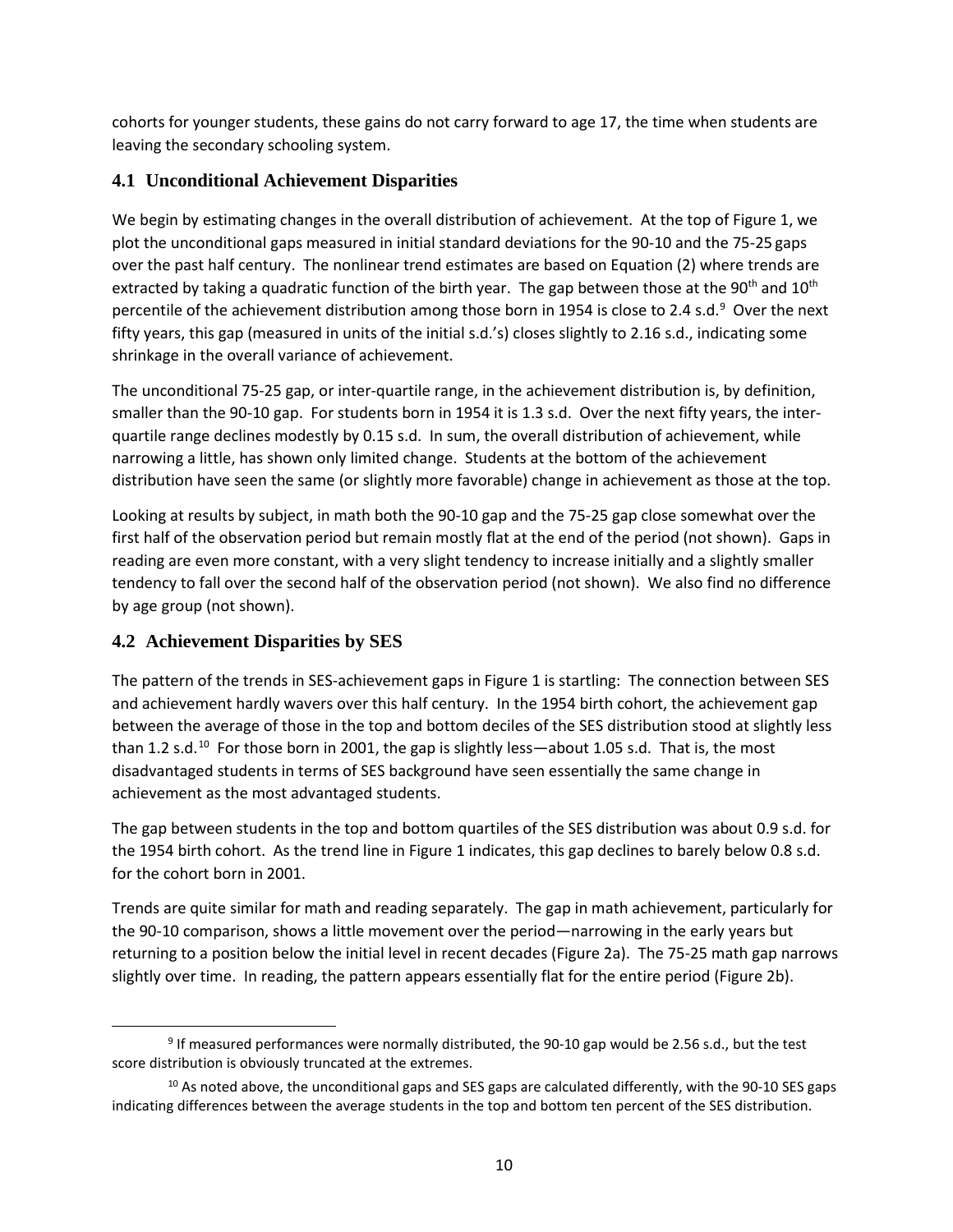cohorts for younger students, these gains do not carry forward to age 17, the time when students are leaving the secondary schooling system.

### 4.1 Unconditional Achievement Disparities

We begin by estimating changes in the overall distribution of achievement. At the top of Figure 1, we plot the unconditional gaps measured in initial standard deviations for the 90-10 and the 75-25 gaps over the past half century. The nonlinear trend estimates are based on Equation (2) where trends are extracted by taking a quadratic function of the birth year. The gap between those at the 90th and 10th percentile of the achievement distribution among those born in 1954 is close to 2.4 s.d.[9] Over the next fifty years, this gap (measured in units of the initial s.d.'s) closes slightly to 2.16 s.d., indicating some shrinkage in the overall variance of achievement.

The unconditional 75-25 gap, or inter-quartile range, in the achievement distribution is, by definition, smaller than the 90-10 gap. For students born in 1954 it is 1.3 s.d. Over the next fifty years, the inter-quartile range declines modestly by 0.15 s.d. In sum, the overall distribution of achievement, while narrowing a little, has shown only limited change. Students at the bottom of the achievement distribution have seen the same (or slightly more favorable) change in achievement as those at the top.

Looking at results by subject, in math both the 90-10 gap and the 75-25 gap close somewhat over the first half of the observation period but remain mostly flat at the end of the period (not shown). Gaps in reading are even more constant, with a very slight tendency to increase initially and a slightly smaller tendency to fall over the second half of the observation period (not shown). We also find no difference by age group (not shown).

### 4.2 Achievement Disparities by SES

The pattern of the trends in SES-achievement gaps in Figure 1 is startling: The connection between SES and achievement hardly wavers over this half century. In the 1954 birth cohort, the achievement gap between the average of those in the top and bottom deciles of the SES distribution stood at slightly less than 1.2 s.d.[10] For those born in 2001, the gap is slightly less—about 1.05 s.d. That is, the most disadvantaged students in terms of SES background have seen essentially the same change in achievement as the most advantaged students.

The gap between students in the top and bottom quartiles of the SES distribution was about 0.9 s.d. for the 1954 birth cohort. As the trend line in Figure 1 indicates, this gap declines to barely below 0.8 s.d. for the cohort born in 2001.

Trends are quite similar for math and reading separately. The gap in math achievement, particularly for the 90-10 comparison, shows a little movement over the period—narrowing in the early years but returning to a position below the initial level in recent decades (Figure 2a). The 75-25 math gap narrows slightly over time. In reading, the pattern appears essentially flat for the entire period (Figure 2b).

---

[9] If measured performances were normally distributed, the 90-10 gap would be 2.56 s.d., but the test score distribution is obviously truncated at the extremes.

[10] As noted above, the unconditional gaps and SES gaps are calculated differently, with the 90-10 SES gaps indicating differences between the average students in the top and bottom ten percent of the SES distribution.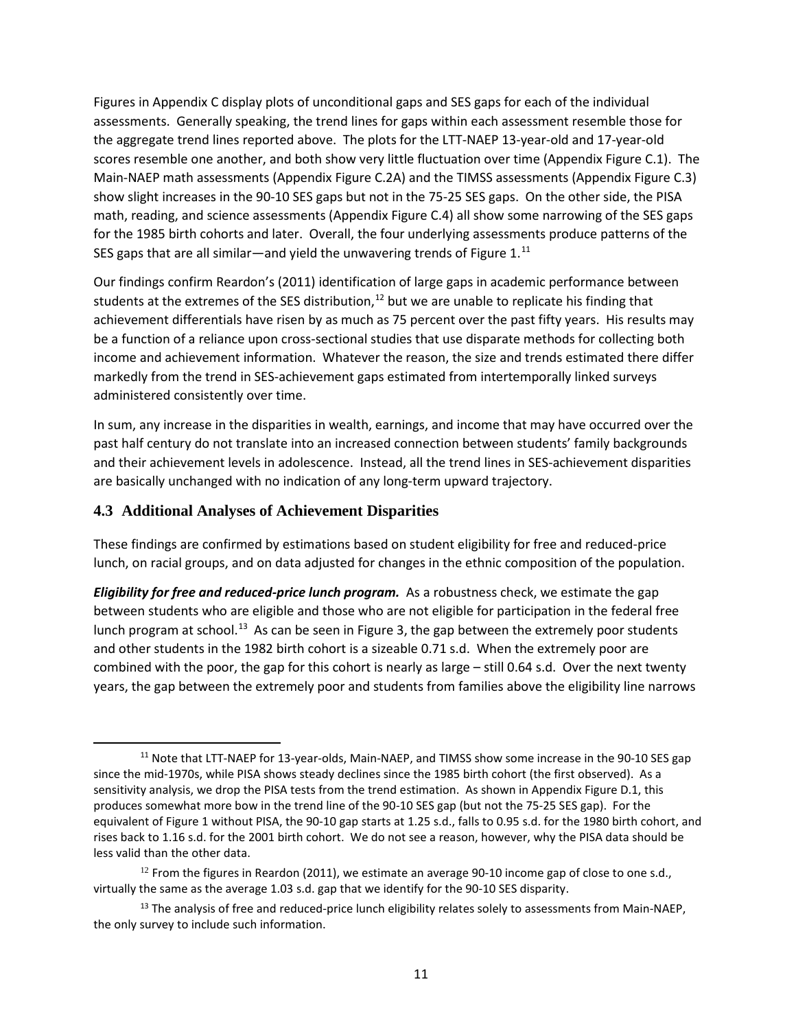Figures in Appendix C display plots of unconditional gaps and SES gaps for each of the individual assessments. Generally speaking, the trend lines for gaps within each assessment resemble those for the aggregate trend lines reported above. The plots for the LTT-NAEP 13-year-old and 17-year-old scores resemble one another, and both show very little fluctuation over time (Appendix Figure C.1). The Main-NAEP math assessments (Appendix Figure C.2A) and the TIMSS assessments (Appendix Figure C.3) show slight increases in the 90-10 SES gaps but not in the 75-25 SES gaps. On the other side, the PISA math, reading, and science assessments (Appendix Figure C.4) all show some narrowing of the SES gaps for the 1985 birth cohorts and later. Overall, the four underlying assessments produce patterns of the SES gaps that are all similar—and yield the unwavering trends of Figure 1.[11]

Our findings confirm Reardon's (2011) identification of large gaps in academic performance between students at the extremes of the SES distribution,[12] but we are unable to replicate his finding that achievement differentials have risen by as much as 75 percent over the past fifty years. His results may be a function of a reliance upon cross-sectional studies that use disparate methods for collecting both income and achievement information. Whatever the reason, the size and trends estimated there differ markedly from the trend in SES-achievement gaps estimated from intertemporally linked surveys administered consistently over time.

In sum, any increase in the disparities in wealth, earnings, and income that may have occurred over the past half century do not translate into an increased connection between students' family backgrounds and their achievement levels in adolescence. Instead, all the trend lines in SES-achievement disparities are basically unchanged with no indication of any long-term upward trajectory.

### 4.3 Additional Analyses of Achievement Disparities

These findings are confirmed by estimations based on student eligibility for free and reduced-price lunch, on racial groups, and on data adjusted for changes in the ethnic composition of the population.

***Eligibility for free and reduced-price lunch program.*** As a robustness check, we estimate the gap between students who are eligible and those who are not eligible for participation in the federal free lunch program at school.[13] As can be seen in Figure 3, the gap between the extremely poor students and other students in the 1982 birth cohort is a sizeable 0.71 s.d. When the extremely poor are combined with the poor, the gap for this cohort is nearly as large – still 0.64 s.d. Over the next twenty years, the gap between the extremely poor and students from families above the eligibility line narrows

---

[11] Note that LTT-NAEP for 13-year-olds, Main-NAEP, and TIMSS show some increase in the 90-10 SES gap since the mid-1970s, while PISA shows steady declines since the 1985 birth cohort (the first observed). As a sensitivity analysis, we drop the PISA tests from the trend estimation. As shown in Appendix Figure D.1, this produces somewhat more bow in the trend line of the 90-10 SES gap (but not the 75-25 SES gap). For the equivalent of Figure 1 without PISA, the 90-10 gap starts at 1.25 s.d., falls to 0.95 s.d. for the 1980 birth cohort, and rises back to 1.16 s.d. for the 2001 birth cohort. We do not see a reason, however, why the PISA data should be less valid than the other data.

[12] From the figures in Reardon (2011), we estimate an average 90-10 income gap of close to one s.d., virtually the same as the average 1.03 s.d. gap that we identify for the 90-10 SES disparity.

[13] The analysis of free and reduced-price lunch eligibility relates solely to assessments from Main-NAEP, the only survey to include such information.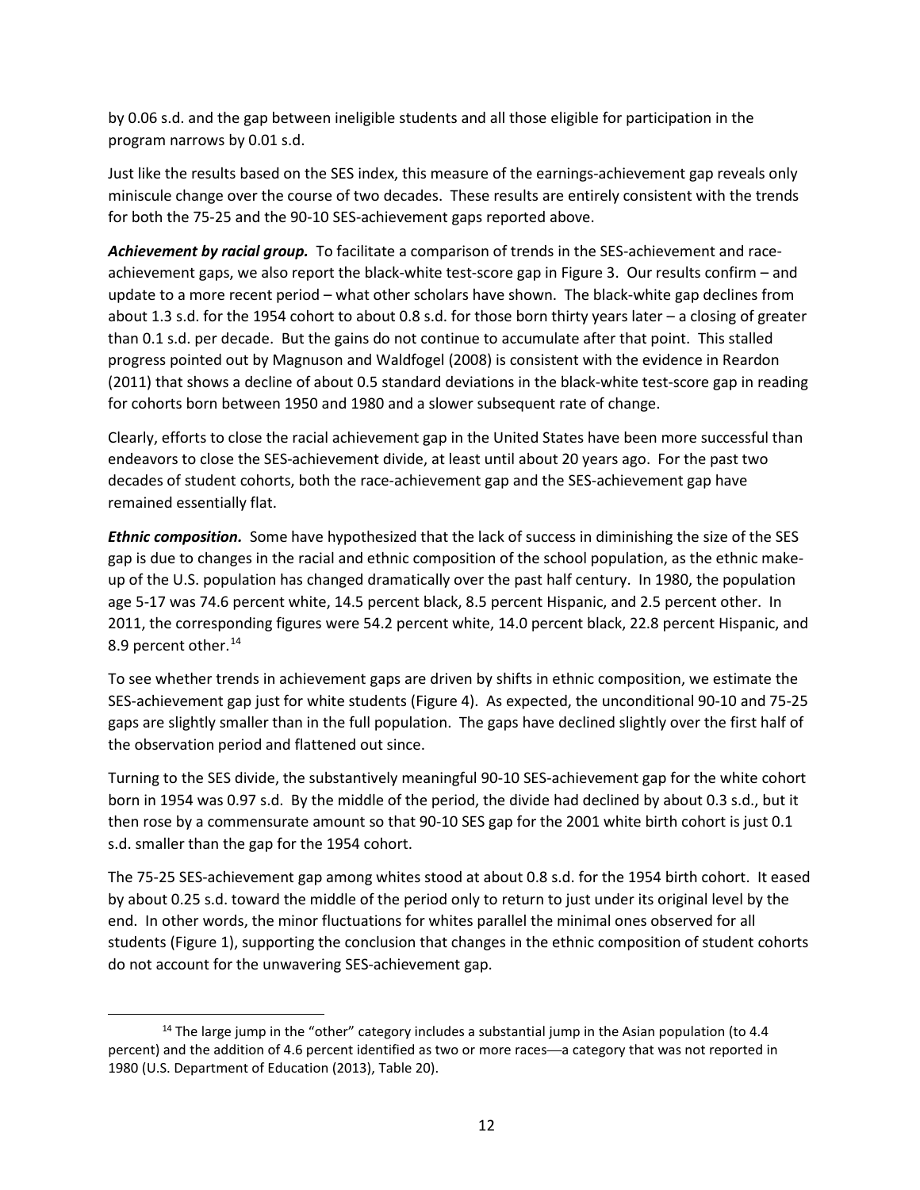by 0.06 s.d. and the gap between ineligible students and all those eligible for participation in the program narrows by 0.01 s.d.

Just like the results based on the SES index, this measure of the earnings-achievement gap reveals only miniscule change over the course of two decades. These results are entirely consistent with the trends for both the 75-25 and the 90-10 SES-achievement gaps reported above.

***Achievement by racial group.*** To facilitate a comparison of trends in the SES-achievement and race-achievement gaps, we also report the black-white test-score gap in Figure 3. Our results confirm – and update to a more recent period – what other scholars have shown. The black-white gap declines from about 1.3 s.d. for the 1954 cohort to about 0.8 s.d. for those born thirty years later – a closing of greater than 0.1 s.d. per decade. But the gains do not continue to accumulate after that point. This stalled progress pointed out by Magnuson and Waldfogel (2008) is consistent with the evidence in Reardon (2011) that shows a decline of about 0.5 standard deviations in the black-white test-score gap in reading for cohorts born between 1950 and 1980 and a slower subsequent rate of change.

Clearly, efforts to close the racial achievement gap in the United States have been more successful than endeavors to close the SES-achievement divide, at least until about 20 years ago. For the past two decades of student cohorts, both the race-achievement gap and the SES-achievement gap have remained essentially flat.

***Ethnic composition.*** Some have hypothesized that the lack of success in diminishing the size of the SES gap is due to changes in the racial and ethnic composition of the school population, as the ethnic make-up of the U.S. population has changed dramatically over the past half century. In 1980, the population age 5-17 was 74.6 percent white, 14.5 percent black, 8.5 percent Hispanic, and 2.5 percent other. In 2011, the corresponding figures were 54.2 percent white, 14.0 percent black, 22.8 percent Hispanic, and 8.9 percent other.[14]

To see whether trends in achievement gaps are driven by shifts in ethnic composition, we estimate the SES-achievement gap just for white students (Figure 4). As expected, the unconditional 90-10 and 75-25 gaps are slightly smaller than in the full population. The gaps have declined slightly over the first half of the observation period and flattened out since.

Turning to the SES divide, the substantively meaningful 90-10 SES-achievement gap for the white cohort born in 1954 was 0.97 s.d. By the middle of the period, the divide had declined by about 0.3 s.d., but it then rose by a commensurate amount so that 90-10 SES gap for the 2001 white birth cohort is just 0.1 s.d. smaller than the gap for the 1954 cohort.

The 75-25 SES-achievement gap among whites stood at about 0.8 s.d. for the 1954 birth cohort. It eased by about 0.25 s.d. toward the middle of the period only to return to just under its original level by the end. In other words, the minor fluctuations for whites parallel the minimal ones observed for all students (Figure 1), supporting the conclusion that changes in the ethnic composition of student cohorts do not account for the unwavering SES-achievement gap.

[14] The large jump in the "other" category includes a substantial jump in the Asian population (to 4.4 percent) and the addition of 4.6 percent identified as two or more races—a category that was not reported in 1980 (U.S. Department of Education (2013), Table 20).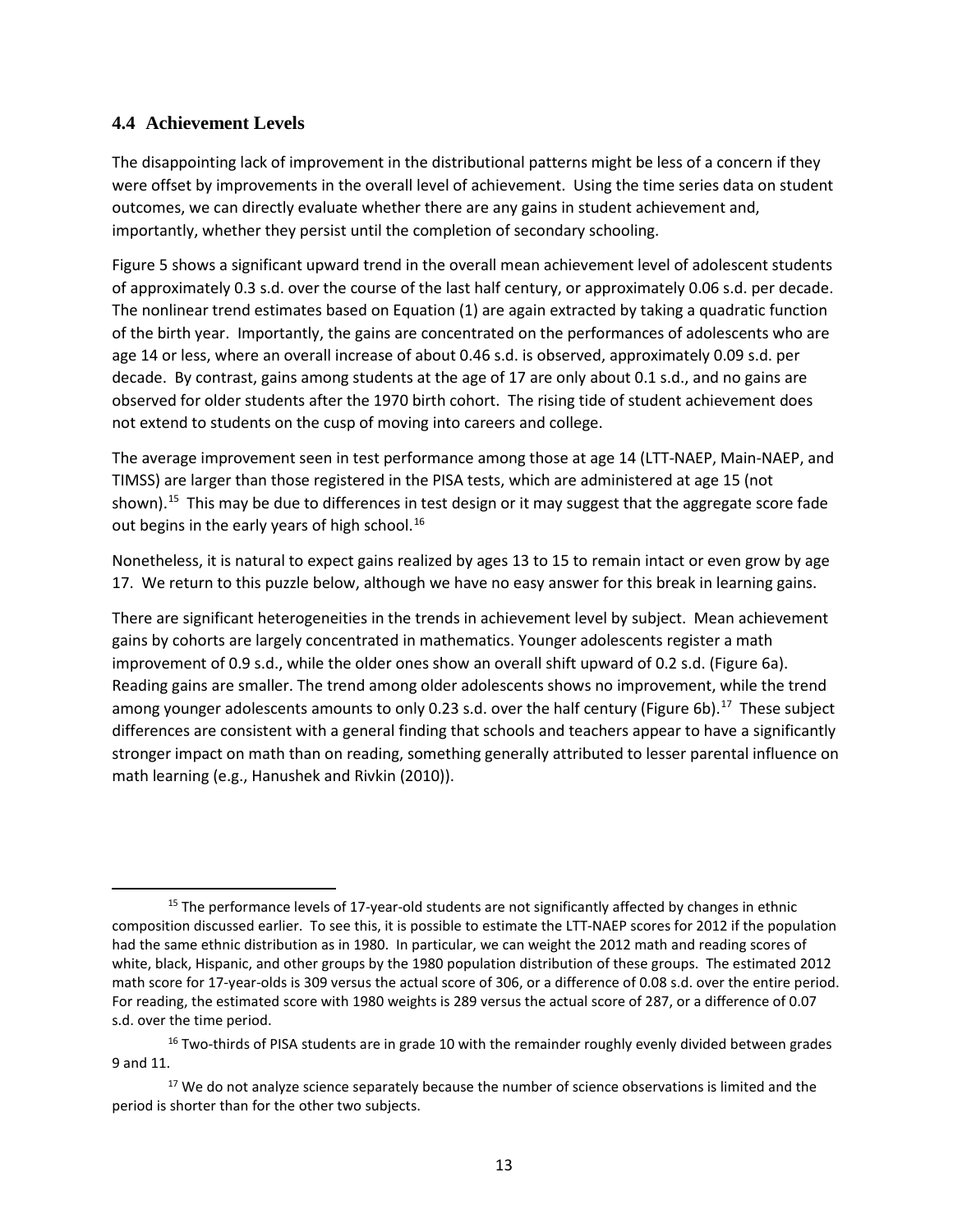### 4.4 Achievement Levels

The disappointing lack of improvement in the distributional patterns might be less of a concern if they were offset by improvements in the overall level of achievement. Using the time series data on student outcomes, we can directly evaluate whether there are any gains in student achievement and, importantly, whether they persist until the completion of secondary schooling.

Figure 5 shows a significant upward trend in the overall mean achievement level of adolescent students of approximately 0.3 s.d. over the course of the last half century, or approximately 0.06 s.d. per decade. The nonlinear trend estimates based on Equation (1) are again extracted by taking a quadratic function of the birth year. Importantly, the gains are concentrated on the performances of adolescents who are age 14 or less, where an overall increase of about 0.46 s.d. is observed, approximately 0.09 s.d. per decade. By contrast, gains among students at the age of 17 are only about 0.1 s.d., and no gains are observed for older students after the 1970 birth cohort. The rising tide of student achievement does not extend to students on the cusp of moving into careers and college.

The average improvement seen in test performance among those at age 14 (LTT-NAEP, Main-NAEP, and TIMSS) are larger than those registered in the PISA tests, which are administered at age 15 (not shown).[15] This may be due to differences in test design or it may suggest that the aggregate score fade out begins in the early years of high school.[16]

Nonetheless, it is natural to expect gains realized by ages 13 to 15 to remain intact or even grow by age 17. We return to this puzzle below, although we have no easy answer for this break in learning gains.

There are significant heterogeneities in the trends in achievement level by subject. Mean achievement gains by cohorts are largely concentrated in mathematics. Younger adolescents register a math improvement of 0.9 s.d., while the older ones show an overall shift upward of 0.2 s.d. (Figure 6a). Reading gains are smaller. The trend among older adolescents shows no improvement, while the trend among younger adolescents amounts to only 0.23 s.d. over the half century (Figure 6b).[17] These subject differences are consistent with a general finding that schools and teachers appear to have a significantly stronger impact on math than on reading, something generally attributed to lesser parental influence on math learning (e.g., Hanushek and Rivkin (2010)).

---

[15] The performance levels of 17-year-old students are not significantly affected by changes in ethnic composition discussed earlier. To see this, it is possible to estimate the LTT-NAEP scores for 2012 if the population had the same ethnic distribution as in 1980. In particular, we can weight the 2012 math and reading scores of white, black, Hispanic, and other groups by the 1980 population distribution of these groups. The estimated 2012 math score for 17-year-olds is 309 versus the actual score of 306, or a difference of 0.08 s.d. over the entire period. For reading, the estimated score with 1980 weights is 289 versus the actual score of 287, or a difference of 0.07 s.d. over the time period.

[16] Two-thirds of PISA students are in grade 10 with the remainder roughly evenly divided between grades 9 and 11.

[17] We do not analyze science separately because the number of science observations is limited and the period is shorter than for the other two subjects.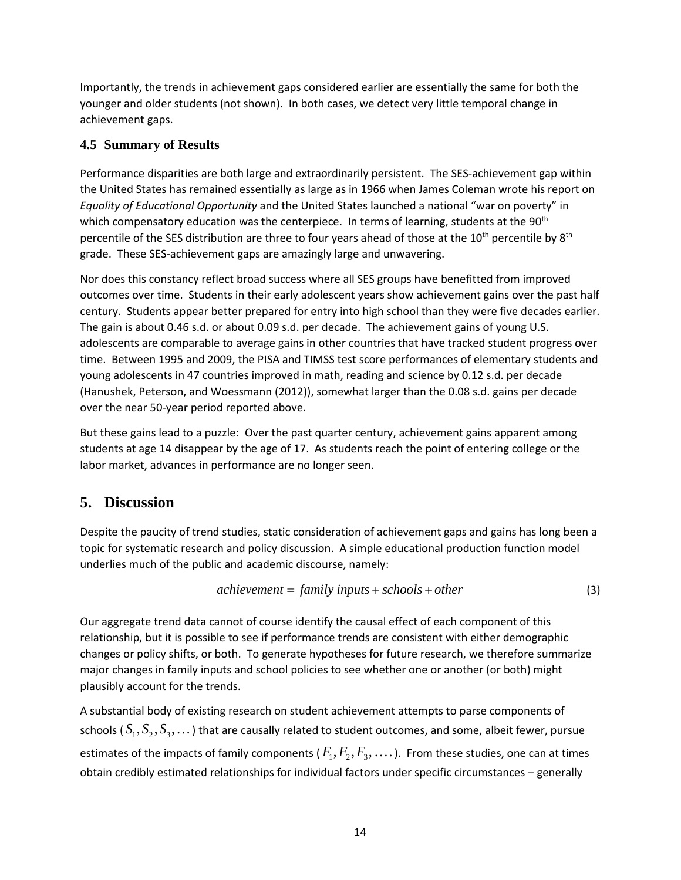Importantly, the trends in achievement gaps considered earlier are essentially the same for both the younger and older students (not shown). In both cases, we detect very little temporal change in achievement gaps.

### 4.5 Summary of Results

Performance disparities are both large and extraordinarily persistent. The SES-achievement gap within the United States has remained essentially as large as in 1966 when James Coleman wrote his report on *Equality of Educational Opportunity* and the United States launched a national "war on poverty" in which compensatory education was the centerpiece. In terms of learning, students at the 90th percentile of the SES distribution are three to four years ahead of those at the 10th percentile by 8th grade. These SES-achievement gaps are amazingly large and unwavering.

Nor does this constancy reflect broad success where all SES groups have benefitted from improved outcomes over time. Students in their early adolescent years show achievement gains over the past half century. Students appear better prepared for entry into high school than they were five decades earlier. The gain is about 0.46 s.d. or about 0.09 s.d. per decade. The achievement gains of young U.S. adolescents are comparable to average gains in other countries that have tracked student progress over time. Between 1995 and 2009, the PISA and TIMSS test score performances of elementary students and young adolescents in 47 countries improved in math, reading and science by 0.12 s.d. per decade (Hanushek, Peterson, and Woessmann (2012)), somewhat larger than the 0.08 s.d. gains per decade over the near 50-year period reported above.

But these gains lead to a puzzle: Over the past quarter century, achievement gains apparent among students at age 14 disappear by the age of 17. As students reach the point of entering college or the labor market, advances in performance are no longer seen.

## 5. Discussion

Despite the paucity of trend studies, static consideration of achievement gaps and gains has long been a topic for systematic research and policy discussion. A simple educational production function model underlies much of the public and academic discourse, namely:

$$achievement = family\ inputs + schools + other \tag{3}$$

Our aggregate trend data cannot of course identify the causal effect of each component of this relationship, but it is possible to see if performance trends are consistent with either demographic changes or policy shifts, or both. To generate hypotheses for future research, we therefore summarize major changes in family inputs and school policies to see whether one or another (or both) might plausibly account for the trends.

A substantial body of existing research on student achievement attempts to parse components of schools ($S_1, S_2, S_3, \ldots$) that are causally related to student outcomes, and some, albeit fewer, pursue estimates of the impacts of family components ($F_1, F_2, F_3, \ldots$). From these studies, one can at times obtain credibly estimated relationships for individual factors under specific circumstances – generally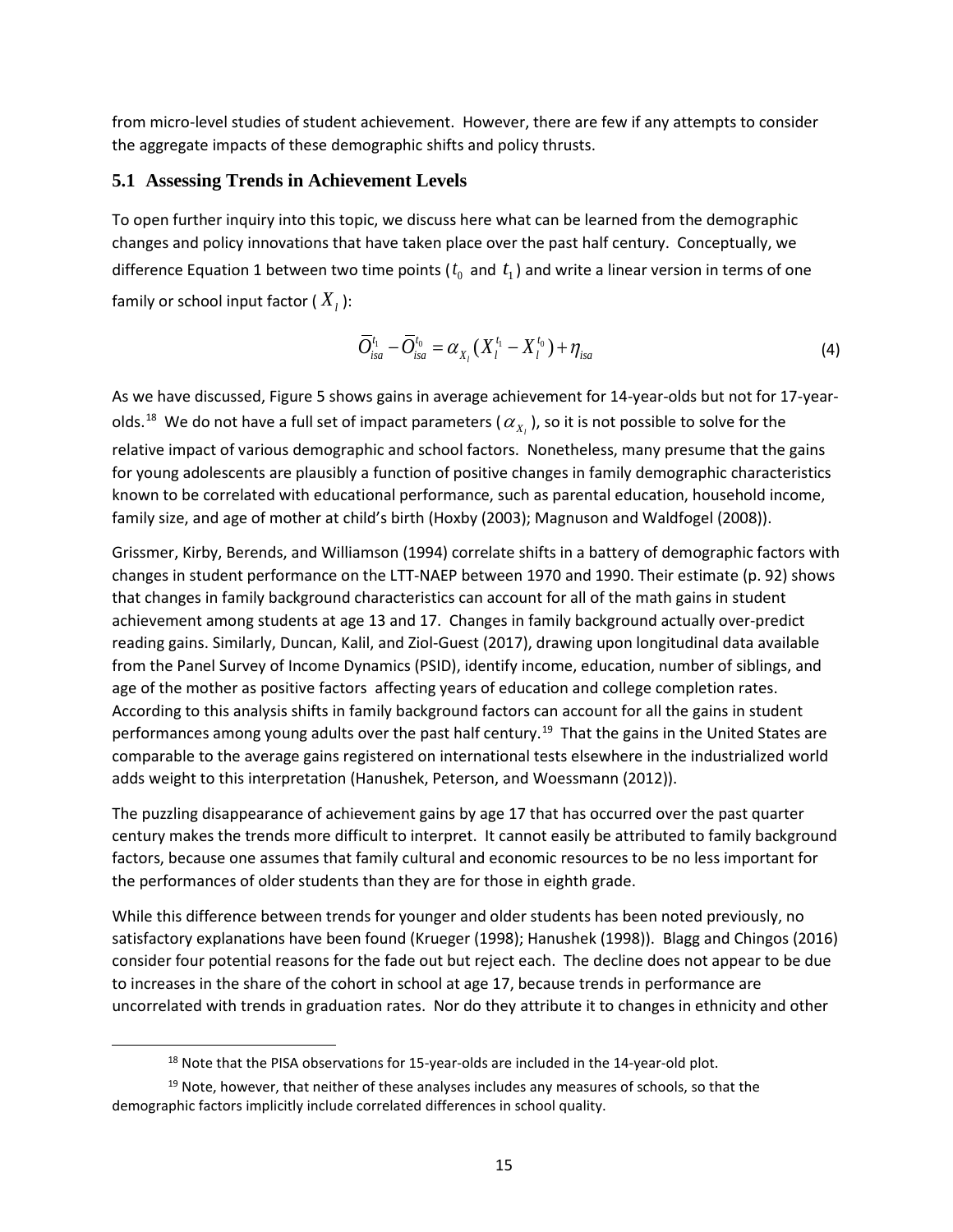from micro-level studies of student achievement. However, there are few if any attempts to consider the aggregate impacts of these demographic shifts and policy thrusts.

## 5.1 Assessing Trends in Achievement Levels

To open further inquiry into this topic, we discuss here what can be learned from the demographic changes and policy innovations that have taken place over the past half century. Conceptually, we difference Equation 1 between two time points ($t_0$ and $t_1$) and write a linear version in terms of one family or school input factor ($X_l$):

$$\bar{O}_{isa}^{t_1} - \bar{O}_{isa}^{t_0} = \alpha_{X_l}(X_l^{t_1} - X_l^{t_0}) + \eta_{isa} \tag{4}$$

As we have discussed, Figure 5 shows gains in average achievement for 14-year-olds but not for 17-year-olds.[18] We do not have a full set of impact parameters ($\alpha_{X_l}$), so it is not possible to solve for the relative impact of various demographic and school factors. Nonetheless, many presume that the gains for young adolescents are plausibly a function of positive changes in family demographic characteristics known to be correlated with educational performance, such as parental education, household income, family size, and age of mother at child's birth (Hoxby (2003); Magnuson and Waldfogel (2008)).

Grissmer, Kirby, Berends, and Williamson (1994) correlate shifts in a battery of demographic factors with changes in student performance on the LTT-NAEP between 1970 and 1990. Their estimate (p. 92) shows that changes in family background characteristics can account for all of the math gains in student achievement among students at age 13 and 17. Changes in family background actually over-predict reading gains. Similarly, Duncan, Kalil, and Ziol-Guest (2017), drawing upon longitudinal data available from the Panel Survey of Income Dynamics (PSID), identify income, education, number of siblings, and age of the mother as positive factors affecting years of education and college completion rates. According to this analysis shifts in family background factors can account for all the gains in student performances among young adults over the past half century.[19] That the gains in the United States are comparable to the average gains registered on international tests elsewhere in the industrialized world adds weight to this interpretation (Hanushek, Peterson, and Woessmann (2012)).

The puzzling disappearance of achievement gains by age 17 that has occurred over the past quarter century makes the trends more difficult to interpret. It cannot easily be attributed to family background factors, because one assumes that family cultural and economic resources to be no less important for the performances of older students than they are for those in eighth grade.

While this difference between trends for younger and older students has been noted previously, no satisfactory explanations have been found (Krueger (1998); Hanushek (1998)). Blagg and Chingos (2016) consider four potential reasons for the fade out but reject each. The decline does not appear to be due to increases in the share of the cohort in school at age 17, because trends in performance are uncorrelated with trends in graduation rates. Nor do they attribute it to changes in ethnicity and other

---

[18] Note that the PISA observations for 15-year-olds are included in the 14-year-old plot.

[19] Note, however, that neither of these analyses includes any measures of schools, so that the demographic factors implicitly include correlated differences in school quality.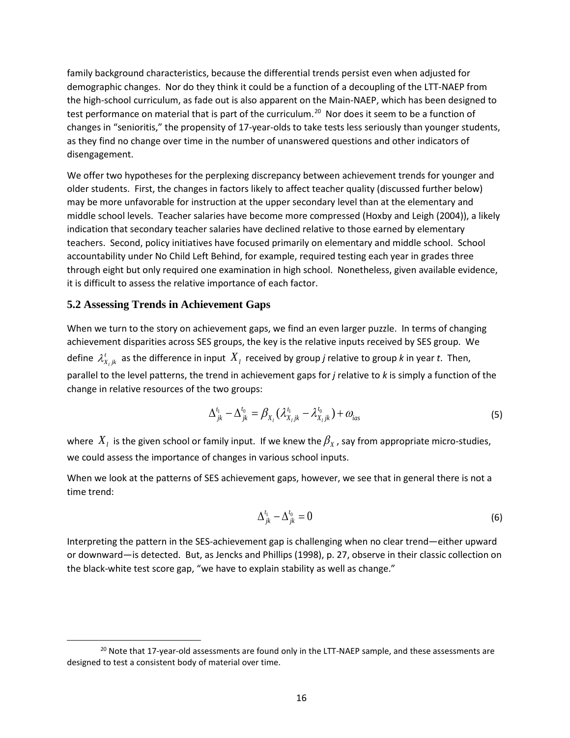family background characteristics, because the differential trends persist even when adjusted for demographic changes. Nor do they think it could be a function of a decoupling of the LTT-NAEP from the high-school curriculum, as fade out is also apparent on the Main-NAEP, which has been designed to test performance on material that is part of the curriculum.[20] Nor does it seem to be a function of changes in "senioritis," the propensity of 17-year-olds to take tests less seriously than younger students, as they find no change over time in the number of unanswered questions and other indicators of disengagement.

We offer two hypotheses for the perplexing discrepancy between achievement trends for younger and older students. First, the changes in factors likely to affect teacher quality (discussed further below) may be more unfavorable for instruction at the upper secondary level than at the elementary and middle school levels. Teacher salaries have become more compressed (Hoxby and Leigh (2004)), a likely indication that secondary teacher salaries have declined relative to those earned by elementary teachers. Second, policy initiatives have focused primarily on elementary and middle school. School accountability under No Child Left Behind, for example, required testing each year in grades three through eight but only required one examination in high school. Nonetheless, given available evidence, it is difficult to assess the relative importance of each factor.

### 5.2 Assessing Trends in Achievement Gaps

When we turn to the story on achievement gaps, we find an even larger puzzle. In terms of changing achievement disparities across SES groups, the key is the relative inputs received by SES group. We define $\lambda^{t}_{X_l jk}$ as the difference in input $X_l$ received by group *j* relative to group *k* in year *t*. Then, parallel to the level patterns, the trend in achievement gaps for *j* relative to *k* is simply a function of the change in relative resources of the two groups:

$$\Delta^{t_1}_{jk} - \Delta^{t_0}_{jk} = \beta_{X_l}(\lambda^{t_1}_{X_l jk} - \lambda^{t_0}_{X_l jk}) + \omega_{ias} \tag{5}$$

where $X_l$ is the given school or family input. If we knew the $\beta_X$, say from appropriate micro-studies, we could assess the importance of changes in various school inputs.

When we look at the patterns of SES achievement gaps, however, we see that in general there is not a time trend:

$$\Delta^{t_1}_{jk} - \Delta^{t_0}_{jk} = 0 \tag{6}$$

Interpreting the pattern in the SES-achievement gap is challenging when no clear trend—either upward or downward—is detected. But, as Jencks and Phillips (1998), p. 27, observe in their classic collection on the black-white test score gap, "we have to explain stability as well as change."

---

[20] Note that 17-year-old assessments are found only in the LTT-NAEP sample, and these assessments are designed to test a consistent body of material over time.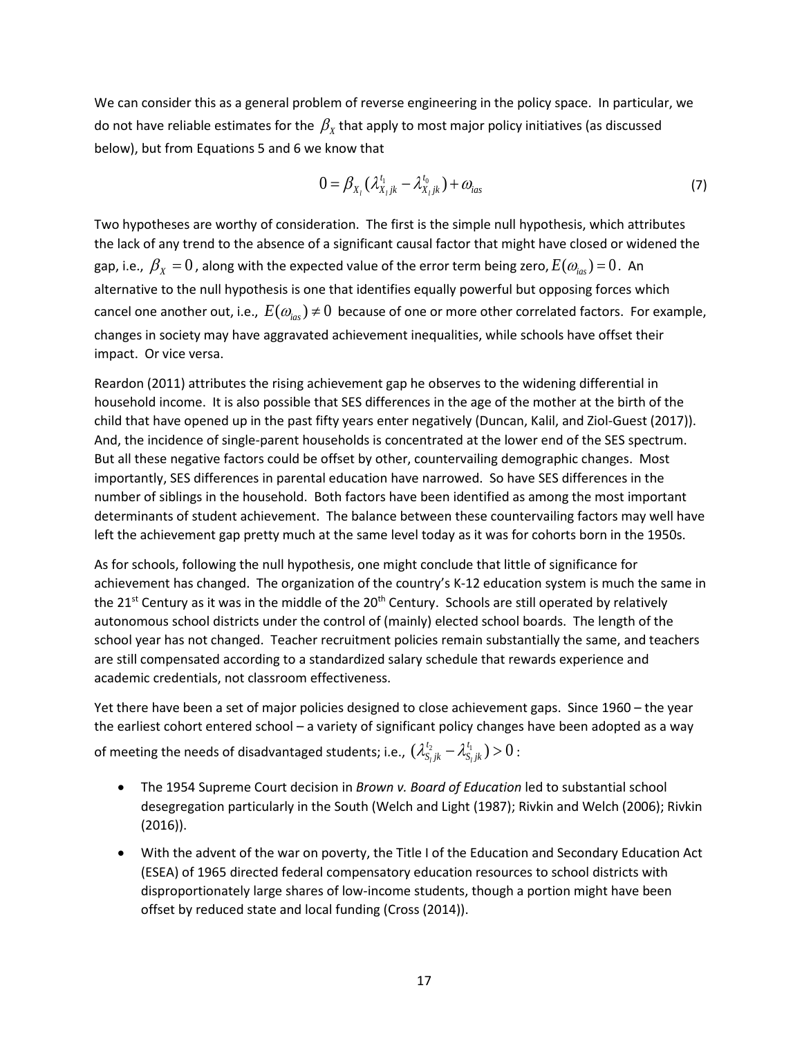We can consider this as a general problem of reverse engineering in the policy space. In particular, we do not have reliable estimates for the $\beta_X$ that apply to most major policy initiatives (as discussed below), but from Equations 5 and 6 we know that

$$0 = \beta_{X_l}(\lambda_{X_l jk}^{t_1} - \lambda_{X_l jk}^{t_0}) + \omega_{ias} \tag{7}$$

Two hypotheses are worthy of consideration. The first is the simple null hypothesis, which attributes the lack of any trend to the absence of a significant causal factor that might have closed or widened the gap, i.e., $\beta_X = 0$, along with the expected value of the error term being zero, $E(\omega_{ias}) = 0$. An alternative to the null hypothesis is one that identifies equally powerful but opposing forces which cancel one another out, i.e., $E(\omega_{ias}) \neq 0$ because of one or more other correlated factors. For example, changes in society may have aggravated achievement inequalities, while schools have offset their impact. Or vice versa.

Reardon (2011) attributes the rising achievement gap he observes to the widening differential in household income. It is also possible that SES differences in the age of the mother at the birth of the child that have opened up in the past fifty years enter negatively (Duncan, Kalil, and Ziol-Guest (2017)). And, the incidence of single-parent households is concentrated at the lower end of the SES spectrum. But all these negative factors could be offset by other, countervailing demographic changes. Most importantly, SES differences in parental education have narrowed. So have SES differences in the number of siblings in the household. Both factors have been identified as among the most important determinants of student achievement. The balance between these countervailing factors may well have left the achievement gap pretty much at the same level today as it was for cohorts born in the 1950s.

As for schools, following the null hypothesis, one might conclude that little of significance for achievement has changed. The organization of the country's K-12 education system is much the same in the 21st Century as it was in the middle of the 20th Century. Schools are still operated by relatively autonomous school districts under the control of (mainly) elected school boards. The length of the school year has not changed. Teacher recruitment policies remain substantially the same, and teachers are still compensated according to a standardized salary schedule that rewards experience and academic credentials, not classroom effectiveness.

Yet there have been a set of major policies designed to close achievement gaps. Since 1960 – the year the earliest cohort entered school – a variety of significant policy changes have been adopted as a way of meeting the needs of disadvantaged students; i.e., $(\lambda_{S_l jk}^{t_2} - \lambda_{S_l jk}^{t_1}) > 0$:

- The 1954 Supreme Court decision in *Brown v. Board of Education* led to substantial school desegregation particularly in the South (Welch and Light (1987); Rivkin and Welch (2006); Rivkin (2016)).
- With the advent of the war on poverty, the Title I of the Education and Secondary Education Act (ESEA) of 1965 directed federal compensatory education resources to school districts with disproportionately large shares of low-income students, though a portion might have been offset by reduced state and local funding (Cross (2014)).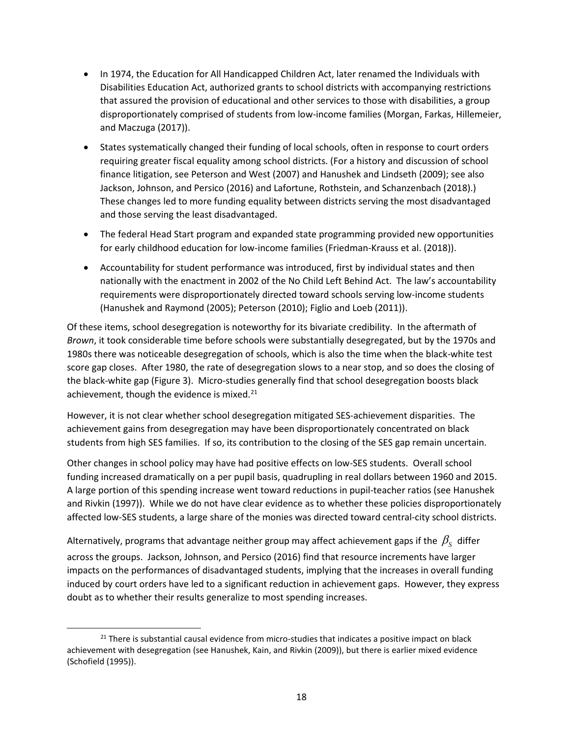- In 1974, the Education for All Handicapped Children Act, later renamed the Individuals with Disabilities Education Act, authorized grants to school districts with accompanying restrictions that assured the provision of educational and other services to those with disabilities, a group disproportionately comprised of students from low-income families (Morgan, Farkas, Hillemeier, and Maczuga (2017)).
- States systematically changed their funding of local schools, often in response to court orders requiring greater fiscal equality among school districts. (For a history and discussion of school finance litigation, see Peterson and West (2007) and Hanushek and Lindseth (2009); see also Jackson, Johnson, and Persico (2016) and Lafortune, Rothstein, and Schanzenbach (2018).) These changes led to more funding equality between districts serving the most disadvantaged and those serving the least disadvantaged.
- The federal Head Start program and expanded state programming provided new opportunities for early childhood education for low-income families (Friedman-Krauss et al. (2018)).
- Accountability for student performance was introduced, first by individual states and then nationally with the enactment in 2002 of the No Child Left Behind Act. The law's accountability requirements were disproportionately directed toward schools serving low-income students (Hanushek and Raymond (2005); Peterson (2010); Figlio and Loeb (2011)).

Of these items, school desegregation is noteworthy for its bivariate credibility. In the aftermath of *Brown*, it took considerable time before schools were substantially desegregated, but by the 1970s and 1980s there was noticeable desegregation of schools, which is also the time when the black-white test score gap closes. After 1980, the rate of desegregation slows to a near stop, and so does the closing of the black-white gap (Figure 3). Micro-studies generally find that school desegregation boosts black achievement, though the evidence is mixed.[21]

However, it is not clear whether school desegregation mitigated SES-achievement disparities. The achievement gains from desegregation may have been disproportionately concentrated on black students from high SES families. If so, its contribution to the closing of the SES gap remain uncertain.

Other changes in school policy may have had positive effects on low-SES students. Overall school funding increased dramatically on a per pupil basis, quadrupling in real dollars between 1960 and 2015. A large portion of this spending increase went toward reductions in pupil-teacher ratios (see Hanushek and Rivkin (1997)). While we do not have clear evidence as to whether these policies disproportionately affected low-SES students, a large share of the monies was directed toward central-city school districts.

Alternatively, programs that advantage neither group may affect achievement gaps if the $\beta_S$ differ across the groups. Jackson, Johnson, and Persico (2016) find that resource increments have larger impacts on the performances of disadvantaged students, implying that the increases in overall funding induced by court orders have led to a significant reduction in achievement gaps. However, they express doubt as to whether their results generalize to most spending increases.

[21] There is substantial causal evidence from micro-studies that indicates a positive impact on black achievement with desegregation (see Hanushek, Kain, and Rivkin (2009)), but there is earlier mixed evidence (Schofield (1995)).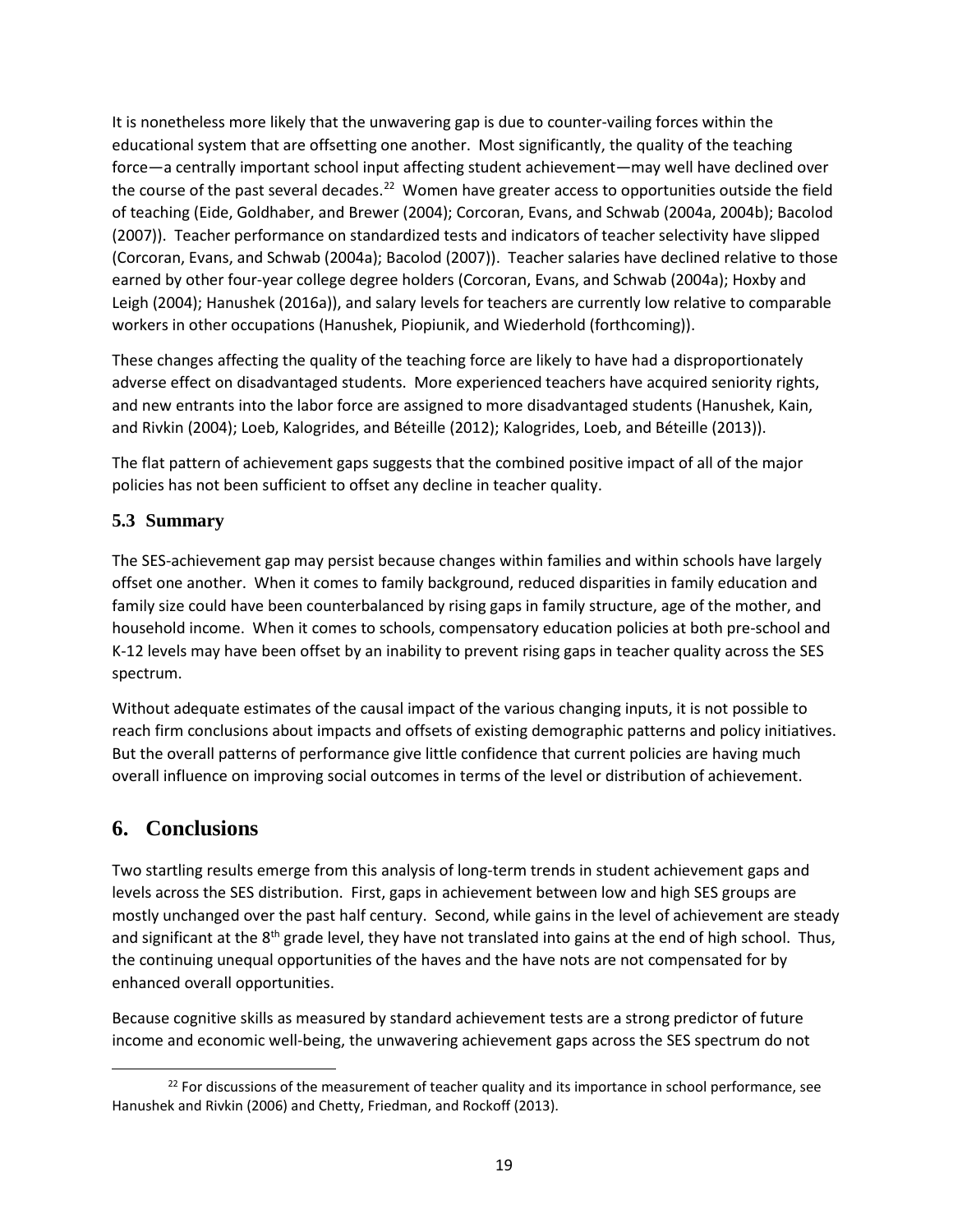It is nonetheless more likely that the unwavering gap is due to counter-vailing forces within the educational system that are offsetting one another. Most significantly, the quality of the teaching force—a centrally important school input affecting student achievement—may well have declined over the course of the past several decades.[22] Women have greater access to opportunities outside the field of teaching (Eide, Goldhaber, and Brewer (2004); Corcoran, Evans, and Schwab (2004a, 2004b); Bacolod (2007)). Teacher performance on standardized tests and indicators of teacher selectivity have slipped (Corcoran, Evans, and Schwab (2004a); Bacolod (2007)). Teacher salaries have declined relative to those earned by other four-year college degree holders (Corcoran, Evans, and Schwab (2004a); Hoxby and Leigh (2004); Hanushek (2016a)), and salary levels for teachers are currently low relative to comparable workers in other occupations (Hanushek, Piopiunik, and Wiederhold (forthcoming)).

These changes affecting the quality of the teaching force are likely to have had a disproportionately adverse effect on disadvantaged students. More experienced teachers have acquired seniority rights, and new entrants into the labor force are assigned to more disadvantaged students (Hanushek, Kain, and Rivkin (2004); Loeb, Kalogrides, and Béteille (2012); Kalogrides, Loeb, and Béteille (2013)).

The flat pattern of achievement gaps suggests that the combined positive impact of all of the major policies has not been sufficient to offset any decline in teacher quality.

### 5.3 Summary

The SES-achievement gap may persist because changes within families and within schools have largely offset one another. When it comes to family background, reduced disparities in family education and family size could have been counterbalanced by rising gaps in family structure, age of the mother, and household income. When it comes to schools, compensatory education policies at both pre-school and K-12 levels may have been offset by an inability to prevent rising gaps in teacher quality across the SES spectrum.

Without adequate estimates of the causal impact of the various changing inputs, it is not possible to reach firm conclusions about impacts and offsets of existing demographic patterns and policy initiatives. But the overall patterns of performance give little confidence that current policies are having much overall influence on improving social outcomes in terms of the level or distribution of achievement.

## 6. Conclusions

Two startling results emerge from this analysis of long-term trends in student achievement gaps and levels across the SES distribution. First, gaps in achievement between low and high SES groups are mostly unchanged over the past half century. Second, while gains in the level of achievement are steady and significant at the 8th grade level, they have not translated into gains at the end of high school. Thus, the continuing unequal opportunities of the haves and the have nots are not compensated for by enhanced overall opportunities.

Because cognitive skills as measured by standard achievement tests are a strong predictor of future income and economic well-being, the unwavering achievement gaps across the SES spectrum do not

[22] For discussions of the measurement of teacher quality and its importance in school performance, see Hanushek and Rivkin (2006) and Chetty, Friedman, and Rockoff (2013).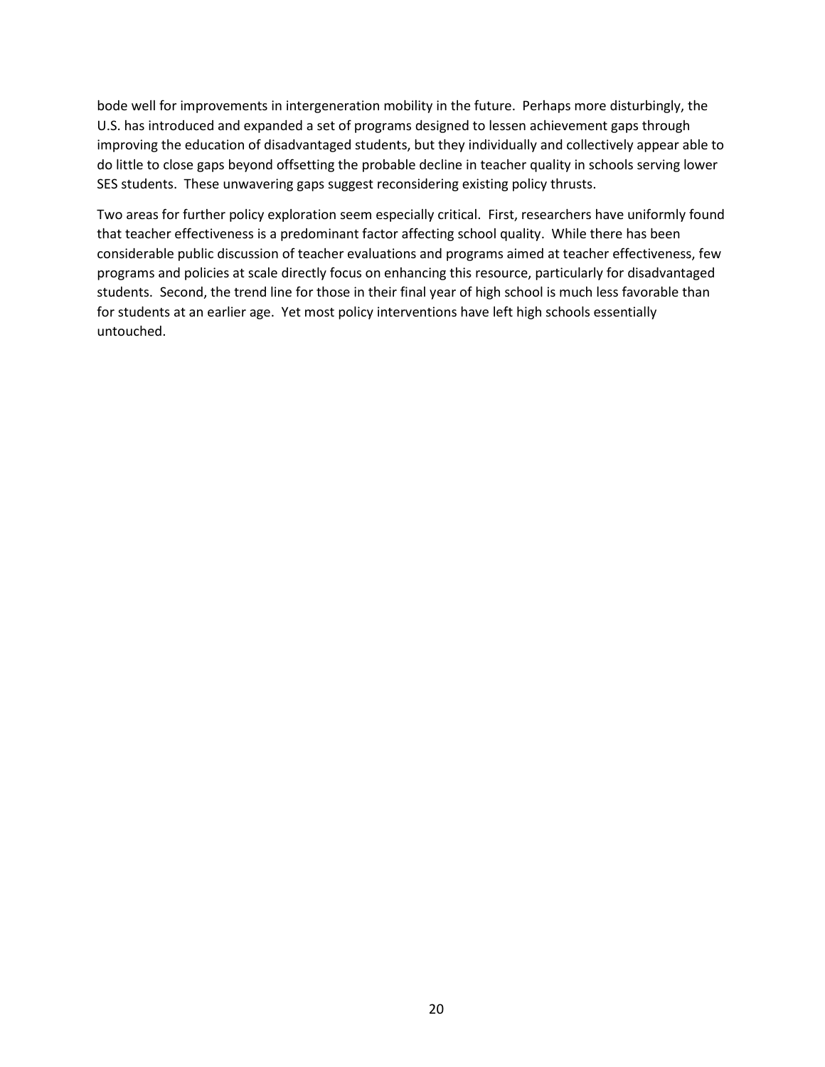bode well for improvements in intergeneration mobility in the future. Perhaps more disturbingly, the U.S. has introduced and expanded a set of programs designed to lessen achievement gaps through improving the education of disadvantaged students, but they individually and collectively appear able to do little to close gaps beyond offsetting the probable decline in teacher quality in schools serving lower SES students. These unwavering gaps suggest reconsidering existing policy thrusts.

Two areas for further policy exploration seem especially critical. First, researchers have uniformly found that teacher effectiveness is a predominant factor affecting school quality. While there has been considerable public discussion of teacher evaluations and programs aimed at teacher effectiveness, few programs and policies at scale directly focus on enhancing this resource, particularly for disadvantaged students. Second, the trend line for those in their final year of high school is much less favorable than for students at an earlier age. Yet most policy interventions have left high schools essentially untouched.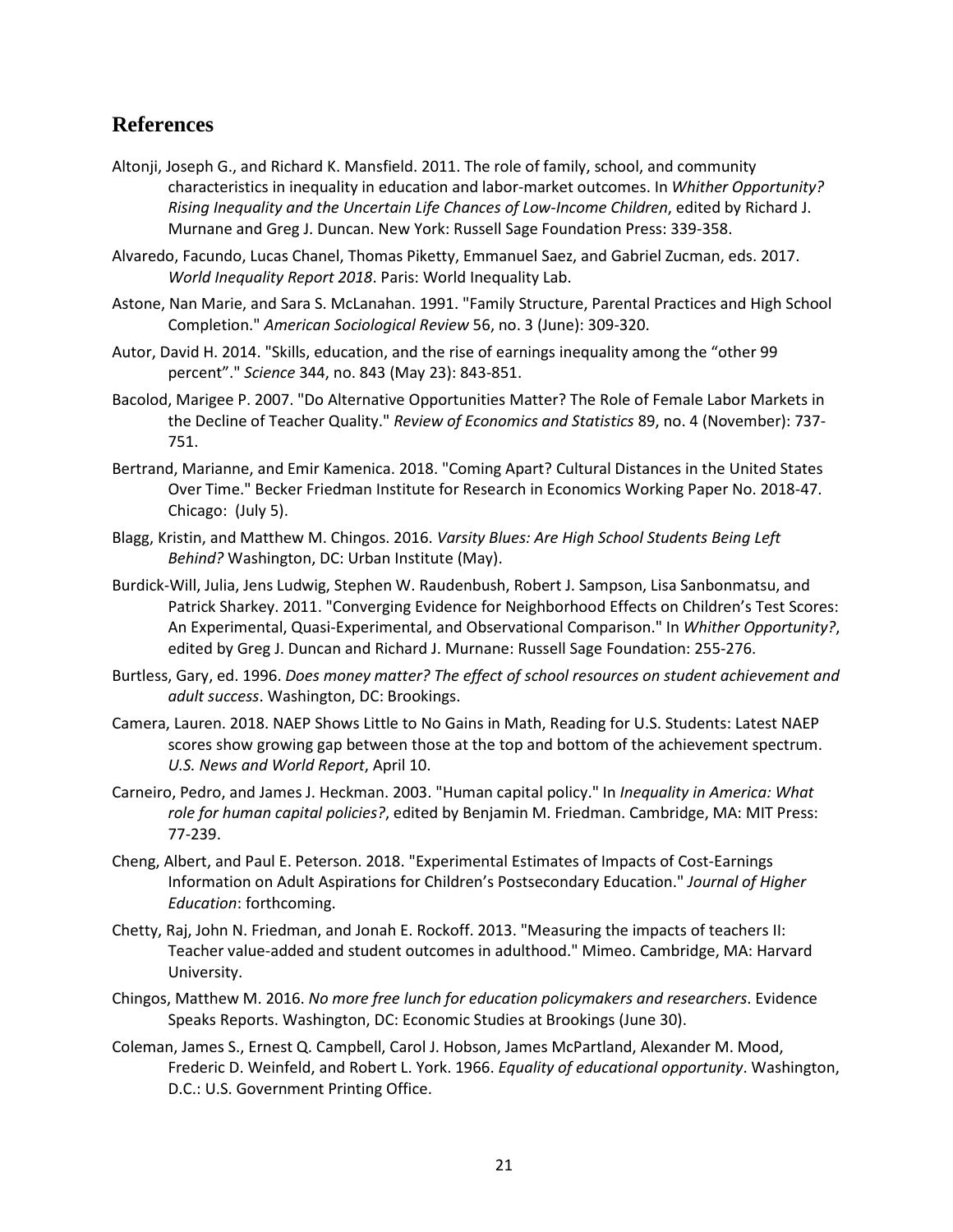## References

Altonji, Joseph G., and Richard K. Mansfield. 2011. The role of family, school, and community characteristics in inequality in education and labor-market outcomes. In *Whither Opportunity? Rising Inequality and the Uncertain Life Chances of Low-Income Children*, edited by Richard J. Murnane and Greg J. Duncan. New York: Russell Sage Foundation Press: 339-358.

Alvaredo, Facundo, Lucas Chanel, Thomas Piketty, Emmanuel Saez, and Gabriel Zucman, eds. 2017. *World Inequality Report 2018*. Paris: World Inequality Lab.

Astone, Nan Marie, and Sara S. McLanahan. 1991. "Family Structure, Parental Practices and High School Completion." *American Sociological Review* 56, no. 3 (June): 309-320.

Autor, David H. 2014. "Skills, education, and the rise of earnings inequality among the "other 99 percent"." *Science* 344, no. 843 (May 23): 843-851.

Bacolod, Marigee P. 2007. "Do Alternative Opportunities Matter? The Role of Female Labor Markets in the Decline of Teacher Quality." *Review of Economics and Statistics* 89, no. 4 (November): 737-751.

Bertrand, Marianne, and Emir Kamenica. 2018. "Coming Apart? Cultural Distances in the United States Over Time." Becker Friedman Institute for Research in Economics Working Paper No. 2018-47. Chicago: (July 5).

Blagg, Kristin, and Matthew M. Chingos. 2016. *Varsity Blues: Are High School Students Being Left Behind?* Washington, DC: Urban Institute (May).

Burdick-Will, Julia, Jens Ludwig, Stephen W. Raudenbush, Robert J. Sampson, Lisa Sanbonmatsu, and Patrick Sharkey. 2011. "Converging Evidence for Neighborhood Effects on Children's Test Scores: An Experimental, Quasi-Experimental, and Observational Comparison." In *Whither Opportunity?*, edited by Greg J. Duncan and Richard J. Murnane: Russell Sage Foundation: 255-276.

Burtless, Gary, ed. 1996. *Does money matter? The effect of school resources on student achievement and adult success*. Washington, DC: Brookings.

Camera, Lauren. 2018. NAEP Shows Little to No Gains in Math, Reading for U.S. Students: Latest NAEP scores show growing gap between those at the top and bottom of the achievement spectrum. *U.S. News and World Report*, April 10.

Carneiro, Pedro, and James J. Heckman. 2003. "Human capital policy." In *Inequality in America: What role for human capital policies?*, edited by Benjamin M. Friedman. Cambridge, MA: MIT Press: 77-239.

Cheng, Albert, and Paul E. Peterson. 2018. "Experimental Estimates of Impacts of Cost-Earnings Information on Adult Aspirations for Children's Postsecondary Education." *Journal of Higher Education*: forthcoming.

Chetty, Raj, John N. Friedman, and Jonah E. Rockoff. 2013. "Measuring the impacts of teachers II: Teacher value-added and student outcomes in adulthood." Mimeo. Cambridge, MA: Harvard University.

Chingos, Matthew M. 2016. *No more free lunch for education policymakers and researchers*. Evidence Speaks Reports. Washington, DC: Economic Studies at Brookings (June 30).

Coleman, James S., Ernest Q. Campbell, Carol J. Hobson, James McPartland, Alexander M. Mood, Frederic D. Weinfeld, and Robert L. York. 1966. *Equality of educational opportunity*. Washington, D.C.: U.S. Government Printing Office.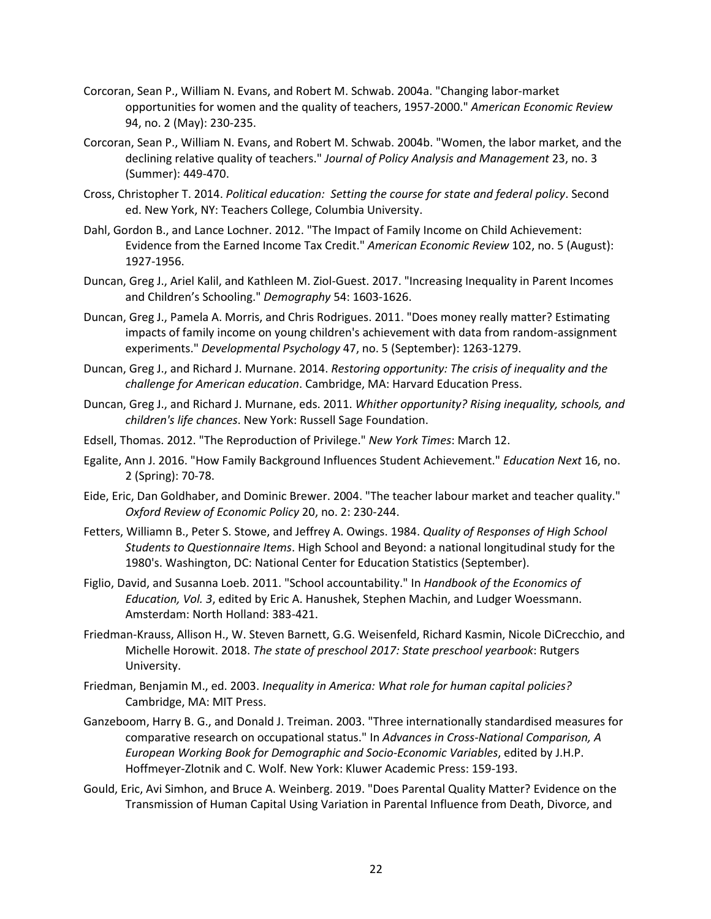Corcoran, Sean P., William N. Evans, and Robert M. Schwab. 2004a. "Changing labor-market opportunities for women and the quality of teachers, 1957-2000." *American Economic Review* 94, no. 2 (May): 230-235.

Corcoran, Sean P., William N. Evans, and Robert M. Schwab. 2004b. "Women, the labor market, and the declining relative quality of teachers." *Journal of Policy Analysis and Management* 23, no. 3 (Summer): 449-470.

Cross, Christopher T. 2014. *Political education: Setting the course for state and federal policy*. Second ed. New York, NY: Teachers College, Columbia University.

Dahl, Gordon B., and Lance Lochner. 2012. "The Impact of Family Income on Child Achievement: Evidence from the Earned Income Tax Credit." *American Economic Review* 102, no. 5 (August): 1927-1956.

Duncan, Greg J., Ariel Kalil, and Kathleen M. Ziol-Guest. 2017. "Increasing Inequality in Parent Incomes and Children's Schooling." *Demography* 54: 1603-1626.

Duncan, Greg J., Pamela A. Morris, and Chris Rodrigues. 2011. "Does money really matter? Estimating impacts of family income on young children's achievement with data from random-assignment experiments." *Developmental Psychology* 47, no. 5 (September): 1263-1279.

Duncan, Greg J., and Richard J. Murnane. 2014. *Restoring opportunity: The crisis of inequality and the challenge for American education*. Cambridge, MA: Harvard Education Press.

Duncan, Greg J., and Richard J. Murnane, eds. 2011. *Whither opportunity? Rising inequality, schools, and children's life chances*. New York: Russell Sage Foundation.

Edsell, Thomas. 2012. "The Reproduction of Privilege." *New York Times*: March 12.

Egalite, Ann J. 2016. "How Family Background Influences Student Achievement." *Education Next* 16, no. 2 (Spring): 70-78.

Eide, Eric, Dan Goldhaber, and Dominic Brewer. 2004. "The teacher labour market and teacher quality." *Oxford Review of Economic Policy* 20, no. 2: 230-244.

Fetters, Williamn B., Peter S. Stowe, and Jeffrey A. Owings. 1984. *Quality of Responses of High School Students to Questionnaire Items*. High School and Beyond: a national longitudinal study for the 1980's. Washington, DC: National Center for Education Statistics (September).

Figlio, David, and Susanna Loeb. 2011. "School accountability." In *Handbook of the Economics of Education, Vol. 3*, edited by Eric A. Hanushek, Stephen Machin, and Ludger Woessmann. Amsterdam: North Holland: 383-421.

Friedman-Krauss, Allison H., W. Steven Barnett, G.G. Weisenfeld, Richard Kasmin, Nicole DiCrecchio, and Michelle Horowit. 2018. *The state of preschool 2017: State preschool yearbook*: Rutgers University.

Friedman, Benjamin M., ed. 2003. *Inequality in America: What role for human capital policies?* Cambridge, MA: MIT Press.

Ganzeboom, Harry B. G., and Donald J. Treiman. 2003. "Three internationally standardised measures for comparative research on occupational status." In *Advances in Cross-National Comparison, A European Working Book for Demographic and Socio-Economic Variables*, edited by J.H.P. Hoffmeyer-Zlotnik and C. Wolf. New York: Kluwer Academic Press: 159-193.

Gould, Eric, Avi Simhon, and Bruce A. Weinberg. 2019. "Does Parental Quality Matter? Evidence on the Transmission of Human Capital Using Variation in Parental Influence from Death, Divorce, and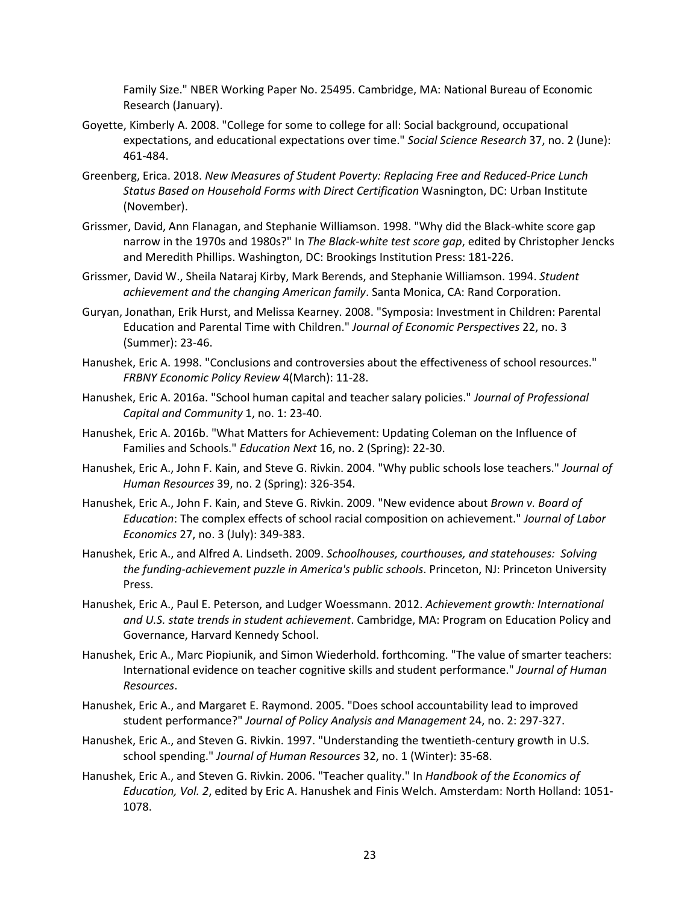Family Size." NBER Working Paper No. 25495. Cambridge, MA: National Bureau of Economic Research (January).

Goyette, Kimberly A. 2008. "College for some to college for all: Social background, occupational expectations, and educational expectations over time." *Social Science Research* 37, no. 2 (June): 461-484.

Greenberg, Erica. 2018. *New Measures of Student Poverty: Replacing Free and Reduced-Price Lunch Status Based on Household Forms with Direct Certification* Wasnington, DC: Urban Institute (November).

Grissmer, David, Ann Flanagan, and Stephanie Williamson. 1998. "Why did the Black-white score gap narrow in the 1970s and 1980s?" In *The Black-white test score gap*, edited by Christopher Jencks and Meredith Phillips. Washington, DC: Brookings Institution Press: 181-226.

Grissmer, David W., Sheila Nataraj Kirby, Mark Berends, and Stephanie Williamson. 1994. *Student achievement and the changing American family*. Santa Monica, CA: Rand Corporation.

Guryan, Jonathan, Erik Hurst, and Melissa Kearney. 2008. "Symposia: Investment in Children: Parental Education and Parental Time with Children." *Journal of Economic Perspectives* 22, no. 3 (Summer): 23-46.

Hanushek, Eric A. 1998. "Conclusions and controversies about the effectiveness of school resources." *FRBNY Economic Policy Review* 4(March): 11-28.

Hanushek, Eric A. 2016a. "School human capital and teacher salary policies." *Journal of Professional Capital and Community* 1, no. 1: 23-40.

Hanushek, Eric A. 2016b. "What Matters for Achievement: Updating Coleman on the Influence of Families and Schools." *Education Next* 16, no. 2 (Spring): 22-30.

Hanushek, Eric A., John F. Kain, and Steve G. Rivkin. 2004. "Why public schools lose teachers." *Journal of Human Resources* 39, no. 2 (Spring): 326-354.

Hanushek, Eric A., John F. Kain, and Steve G. Rivkin. 2009. "New evidence about *Brown v. Board of Education*: The complex effects of school racial composition on achievement." *Journal of Labor Economics* 27, no. 3 (July): 349-383.

Hanushek, Eric A., and Alfred A. Lindseth. 2009. *Schoolhouses, courthouses, and statehouses: Solving the funding-achievement puzzle in America's public schools*. Princeton, NJ: Princeton University Press.

Hanushek, Eric A., Paul E. Peterson, and Ludger Woessmann. 2012. *Achievement growth: International and U.S. state trends in student achievement*. Cambridge, MA: Program on Education Policy and Governance, Harvard Kennedy School.

Hanushek, Eric A., Marc Piopiunik, and Simon Wiederhold. forthcoming. "The value of smarter teachers: International evidence on teacher cognitive skills and student performance." *Journal of Human Resources*.

Hanushek, Eric A., and Margaret E. Raymond. 2005. "Does school accountability lead to improved student performance?" *Journal of Policy Analysis and Management* 24, no. 2: 297-327.

Hanushek, Eric A., and Steven G. Rivkin. 1997. "Understanding the twentieth-century growth in U.S. school spending." *Journal of Human Resources* 32, no. 1 (Winter): 35-68.

Hanushek, Eric A., and Steven G. Rivkin. 2006. "Teacher quality." In *Handbook of the Economics of Education, Vol. 2*, edited by Eric A. Hanushek and Finis Welch. Amsterdam: North Holland: 1051-1078.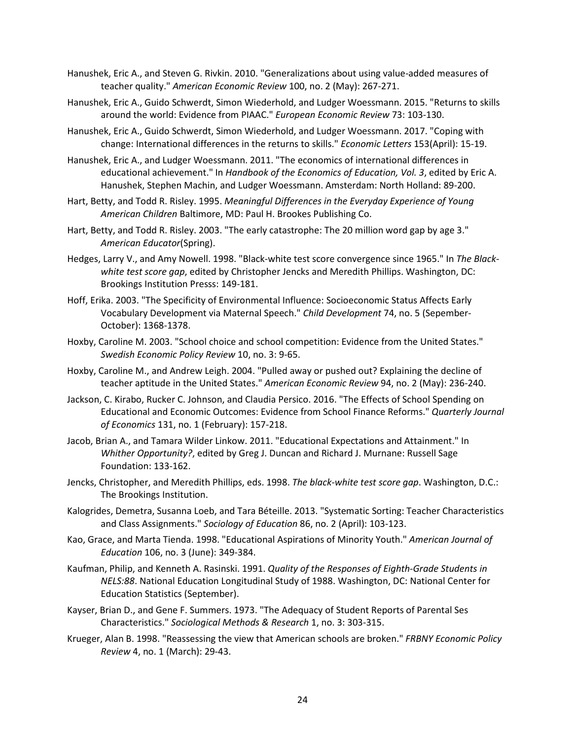Hanushek, Eric A., and Steven G. Rivkin. 2010. "Generalizations about using value-added measures of teacher quality." *American Economic Review* 100, no. 2 (May): 267-271.

Hanushek, Eric A., Guido Schwerdt, Simon Wiederhold, and Ludger Woessmann. 2015. "Returns to skills around the world: Evidence from PIAAC." *European Economic Review* 73: 103-130.

Hanushek, Eric A., Guido Schwerdt, Simon Wiederhold, and Ludger Woessmann. 2017. "Coping with change: International differences in the returns to skills." *Economic Letters* 153(April): 15-19.

Hanushek, Eric A., and Ludger Woessmann. 2011. "The economics of international differences in educational achievement." In *Handbook of the Economics of Education, Vol. 3*, edited by Eric A. Hanushek, Stephen Machin, and Ludger Woessmann. Amsterdam: North Holland: 89-200.

Hart, Betty, and Todd R. Risley. 1995. *Meaningful Differences in the Everyday Experience of Young American Children* Baltimore, MD: Paul H. Brookes Publishing Co.

Hart, Betty, and Todd R. Risley. 2003. "The early catastrophe: The 20 million word gap by age 3." *American Educator*(Spring).

Hedges, Larry V., and Amy Nowell. 1998. "Black-white test score convergence since 1965." In *The Black-white test score gap*, edited by Christopher Jencks and Meredith Phillips. Washington, DC: Brookings Institution Presss: 149-181.

Hoff, Erika. 2003. "The Specificity of Environmental Influence: Socioeconomic Status Affects Early Vocabulary Development via Maternal Speech." *Child Development* 74, no. 5 (Sepember-October): 1368-1378.

Hoxby, Caroline M. 2003. "School choice and school competition: Evidence from the United States." *Swedish Economic Policy Review* 10, no. 3: 9-65.

Hoxby, Caroline M., and Andrew Leigh. 2004. "Pulled away or pushed out? Explaining the decline of teacher aptitude in the United States." *American Economic Review* 94, no. 2 (May): 236-240.

Jackson, C. Kirabo, Rucker C. Johnson, and Claudia Persico. 2016. "The Effects of School Spending on Educational and Economic Outcomes: Evidence from School Finance Reforms." *Quarterly Journal of Economics* 131, no. 1 (February): 157-218.

Jacob, Brian A., and Tamara Wilder Linkow. 2011. "Educational Expectations and Attainment." In *Whither Opportunity?*, edited by Greg J. Duncan and Richard J. Murnane: Russell Sage Foundation: 133-162.

Jencks, Christopher, and Meredith Phillips, eds. 1998. *The black-white test score gap*. Washington, D.C.: The Brookings Institution.

Kalogrides, Demetra, Susanna Loeb, and Tara Béteille. 2013. "Systematic Sorting: Teacher Characteristics and Class Assignments." *Sociology of Education* 86, no. 2 (April): 103-123.

Kao, Grace, and Marta Tienda. 1998. "Educational Aspirations of Minority Youth." *American Journal of Education* 106, no. 3 (June): 349-384.

Kaufman, Philip, and Kenneth A. Rasinski. 1991. *Quality of the Responses of Eighth-Grade Students in NELS:88*. National Education Longitudinal Study of 1988. Washington, DC: National Center for Education Statistics (September).

Kayser, Brian D., and Gene F. Summers. 1973. "The Adequacy of Student Reports of Parental Ses Characteristics." *Sociological Methods & Research* 1, no. 3: 303-315.

Krueger, Alan B. 1998. "Reassessing the view that American schools are broken." *FRBNY Economic Policy Review* 4, no. 1 (March): 29-43.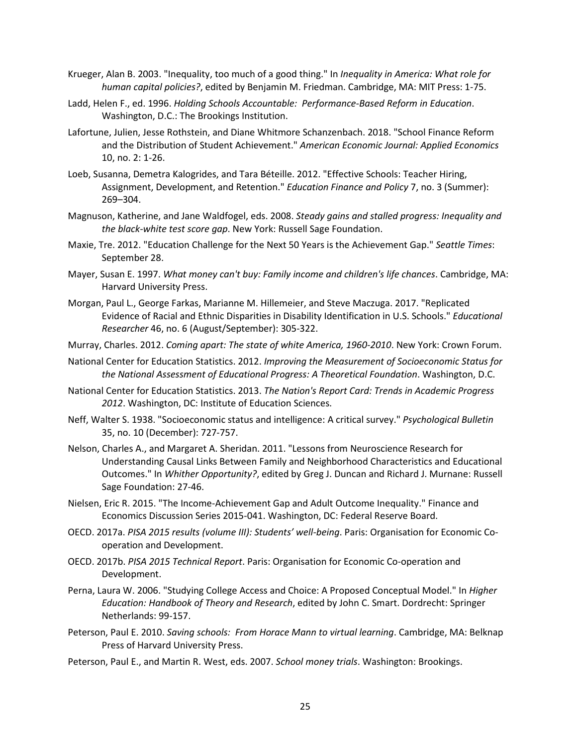Krueger, Alan B. 2003. "Inequality, too much of a good thing." In *Inequality in America: What role for human capital policies?*, edited by Benjamin M. Friedman. Cambridge, MA: MIT Press: 1-75.

Ladd, Helen F., ed. 1996. *Holding Schools Accountable: Performance-Based Reform in Education*. Washington, D.C.: The Brookings Institution.

Lafortune, Julien, Jesse Rothstein, and Diane Whitmore Schanzenbach. 2018. "School Finance Reform and the Distribution of Student Achievement." *American Economic Journal: Applied Economics* 10, no. 2: 1-26.

Loeb, Susanna, Demetra Kalogrides, and Tara Béteille. 2012. "Effective Schools: Teacher Hiring, Assignment, Development, and Retention." *Education Finance and Policy* 7, no. 3 (Summer): 269–304.

Magnuson, Katherine, and Jane Waldfogel, eds. 2008. *Steady gains and stalled progress: Inequality and the black-white test score gap*. New York: Russell Sage Foundation.

Maxie, Tre. 2012. "Education Challenge for the Next 50 Years is the Achievement Gap." *Seattle Times*: September 28.

Mayer, Susan E. 1997. *What money can't buy: Family income and children's life chances*. Cambridge, MA: Harvard University Press.

Morgan, Paul L., George Farkas, Marianne M. Hillemeier, and Steve Maczuga. 2017. "Replicated Evidence of Racial and Ethnic Disparities in Disability Identification in U.S. Schools." *Educational Researcher* 46, no. 6 (August/September): 305-322.

Murray, Charles. 2012. *Coming apart: The state of white America, 1960-2010*. New York: Crown Forum.

National Center for Education Statistics. 2012. *Improving the Measurement of Socioeconomic Status for the National Assessment of Educational Progress: A Theoretical Foundation*. Washington, D.C.

National Center for Education Statistics. 2013. *The Nation's Report Card: Trends in Academic Progress 2012*. Washington, DC: Institute of Education Sciences.

Neff, Walter S. 1938. "Socioeconomic status and intelligence: A critical survey." *Psychological Bulletin* 35, no. 10 (December): 727-757.

Nelson, Charles A., and Margaret A. Sheridan. 2011. "Lessons from Neuroscience Research for Understanding Causal Links Between Family and Neighborhood Characteristics and Educational Outcomes." In *Whither Opportunity?*, edited by Greg J. Duncan and Richard J. Murnane: Russell Sage Foundation: 27-46.

Nielsen, Eric R. 2015. "The Income-Achievement Gap and Adult Outcome Inequality." Finance and Economics Discussion Series 2015-041. Washington, DC: Federal Reserve Board.

OECD. 2017a. *PISA 2015 results (volume III): Students' well-being*. Paris: Organisation for Economic Co-operation and Development.

OECD. 2017b. *PISA 2015 Technical Report*. Paris: Organisation for Economic Co-operation and Development.

Perna, Laura W. 2006. "Studying College Access and Choice: A Proposed Conceptual Model." In *Higher Education: Handbook of Theory and Research*, edited by John C. Smart. Dordrecht: Springer Netherlands: 99-157.

Peterson, Paul E. 2010. *Saving schools: From Horace Mann to virtual learning*. Cambridge, MA: Belknap Press of Harvard University Press.

Peterson, Paul E., and Martin R. West, eds. 2007. *School money trials*. Washington: Brookings.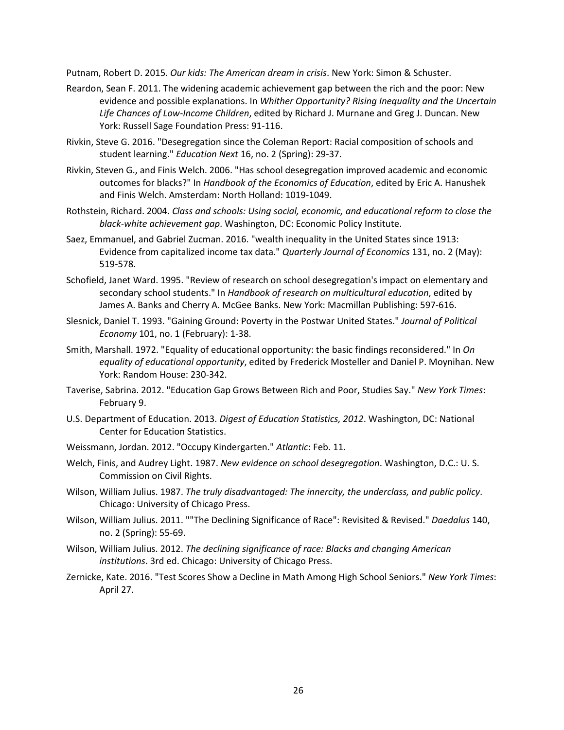Putnam, Robert D. 2015. *Our kids: The American dream in crisis*. New York: Simon & Schuster.

Reardon, Sean F. 2011. The widening academic achievement gap between the rich and the poor: New evidence and possible explanations. In *Whither Opportunity? Rising Inequality and the Uncertain Life Chances of Low-Income Children*, edited by Richard J. Murnane and Greg J. Duncan. New York: Russell Sage Foundation Press: 91-116.

Rivkin, Steve G. 2016. "Desegregation since the Coleman Report: Racial composition of schools and student learning." *Education Next* 16, no. 2 (Spring): 29-37.

Rivkin, Steven G., and Finis Welch. 2006. "Has school desegregation improved academic and economic outcomes for blacks?" In *Handbook of the Economics of Education*, edited by Eric A. Hanushek and Finis Welch. Amsterdam: North Holland: 1019-1049.

Rothstein, Richard. 2004. *Class and schools: Using social, economic, and educational reform to close the black-white achievement gap*. Washington, DC: Economic Policy Institute.

Saez, Emmanuel, and Gabriel Zucman. 2016. "wealth inequality in the United States since 1913: Evidence from capitalized income tax data." *Quarterly Journal of Economics* 131, no. 2 (May): 519-578.

Schofield, Janet Ward. 1995. "Review of research on school desegregation's impact on elementary and secondary school students." In *Handbook of research on multicultural education*, edited by James A. Banks and Cherry A. McGee Banks. New York: Macmillan Publishing: 597-616.

Slesnick, Daniel T. 1993. "Gaining Ground: Poverty in the Postwar United States." *Journal of Political Economy* 101, no. 1 (February): 1-38.

Smith, Marshall. 1972. "Equality of educational opportunity: the basic findings reconsidered." In *On equality of educational opportunity*, edited by Frederick Mosteller and Daniel P. Moynihan. New York: Random House: 230-342.

Taverise, Sabrina. 2012. "Education Gap Grows Between Rich and Poor, Studies Say." *New York Times*: February 9.

U.S. Department of Education. 2013. *Digest of Education Statistics, 2012*. Washington, DC: National Center for Education Statistics.

Weissmann, Jordan. 2012. "Occupy Kindergarten." *Atlantic*: Feb. 11.

Welch, Finis, and Audrey Light. 1987. *New evidence on school desegregation*. Washington, D.C.: U. S. Commission on Civil Rights.

Wilson, William Julius. 1987. *The truly disadvantaged: The innercity, the underclass, and public policy*. Chicago: University of Chicago Press.

Wilson, William Julius. 2011. ""The Declining Significance of Race": Revisited & Revised." *Daedalus* 140, no. 2 (Spring): 55-69.

Wilson, William Julius. 2012. *The declining significance of race: Blacks and changing American institutions*. 3rd ed. Chicago: University of Chicago Press.

Zernicke, Kate. 2016. "Test Scores Show a Decline in Math Among High School Seniors." *New York Times*: April 27.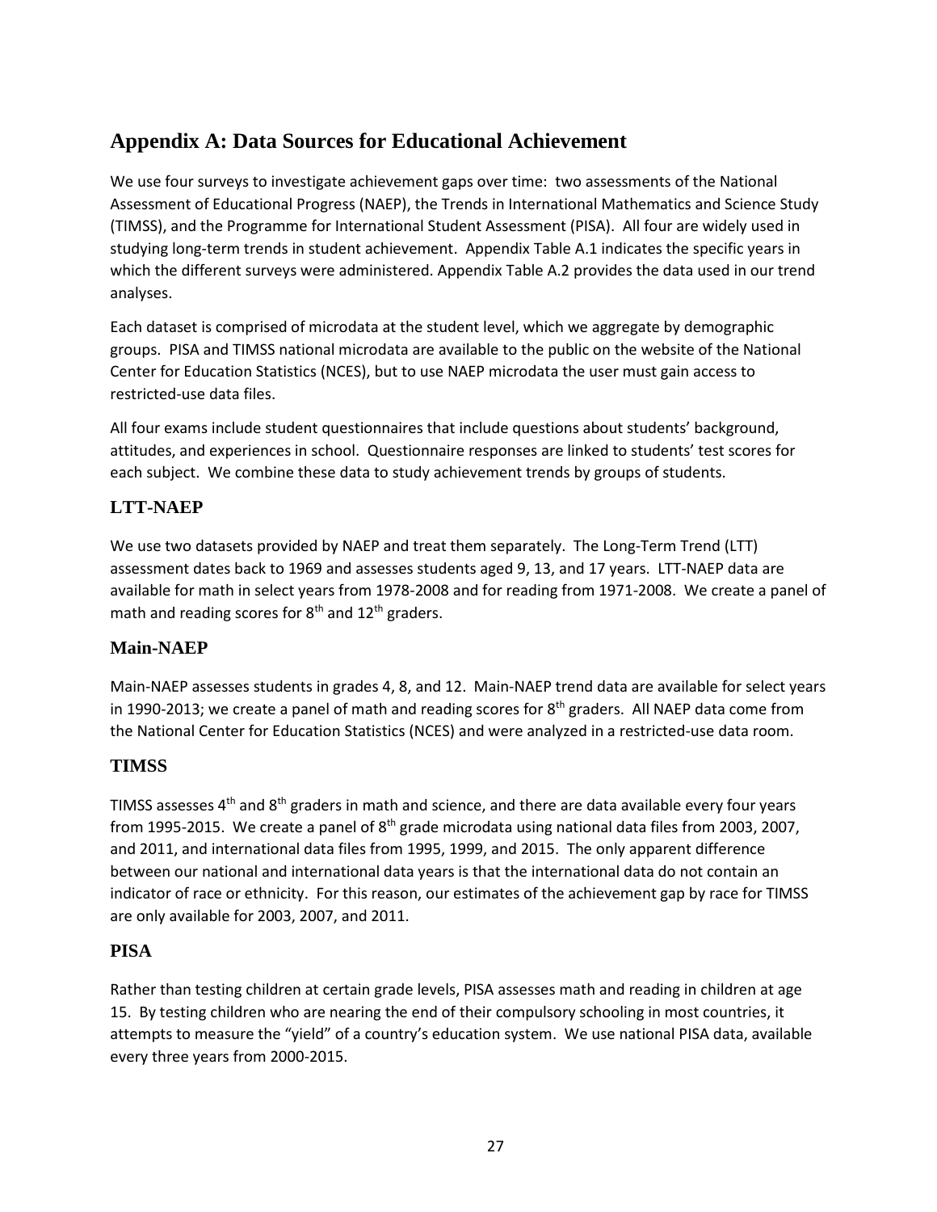## Appendix A: Data Sources for Educational Achievement

We use four surveys to investigate achievement gaps over time: two assessments of the National Assessment of Educational Progress (NAEP), the Trends in International Mathematics and Science Study (TIMSS), and the Programme for International Student Assessment (PISA). All four are widely used in studying long-term trends in student achievement. Appendix Table A.1 indicates the specific years in which the different surveys were administered. Appendix Table A.2 provides the data used in our trend analyses.

Each dataset is comprised of microdata at the student level, which we aggregate by demographic groups. PISA and TIMSS national microdata are available to the public on the website of the National Center for Education Statistics (NCES), but to use NAEP microdata the user must gain access to restricted-use data files.

All four exams include student questionnaires that include questions about students' background, attitudes, and experiences in school. Questionnaire responses are linked to students' test scores for each subject. We combine these data to study achievement trends by groups of students.

### LTT-NAEP

We use two datasets provided by NAEP and treat them separately. The Long-Term Trend (LTT) assessment dates back to 1969 and assesses students aged 9, 13, and 17 years. LTT-NAEP data are available for math in select years from 1978-2008 and for reading from 1971-2008. We create a panel of math and reading scores for 8th and 12th graders.

### Main-NAEP

Main-NAEP assesses students in grades 4, 8, and 12. Main-NAEP trend data are available for select years in 1990-2013; we create a panel of math and reading scores for 8th graders. All NAEP data come from the National Center for Education Statistics (NCES) and were analyzed in a restricted-use data room.

### TIMSS

TIMSS assesses 4th and 8th graders in math and science, and there are data available every four years from 1995-2015. We create a panel of 8th grade microdata using national data files from 2003, 2007, and 2011, and international data files from 1995, 1999, and 2015. The only apparent difference between our national and international data years is that the international data do not contain an indicator of race or ethnicity. For this reason, our estimates of the achievement gap by race for TIMSS are only available for 2003, 2007, and 2011.

### PISA

Rather than testing children at certain grade levels, PISA assesses math and reading in children at age 15. By testing children who are nearing the end of their compulsory schooling in most countries, it attempts to measure the "yield" of a country's education system. We use national PISA data, available every three years from 2000-2015.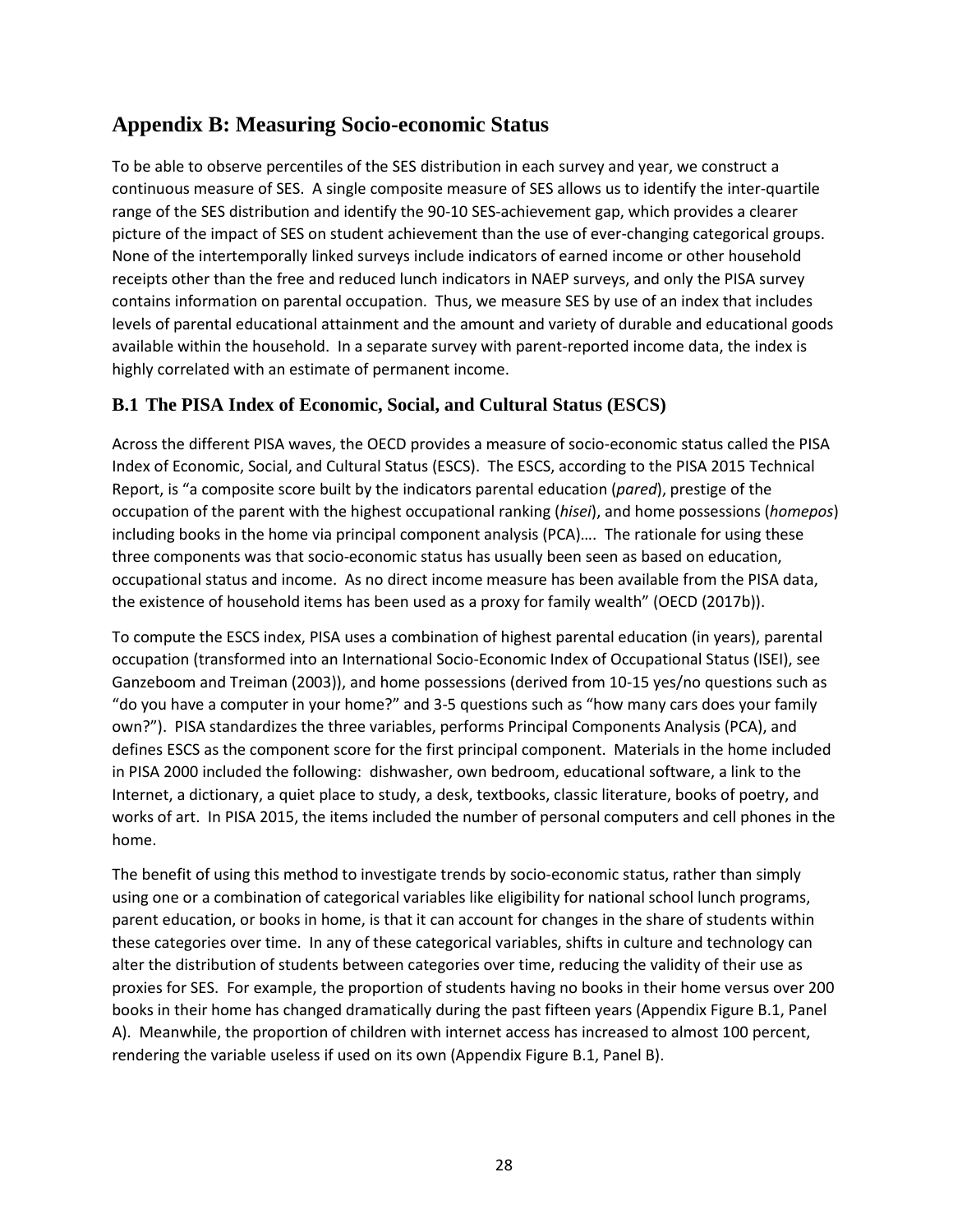## Appendix B: Measuring Socio-economic Status

To be able to observe percentiles of the SES distribution in each survey and year, we construct a continuous measure of SES. A single composite measure of SES allows us to identify the inter-quartile range of the SES distribution and identify the 90-10 SES-achievement gap, which provides a clearer picture of the impact of SES on student achievement than the use of ever-changing categorical groups. None of the intertemporally linked surveys include indicators of earned income or other household receipts other than the free and reduced lunch indicators in NAEP surveys, and only the PISA survey contains information on parental occupation. Thus, we measure SES by use of an index that includes levels of parental educational attainment and the amount and variety of durable and educational goods available within the household. In a separate survey with parent-reported income data, the index is highly correlated with an estimate of permanent income.

### B.1 The PISA Index of Economic, Social, and Cultural Status (ESCS)

Across the different PISA waves, the OECD provides a measure of socio-economic status called the PISA Index of Economic, Social, and Cultural Status (ESCS). The ESCS, according to the PISA 2015 Technical Report, is "a composite score built by the indicators parental education (*pared*), prestige of the occupation of the parent with the highest occupational ranking (*hisei*), and home possessions (*homepos*) including books in the home via principal component analysis (PCA)…. The rationale for using these three components was that socio-economic status has usually been seen as based on education, occupational status and income. As no direct income measure has been available from the PISA data, the existence of household items has been used as a proxy for family wealth" (OECD (2017b)).

To compute the ESCS index, PISA uses a combination of highest parental education (in years), parental occupation (transformed into an International Socio-Economic Index of Occupational Status (ISEI), see Ganzeboom and Treiman (2003)), and home possessions (derived from 10-15 yes/no questions such as "do you have a computer in your home?" and 3-5 questions such as "how many cars does your family own?"). PISA standardizes the three variables, performs Principal Components Analysis (PCA), and defines ESCS as the component score for the first principal component. Materials in the home included in PISA 2000 included the following: dishwasher, own bedroom, educational software, a link to the Internet, a dictionary, a quiet place to study, a desk, textbooks, classic literature, books of poetry, and works of art. In PISA 2015, the items included the number of personal computers and cell phones in the home.

The benefit of using this method to investigate trends by socio-economic status, rather than simply using one or a combination of categorical variables like eligibility for national school lunch programs, parent education, or books in home, is that it can account for changes in the share of students within these categories over time. In any of these categorical variables, shifts in culture and technology can alter the distribution of students between categories over time, reducing the validity of their use as proxies for SES. For example, the proportion of students having no books in their home versus over 200 books in their home has changed dramatically during the past fifteen years (Appendix Figure B.1, Panel A). Meanwhile, the proportion of children with internet access has increased to almost 100 percent, rendering the variable useless if used on its own (Appendix Figure B.1, Panel B).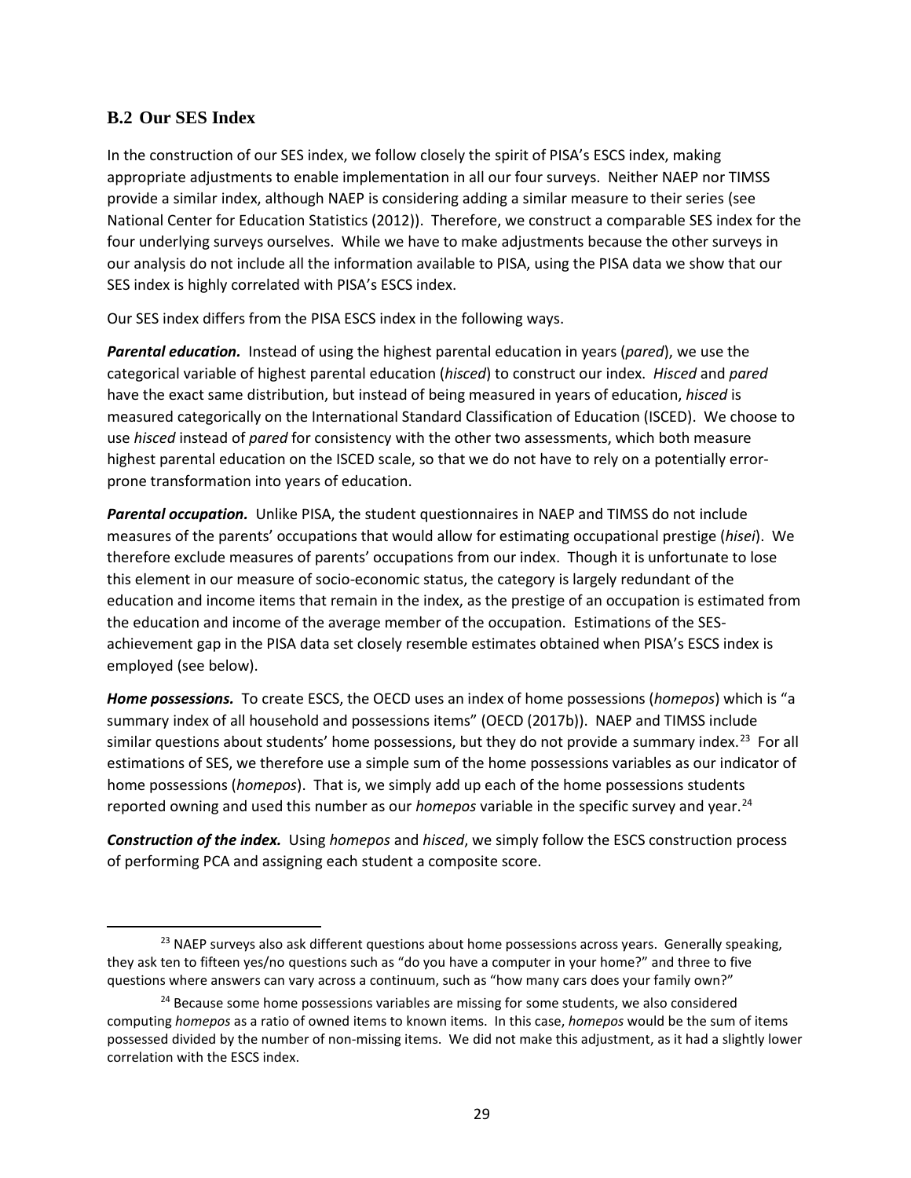## B.2 Our SES Index

In the construction of our SES index, we follow closely the spirit of PISA's ESCS index, making appropriate adjustments to enable implementation in all our four surveys. Neither NAEP nor TIMSS provide a similar index, although NAEP is considering adding a similar measure to their series (see National Center for Education Statistics (2012)). Therefore, we construct a comparable SES index for the four underlying surveys ourselves. While we have to make adjustments because the other surveys in our analysis do not include all the information available to PISA, using the PISA data we show that our SES index is highly correlated with PISA's ESCS index.

Our SES index differs from the PISA ESCS index in the following ways.

***Parental education.*** Instead of using the highest parental education in years (*pared*), we use the categorical variable of highest parental education (*hisced*) to construct our index. *Hisced* and *pared* have the exact same distribution, but instead of being measured in years of education, *hisced* is measured categorically on the International Standard Classification of Education (ISCED). We choose to use *hisced* instead of *pared* for consistency with the other two assessments, which both measure highest parental education on the ISCED scale, so that we do not have to rely on a potentially error-prone transformation into years of education.

***Parental occupation.*** Unlike PISA, the student questionnaires in NAEP and TIMSS do not include measures of the parents' occupations that would allow for estimating occupational prestige (*hisei*). We therefore exclude measures of parents' occupations from our index. Though it is unfortunate to lose this element in our measure of socio-economic status, the category is largely redundant of the education and income items that remain in the index, as the prestige of an occupation is estimated from the education and income of the average member of the occupation. Estimations of the SES-achievement gap in the PISA data set closely resemble estimates obtained when PISA's ESCS index is employed (see below).

***Home possessions.*** To create ESCS, the OECD uses an index of home possessions (*homepos*) which is "a summary index of all household and possessions items" (OECD (2017b)). NAEP and TIMSS include similar questions about students' home possessions, but they do not provide a summary index.[23] For all estimations of SES, we therefore use a simple sum of the home possessions variables as our indicator of home possessions (*homepos*). That is, we simply add up each of the home possessions students reported owning and used this number as our *homepos* variable in the specific survey and year.[24]

***Construction of the index.*** Using *homepos* and *hisced*, we simply follow the ESCS construction process of performing PCA and assigning each student a composite score.

---

[23] NAEP surveys also ask different questions about home possessions across years. Generally speaking, they ask ten to fifteen yes/no questions such as "do you have a computer in your home?" and three to five questions where answers can vary across a continuum, such as "how many cars does your family own?"

[24] Because some home possessions variables are missing for some students, we also considered computing *homepos* as a ratio of owned items to known items. In this case, *homepos* would be the sum of items possessed divided by the number of non-missing items. We did not make this adjustment, as it had a slightly lower correlation with the ESCS index.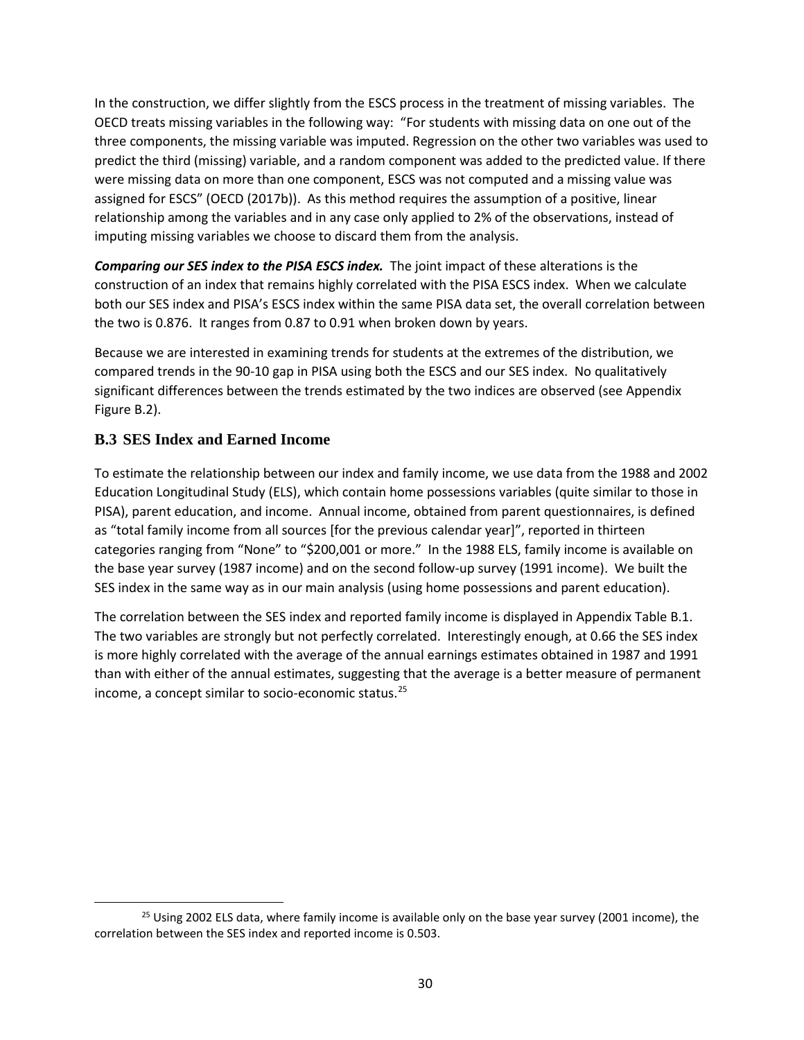In the construction, we differ slightly from the ESCS process in the treatment of missing variables. The OECD treats missing variables in the following way: "For students with missing data on one out of the three components, the missing variable was imputed. Regression on the other two variables was used to predict the third (missing) variable, and a random component was added to the predicted value. If there were missing data on more than one component, ESCS was not computed and a missing value was assigned for ESCS" (OECD (2017b)). As this method requires the assumption of a positive, linear relationship among the variables and in any case only applied to 2% of the observations, instead of imputing missing variables we choose to discard them from the analysis.

***Comparing our SES index to the PISA ESCS index.*** The joint impact of these alterations is the construction of an index that remains highly correlated with the PISA ESCS index. When we calculate both our SES index and PISA's ESCS index within the same PISA data set, the overall correlation between the two is 0.876. It ranges from 0.87 to 0.91 when broken down by years.

Because we are interested in examining trends for students at the extremes of the distribution, we compared trends in the 90-10 gap in PISA using both the ESCS and our SES index. No qualitatively significant differences between the trends estimated by the two indices are observed (see Appendix Figure B.2).

## B.3 SES Index and Earned Income

To estimate the relationship between our index and family income, we use data from the 1988 and 2002 Education Longitudinal Study (ELS), which contain home possessions variables (quite similar to those in PISA), parent education, and income. Annual income, obtained from parent questionnaires, is defined as "total family income from all sources [for the previous calendar year]", reported in thirteen categories ranging from "None" to "$200,001 or more." In the 1988 ELS, family income is available on the base year survey (1987 income) and on the second follow-up survey (1991 income). We built the SES index in the same way as in our main analysis (using home possessions and parent education).

The correlation between the SES index and reported family income is displayed in Appendix Table B.1. The two variables are strongly but not perfectly correlated. Interestingly enough, at 0.66 the SES index is more highly correlated with the average of the annual earnings estimates obtained in 1987 and 1991 than with either of the annual estimates, suggesting that the average is a better measure of permanent income, a concept similar to socio-economic status.[25]

[25] Using 2002 ELS data, where family income is available only on the base year survey (2001 income), the correlation between the SES index and reported income is 0.503.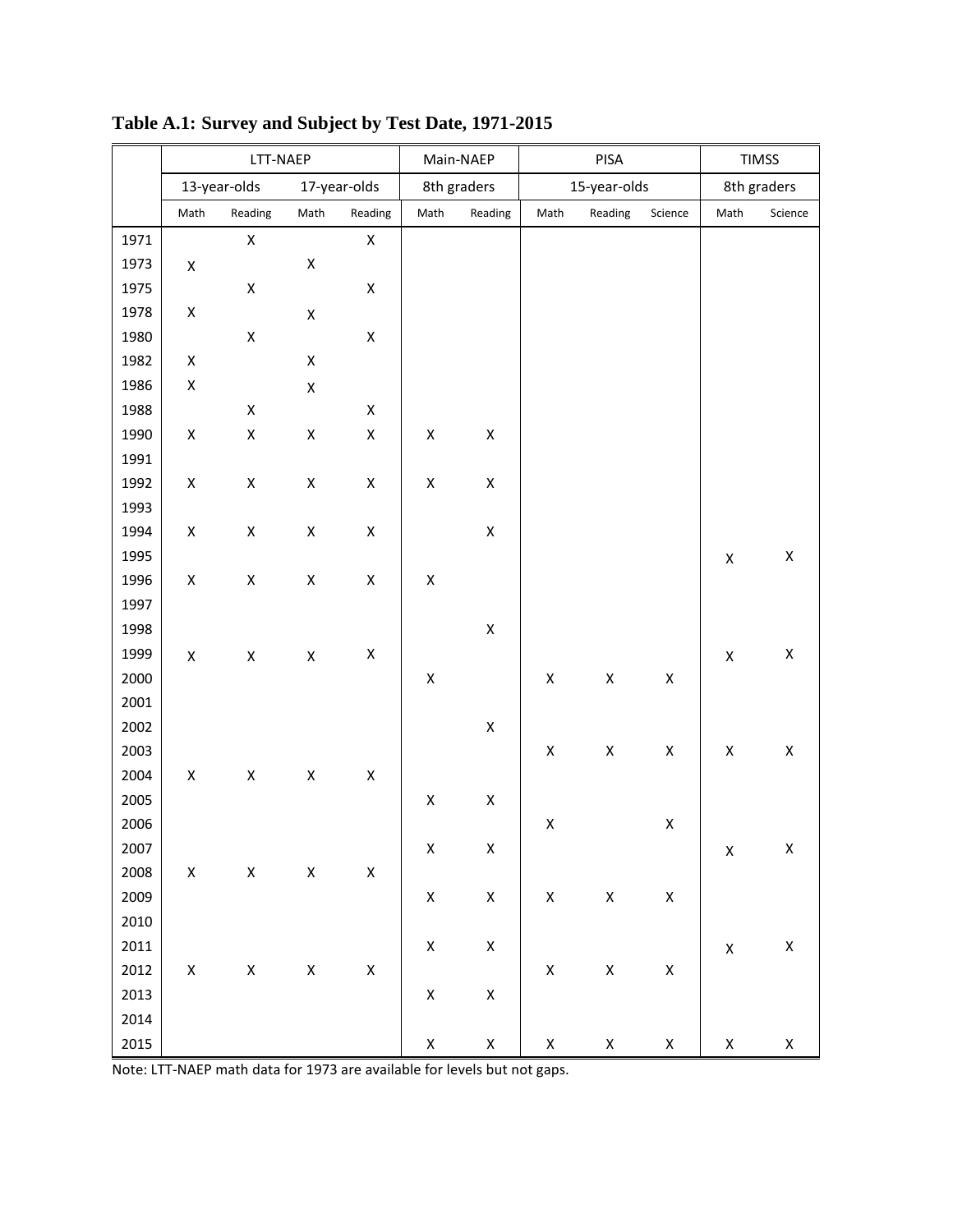**Table A.1: Survey and Subject by Test Date, 1971-2015**

| | LTT-NAEP | | | | Main-NAEP | | PISA | | | TIMSS | |
|---|---|---|---|---|---|---|---|---|---|---|---|
| | 13-year-olds | | 17-year-olds | | 8th graders | | 15-year-olds | | | 8th graders | |
| | Math | Reading | Math | Reading | Math | Reading | Math | Reading | Science | Math | Science |
| 1971 | | X | | X | | | | | | | |
| 1973 | X | | X | | | | | | | | |
| 1975 | | X | | X | | | | | | | |
| 1978 | X | | X | | | | | | | | |
| 1980 | | X | | X | | | | | | | |
| 1982 | X | | X | | | | | | | | |
| 1986 | X | | X | | | | | | | | |
| 1988 | | X | | X | | | | | | | |
| 1990 | X | X | X | X | X | X | | | | | |
| 1991 | | | | | | | | | | | |
| 1992 | X | X | X | X | X | X | | | | | |
| 1993 | | | | | | | | | | | |
| 1994 | X | X | X | X | | X | | | | | |
| 1995 | | | | | | | | | | X | X |
| 1996 | X | X | X | X | X | | | | | | |
| 1997 | | | | | | | | | | | |
| 1998 | | | | | | X | | | | | |
| 1999 | X | X | X | X | | | | | | X | X |
| 2000 | | | | | X | | X | X | X | | |
| 2001 | | | | | | | | | | | |
| 2002 | | | | | | X | | | | | |
| 2003 | | | | | | | X | X | X | X | X |
| 2004 | X | X | X | X | | | | | | | |
| 2005 | | | | | X | X | | | | | |
| 2006 | | | | | | | X | | X | | |
| 2007 | | | | | X | X | | | | X | X |
| 2008 | X | X | X | X | | | | | | | |
| 2009 | | | | | X | X | X | X | X | | |
| 2010 | | | | | | | | | | | |
| 2011 | | | | | X | X | | | | X | X |
| 2012 | X | X | X | X | | | X | X | X | | |
| 2013 | | | | | X | X | | | | | |
| 2014 | | | | | | | | | | | |
| 2015 | | | | | X | X | X | X | X | X | X |

Note: LTT-NAEP math data for 1973 are available for levels but not gaps.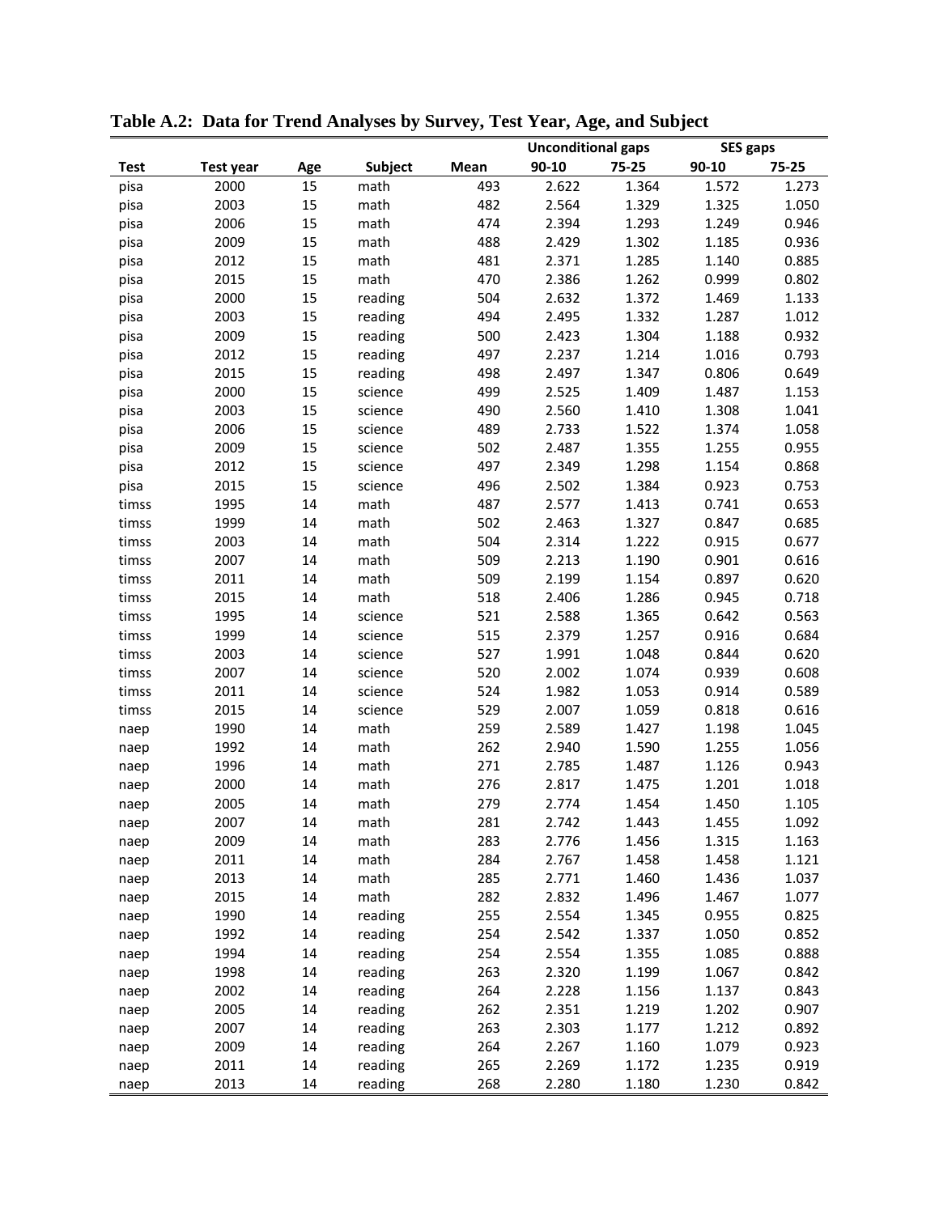**Table A.2: Data for Trend Analyses by Survey, Test Year, Age, and Subject**

| | | | | | Unconditional gaps | | SES gaps | |
|---|---|---|---|---|---|---|---|---|
| Test | Test year | Age | Subject | Mean | 90-10 | 75-25 | 90-10 | 75-25 |
| pisa | 2000 | 15 | math | 493 | 2.622 | 1.364 | 1.572 | 1.273 |
| pisa | 2003 | 15 | math | 482 | 2.564 | 1.329 | 1.325 | 1.050 |
| pisa | 2006 | 15 | math | 474 | 2.394 | 1.293 | 1.249 | 0.946 |
| pisa | 2009 | 15 | math | 488 | 2.429 | 1.302 | 1.185 | 0.936 |
| pisa | 2012 | 15 | math | 481 | 2.371 | 1.285 | 1.140 | 0.885 |
| pisa | 2015 | 15 | math | 470 | 2.386 | 1.262 | 0.999 | 0.802 |
| pisa | 2000 | 15 | reading | 504 | 2.632 | 1.372 | 1.469 | 1.133 |
| pisa | 2003 | 15 | reading | 494 | 2.495 | 1.332 | 1.287 | 1.012 |
| pisa | 2009 | 15 | reading | 500 | 2.423 | 1.304 | 1.188 | 0.932 |
| pisa | 2012 | 15 | reading | 497 | 2.237 | 1.214 | 1.016 | 0.793 |
| pisa | 2015 | 15 | reading | 498 | 2.497 | 1.347 | 0.806 | 0.649 |
| pisa | 2000 | 15 | science | 499 | 2.525 | 1.409 | 1.487 | 1.153 |
| pisa | 2003 | 15 | science | 490 | 2.560 | 1.410 | 1.308 | 1.041 |
| pisa | 2006 | 15 | science | 489 | 2.733 | 1.522 | 1.374 | 1.058 |
| pisa | 2009 | 15 | science | 502 | 2.487 | 1.355 | 1.255 | 0.955 |
| pisa | 2012 | 15 | science | 497 | 2.349 | 1.298 | 1.154 | 0.868 |
| pisa | 2015 | 15 | science | 496 | 2.502 | 1.384 | 0.923 | 0.753 |
| timss | 1995 | 14 | math | 487 | 2.577 | 1.413 | 0.741 | 0.653 |
| timss | 1999 | 14 | math | 502 | 2.463 | 1.327 | 0.847 | 0.685 |
| timss | 2003 | 14 | math | 504 | 2.314 | 1.222 | 0.915 | 0.677 |
| timss | 2007 | 14 | math | 509 | 2.213 | 1.190 | 0.901 | 0.616 |
| timss | 2011 | 14 | math | 509 | 2.199 | 1.154 | 0.897 | 0.620 |
| timss | 2015 | 14 | math | 518 | 2.406 | 1.286 | 0.945 | 0.718 |
| timss | 1995 | 14 | science | 521 | 2.588 | 1.365 | 0.642 | 0.563 |
| timss | 1999 | 14 | science | 515 | 2.379 | 1.257 | 0.916 | 0.684 |
| timss | 2003 | 14 | science | 527 | 1.991 | 1.048 | 0.844 | 0.620 |
| timss | 2007 | 14 | science | 520 | 2.002 | 1.074 | 0.939 | 0.608 |
| timss | 2011 | 14 | science | 524 | 1.982 | 1.053 | 0.914 | 0.589 |
| timss | 2015 | 14 | science | 529 | 2.007 | 1.059 | 0.818 | 0.616 |
| naep | 1990 | 14 | math | 259 | 2.589 | 1.427 | 1.198 | 1.045 |
| naep | 1992 | 14 | math | 262 | 2.940 | 1.590 | 1.255 | 1.056 |
| naep | 1996 | 14 | math | 271 | 2.785 | 1.487 | 1.126 | 0.943 |
| naep | 2000 | 14 | math | 276 | 2.817 | 1.475 | 1.201 | 1.018 |
| naep | 2005 | 14 | math | 279 | 2.774 | 1.454 | 1.450 | 1.105 |
| naep | 2007 | 14 | math | 281 | 2.742 | 1.443 | 1.455 | 1.092 |
| naep | 2009 | 14 | math | 283 | 2.776 | 1.456 | 1.315 | 1.163 |
| naep | 2011 | 14 | math | 284 | 2.767 | 1.458 | 1.458 | 1.121 |
| naep | 2013 | 14 | math | 285 | 2.771 | 1.460 | 1.436 | 1.037 |
| naep | 2015 | 14 | math | 282 | 2.832 | 1.496 | 1.467 | 1.077 |
| naep | 1990 | 14 | reading | 255 | 2.554 | 1.345 | 0.955 | 0.825 |
| naep | 1992 | 14 | reading | 254 | 2.542 | 1.337 | 1.050 | 0.852 |
| naep | 1994 | 14 | reading | 254 | 2.554 | 1.355 | 1.085 | 0.888 |
| naep | 1998 | 14 | reading | 263 | 2.320 | 1.199 | 1.067 | 0.842 |
| naep | 2002 | 14 | reading | 264 | 2.228 | 1.156 | 1.137 | 0.843 |
| naep | 2005 | 14 | reading | 262 | 2.351 | 1.219 | 1.202 | 0.907 |
| naep | 2007 | 14 | reading | 263 | 2.303 | 1.177 | 1.212 | 0.892 |
| naep | 2009 | 14 | reading | 264 | 2.267 | 1.160 | 1.079 | 0.923 |
| naep | 2011 | 14 | reading | 265 | 2.269 | 1.172 | 1.235 | 0.919 |
| naep | 2013 | 14 | reading | 268 | 2.280 | 1.180 | 1.230 | 0.842 |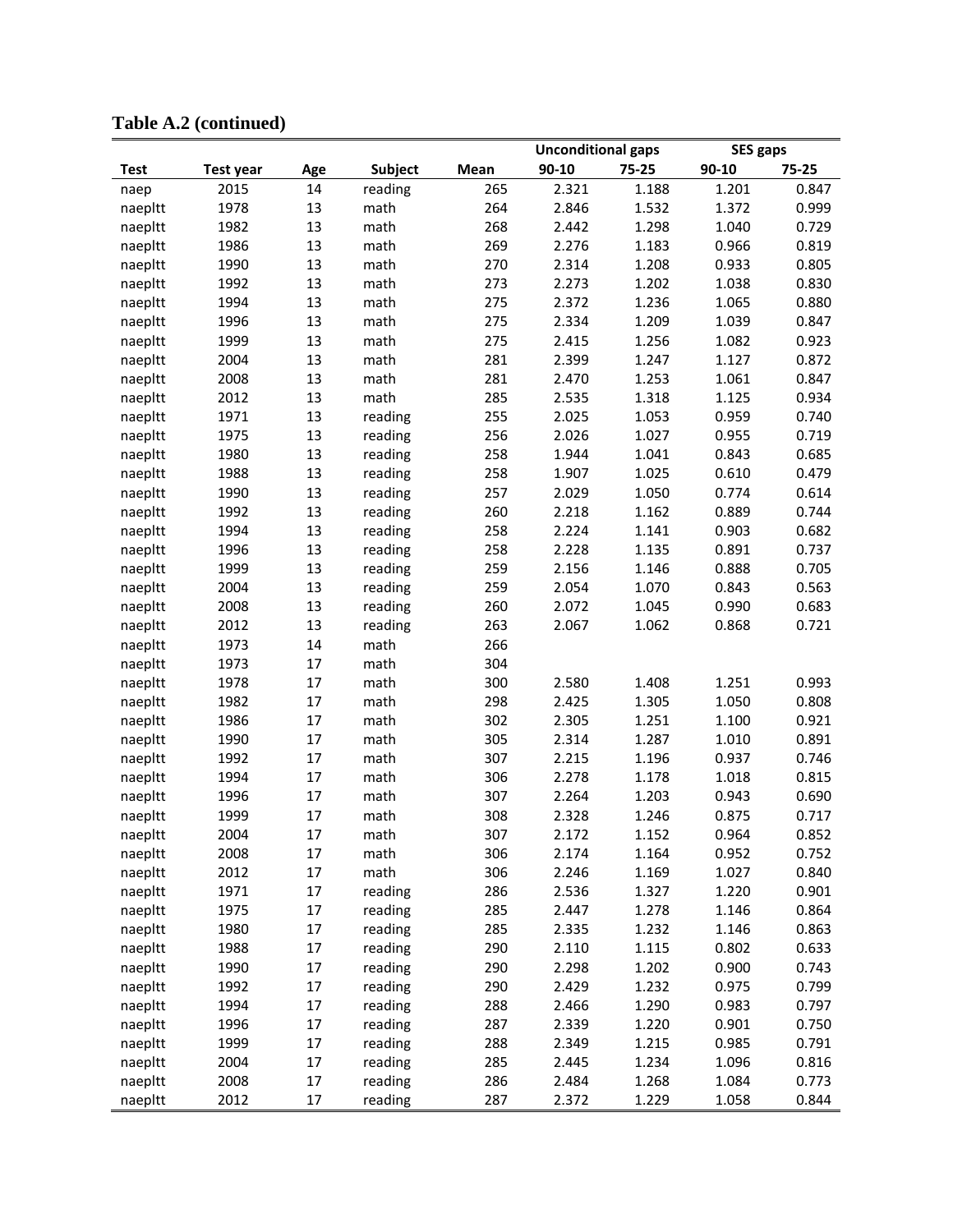**Table A.2 (continued)**

| Test | Test year | Age | Subject | Mean | Unconditional gaps | | SES gaps | |
|---|---|---|---|---|---|---|---|---|
| | | | | | 90-10 | 75-25 | 90-10 | 75-25 |
| naep | 2015 | 14 | reading | 265 | 2.321 | 1.188 | 1.201 | 0.847 |
| naepltt | 1978 | 13 | math | 264 | 2.846 | 1.532 | 1.372 | 0.999 |
| naepltt | 1982 | 13 | math | 268 | 2.442 | 1.298 | 1.040 | 0.729 |
| naepltt | 1986 | 13 | math | 269 | 2.276 | 1.183 | 0.966 | 0.819 |
| naepltt | 1990 | 13 | math | 270 | 2.314 | 1.208 | 0.933 | 0.805 |
| naepltt | 1992 | 13 | math | 273 | 2.273 | 1.202 | 1.038 | 0.830 |
| naepltt | 1994 | 13 | math | 275 | 2.372 | 1.236 | 1.065 | 0.880 |
| naepltt | 1996 | 13 | math | 275 | 2.334 | 1.209 | 1.039 | 0.847 |
| naepltt | 1999 | 13 | math | 275 | 2.415 | 1.256 | 1.082 | 0.923 |
| naepltt | 2004 | 13 | math | 281 | 2.399 | 1.247 | 1.127 | 0.872 |
| naepltt | 2008 | 13 | math | 281 | 2.470 | 1.253 | 1.061 | 0.847 |
| naepltt | 2012 | 13 | math | 285 | 2.535 | 1.318 | 1.125 | 0.934 |
| naepltt | 1971 | 13 | reading | 255 | 2.025 | 1.053 | 0.959 | 0.740 |
| naepltt | 1975 | 13 | reading | 256 | 2.026 | 1.027 | 0.955 | 0.719 |
| naepltt | 1980 | 13 | reading | 258 | 1.944 | 1.041 | 0.843 | 0.685 |
| naepltt | 1988 | 13 | reading | 258 | 1.907 | 1.025 | 0.610 | 0.479 |
| naepltt | 1990 | 13 | reading | 257 | 2.029 | 1.050 | 0.774 | 0.614 |
| naepltt | 1992 | 13 | reading | 260 | 2.218 | 1.162 | 0.889 | 0.744 |
| naepltt | 1994 | 13 | reading | 258 | 2.224 | 1.141 | 0.903 | 0.682 |
| naepltt | 1996 | 13 | reading | 258 | 2.228 | 1.135 | 0.891 | 0.737 |
| naepltt | 1999 | 13 | reading | 259 | 2.156 | 1.146 | 0.888 | 0.705 |
| naepltt | 2004 | 13 | reading | 259 | 2.054 | 1.070 | 0.843 | 0.563 |
| naepltt | 2008 | 13 | reading | 260 | 2.072 | 1.045 | 0.990 | 0.683 |
| naepltt | 2012 | 13 | reading | 263 | 2.067 | 1.062 | 0.868 | 0.721 |
| naepltt | 1973 | 14 | math | 266 | | | | |
| naepltt | 1973 | 17 | math | 304 | | | | |
| naepltt | 1978 | 17 | math | 300 | 2.580 | 1.408 | 1.251 | 0.993 |
| naepltt | 1982 | 17 | math | 298 | 2.425 | 1.305 | 1.050 | 0.808 |
| naepltt | 1986 | 17 | math | 302 | 2.305 | 1.251 | 1.100 | 0.921 |
| naepltt | 1990 | 17 | math | 305 | 2.314 | 1.287 | 1.010 | 0.891 |
| naepltt | 1992 | 17 | math | 307 | 2.215 | 1.196 | 0.937 | 0.746 |
| naepltt | 1994 | 17 | math | 306 | 2.278 | 1.178 | 1.018 | 0.815 |
| naepltt | 1996 | 17 | math | 307 | 2.264 | 1.203 | 0.943 | 0.690 |
| naepltt | 1999 | 17 | math | 308 | 2.328 | 1.246 | 0.875 | 0.717 |
| naepltt | 2004 | 17 | math | 307 | 2.172 | 1.152 | 0.964 | 0.852 |
| naepltt | 2008 | 17 | math | 306 | 2.174 | 1.164 | 0.952 | 0.752 |
| naepltt | 2012 | 17 | math | 306 | 2.246 | 1.169 | 1.027 | 0.840 |
| naepltt | 1971 | 17 | reading | 286 | 2.536 | 1.327 | 1.220 | 0.901 |
| naepltt | 1975 | 17 | reading | 285 | 2.447 | 1.278 | 1.146 | 0.864 |
| naepltt | 1980 | 17 | reading | 285 | 2.335 | 1.232 | 1.146 | 0.863 |
| naepltt | 1988 | 17 | reading | 290 | 2.110 | 1.115 | 0.802 | 0.633 |
| naepltt | 1990 | 17 | reading | 290 | 2.298 | 1.202 | 0.900 | 0.743 |
| naepltt | 1992 | 17 | reading | 290 | 2.429 | 1.232 | 0.975 | 0.799 |
| naepltt | 1994 | 17 | reading | 288 | 2.466 | 1.290 | 0.983 | 0.797 |
| naepltt | 1996 | 17 | reading | 287 | 2.339 | 1.220 | 0.901 | 0.750 |
| naepltt | 1999 | 17 | reading | 288 | 2.349 | 1.215 | 0.985 | 0.791 |
| naepltt | 2004 | 17 | reading | 285 | 2.445 | 1.234 | 1.096 | 0.816 |
| naepltt | 2008 | 17 | reading | 286 | 2.484 | 1.268 | 1.084 | 0.773 |
| naepltt | 2012 | 17 | reading | 287 | 2.372 | 1.229 | 1.058 | 0.844 |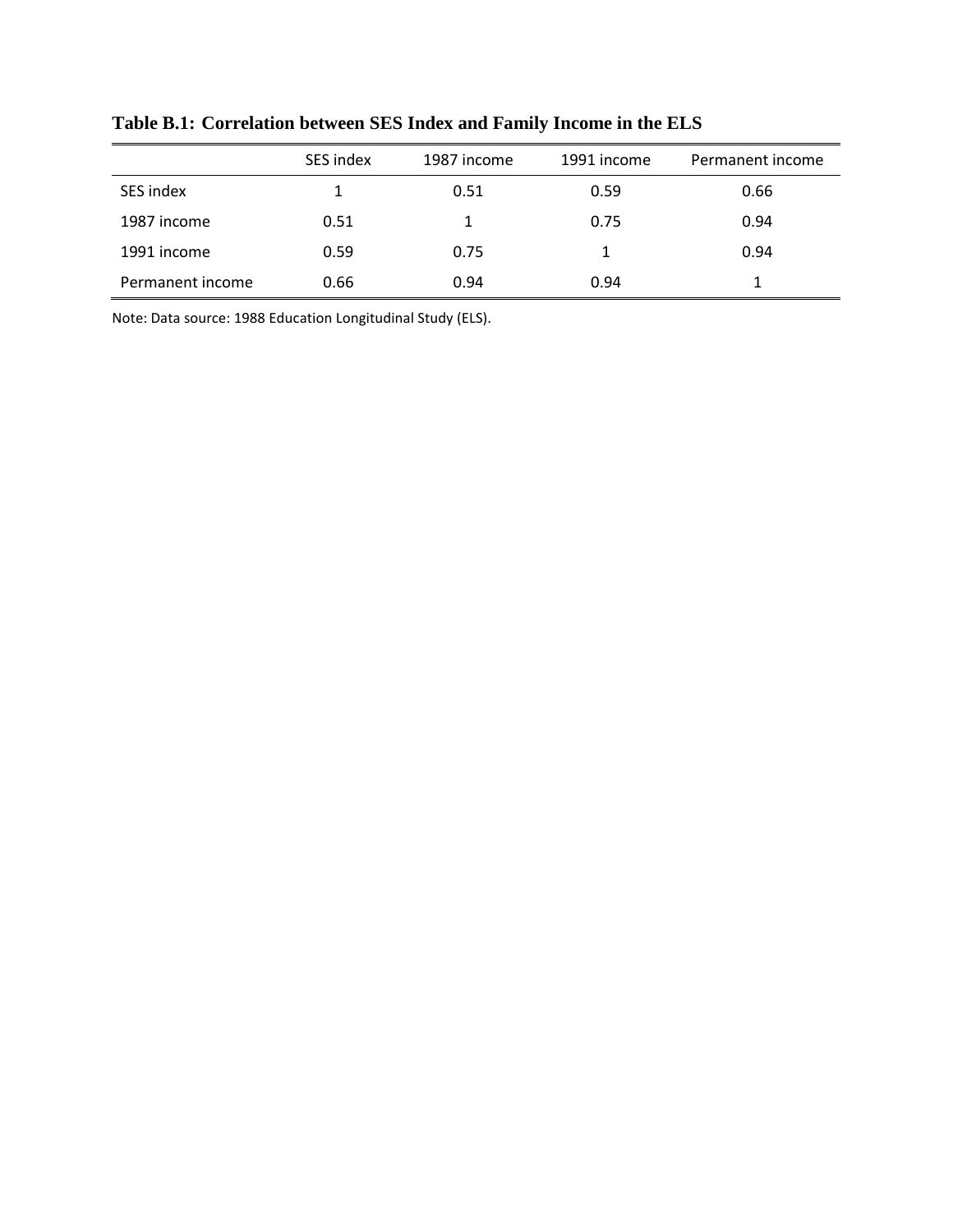**Table B.1: Correlation between SES Index and Family Income in the ELS**

| | SES index | 1987 income | 1991 income | Permanent income |
|---|---|---|---|---|
| SES index | 1 | 0.51 | 0.59 | 0.66 |
| 1987 income | 0.51 | 1 | 0.75 | 0.94 |
| 1991 income | 0.59 | 0.75 | 1 | 0.94 |
| Permanent income | 0.66 | 0.94 | 0.94 | 1 |

Note: Data source: 1988 Education Longitudinal Study (ELS).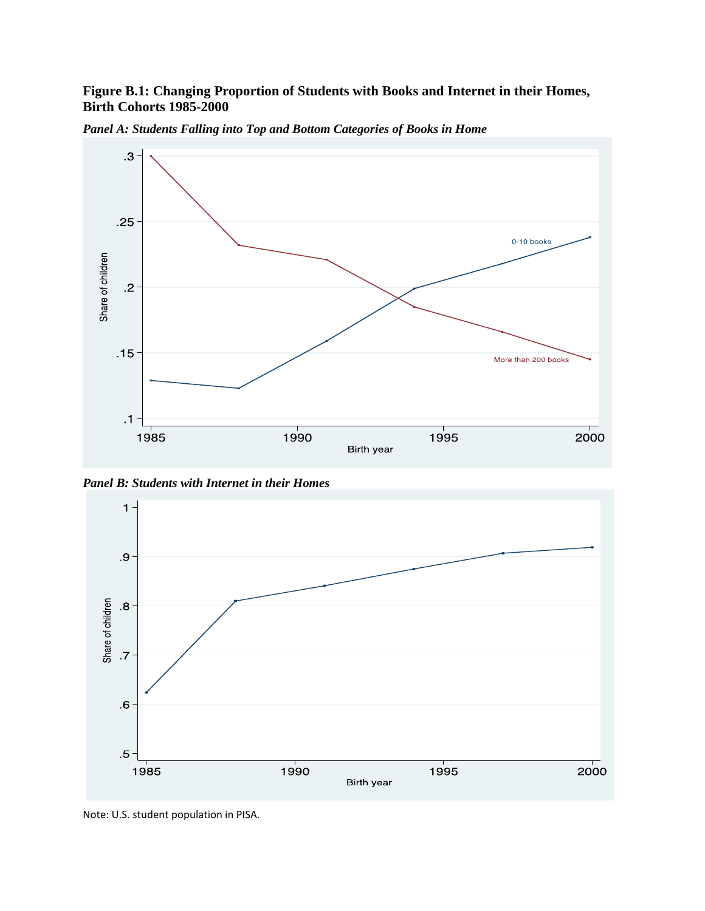**Figure B.1: Changing Proportion of Students with Books and Internet in their Homes, Birth Cohorts 1985-2000**

***Panel A: Students Falling into Top and Bottom Categories of Books in Home***

***Panel B: Students with Internet in their Homes***

Note: U.S. student population in PISA.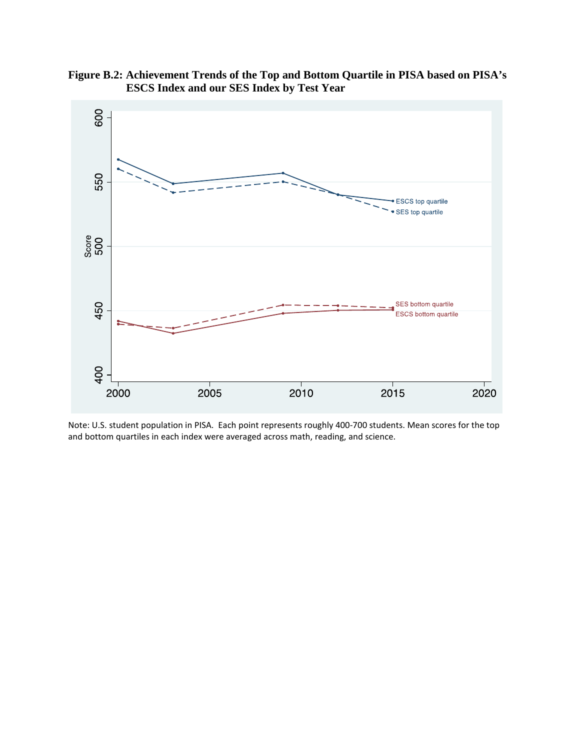**Figure B.2: Achievement Trends of the Top and Bottom Quartile in PISA based on PISA's ESCS Index and our SES Index by Test Year**

Note: U.S. student population in PISA. Each point represents roughly 400-700 students. Mean scores for the top and bottom quartiles in each index were averaged across math, reading, and science.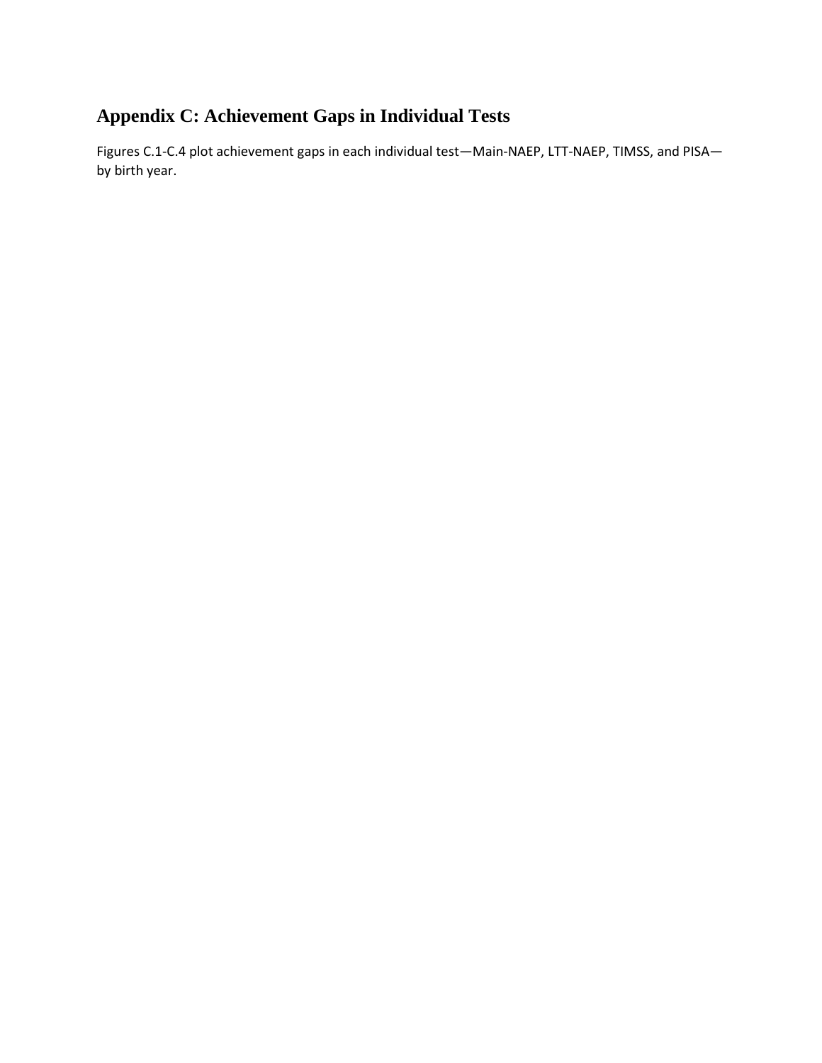## Appendix C: Achievement Gaps in Individual Tests

Figures C.1-C.4 plot achievement gaps in each individual test—Main-NAEP, LTT-NAEP, TIMSS, and PISA—by birth year.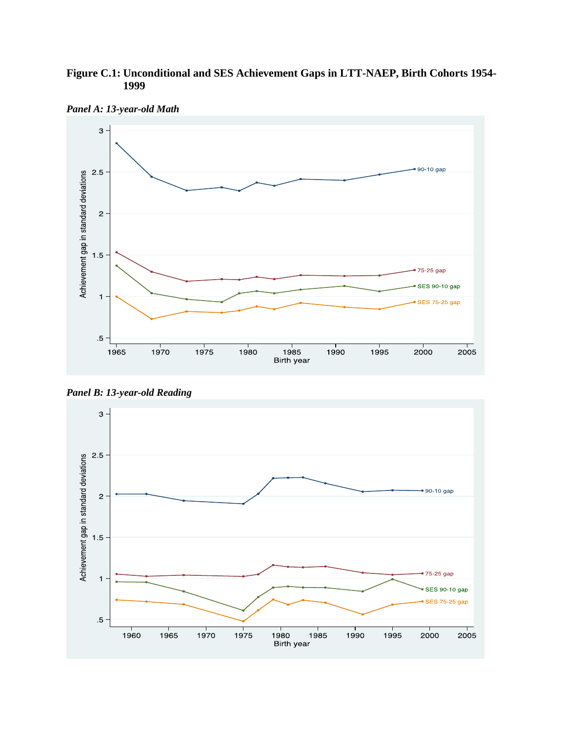**Figure C.1: Unconditional and SES Achievement Gaps in LTT-NAEP, Birth Cohorts 1954-1999**

*Panel A: 13-year-old Math*

*Panel B: 13-year-old Reading*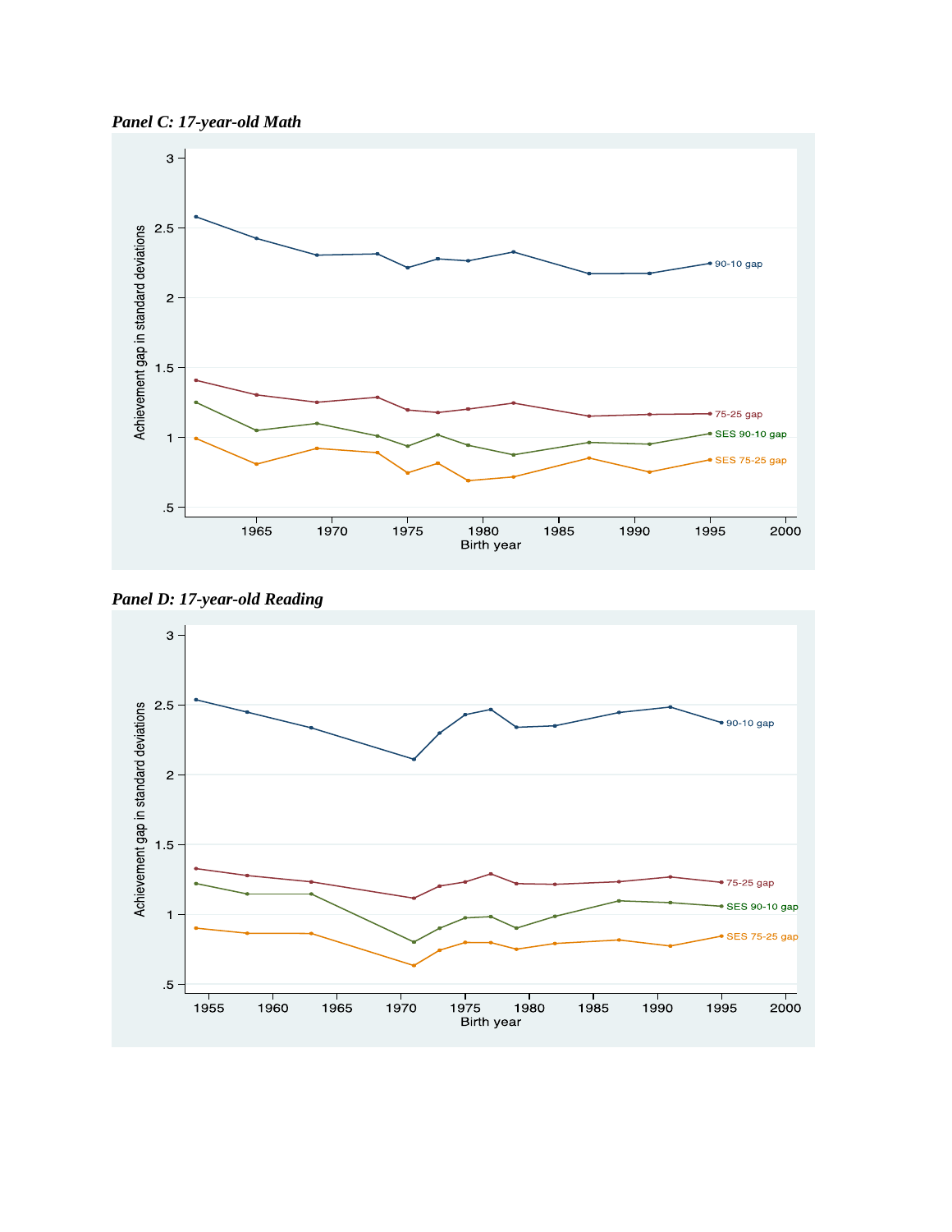*Panel C: 17-year-old Math*

*Panel D: 17-year-old Reading*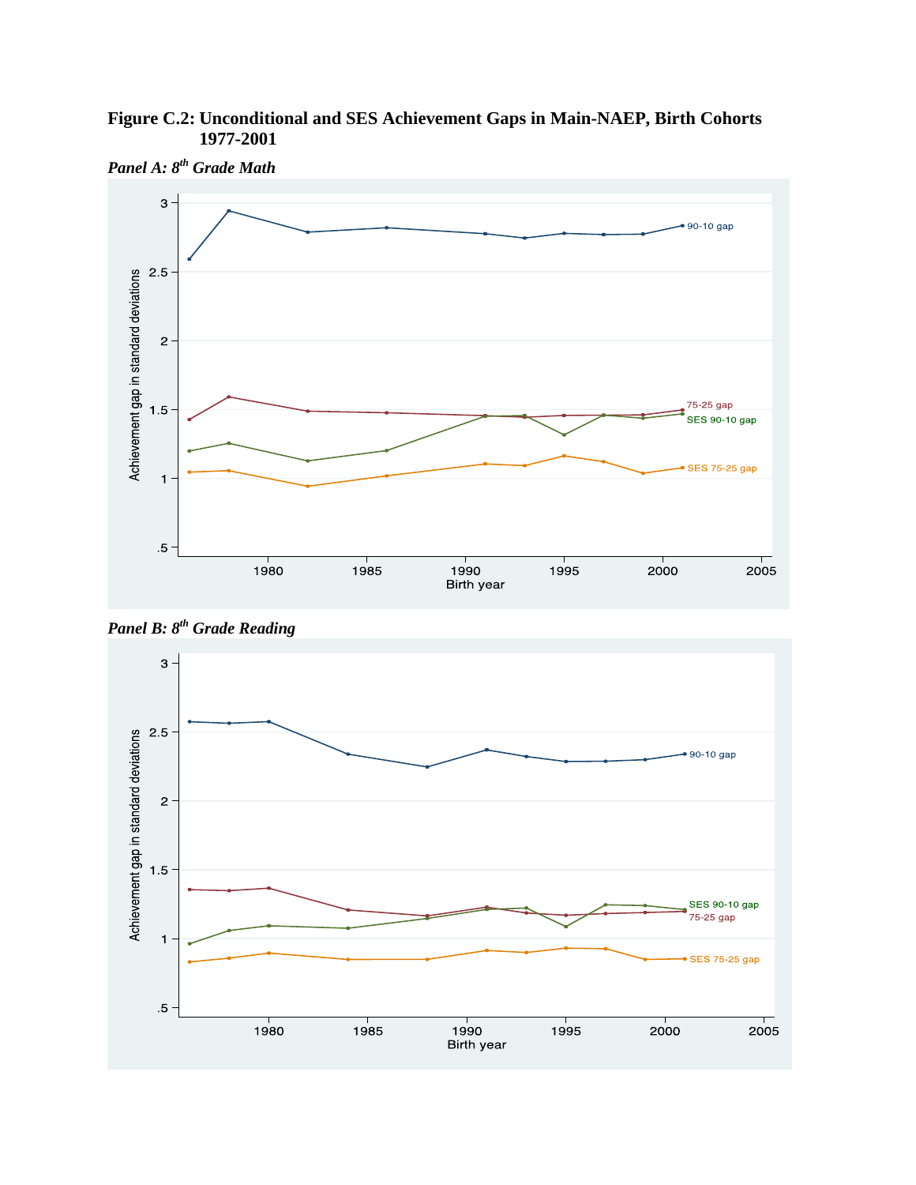**Figure C.2: Unconditional and SES Achievement Gaps in Main-NAEP, Birth Cohorts 1977-2001**

***Panel A: 8th Grade Math***

***Panel B: 8th Grade Reading***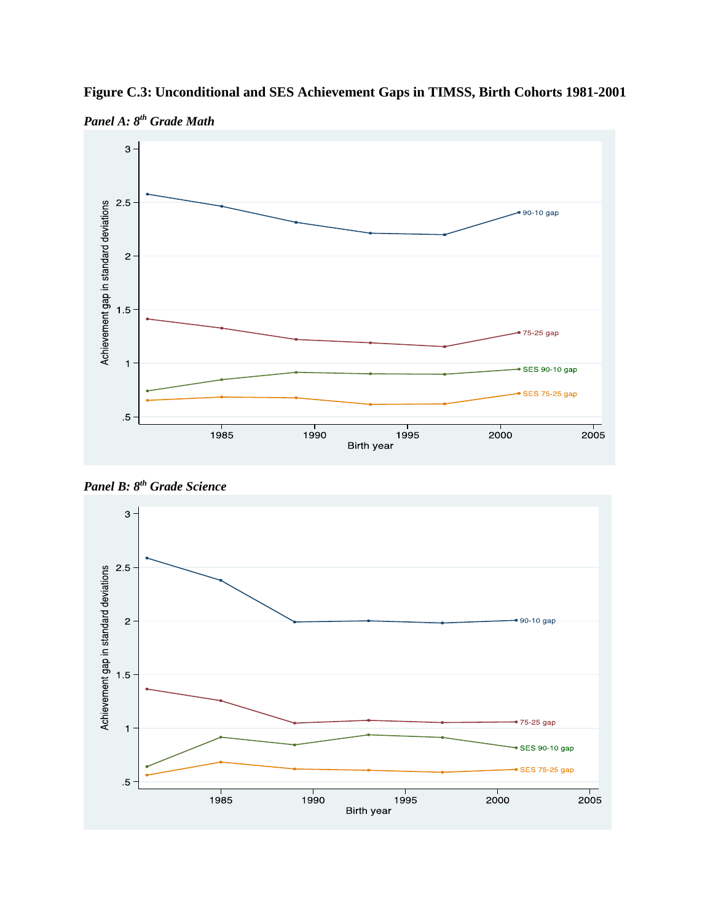**Figure C.3: Unconditional and SES Achievement Gaps in TIMSS, Birth Cohorts 1981-2001**

***Panel A: 8th Grade Math***

***Panel B: 8th Grade Science***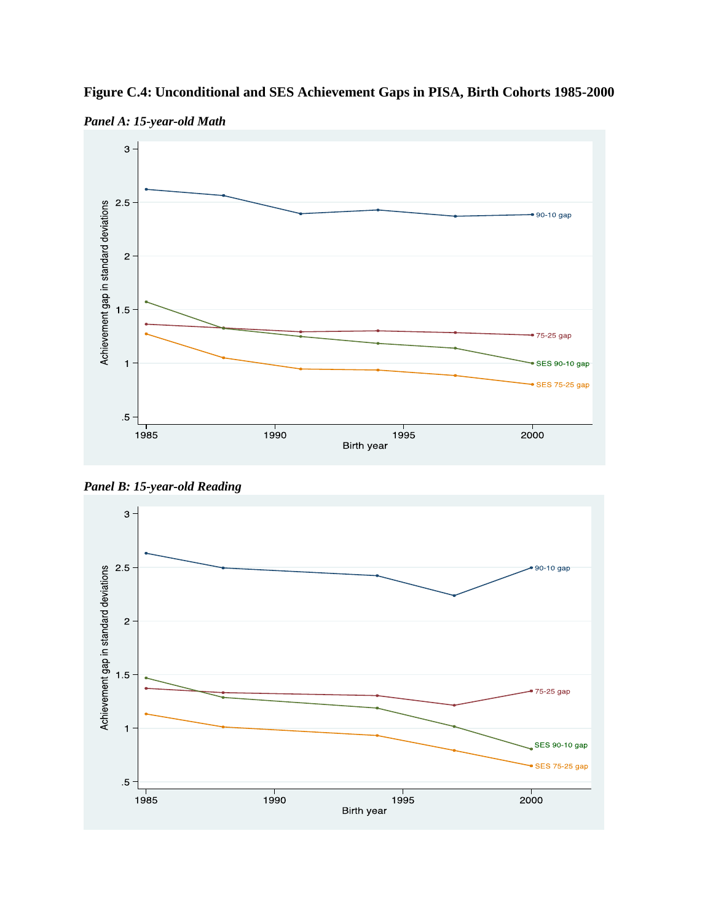**Figure C.4: Unconditional and SES Achievement Gaps in PISA, Birth Cohorts 1985-2000**

*Panel A: 15-year-old Math*

*Panel B: 15-year-old Reading*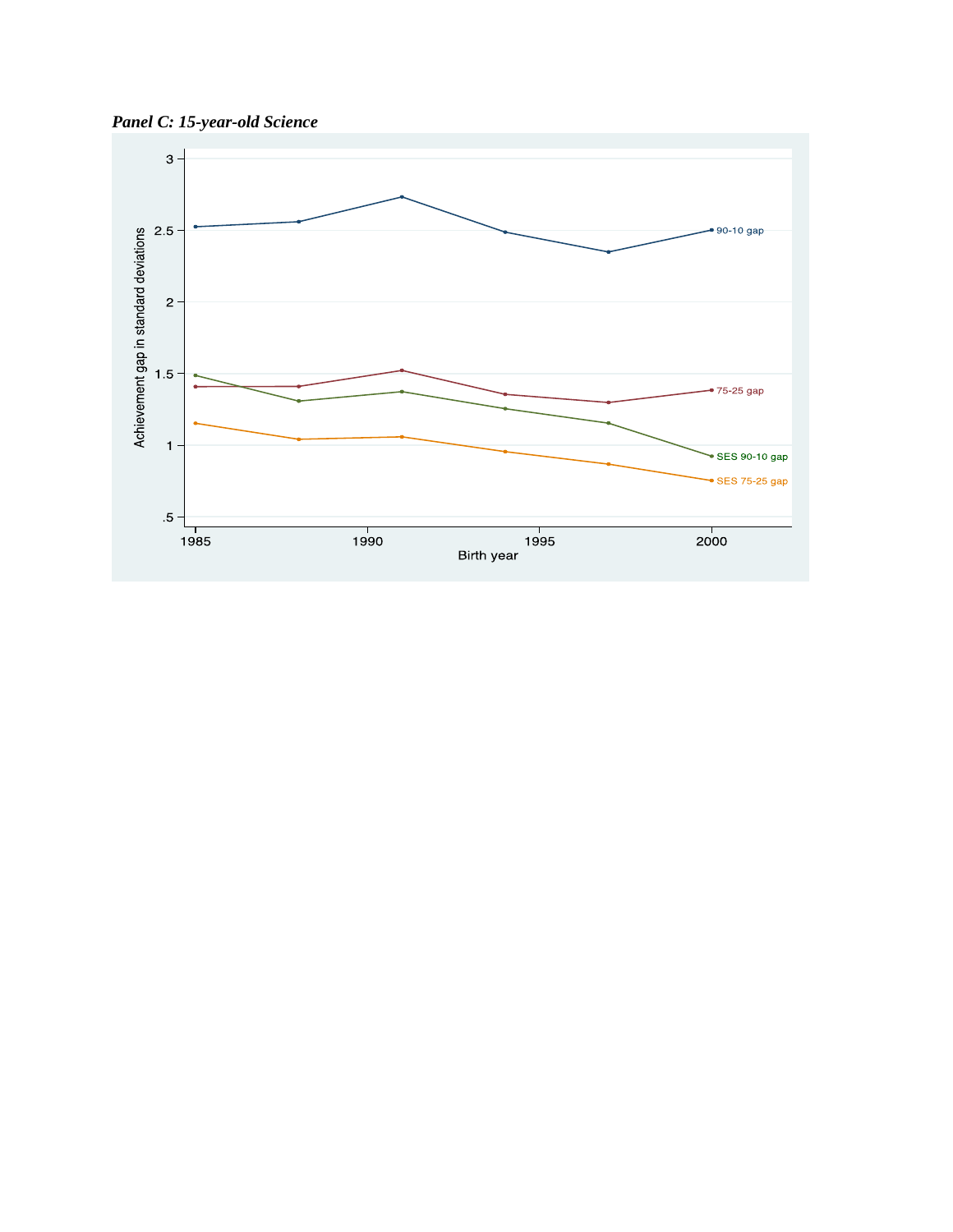***Panel C: 15-year-old Science***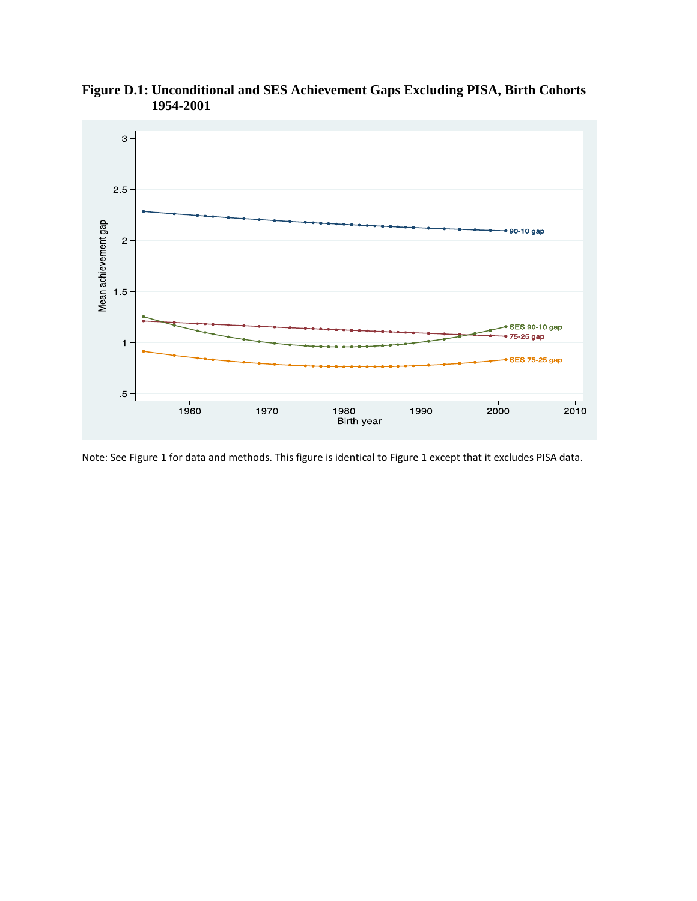**Figure D.1: Unconditional and SES Achievement Gaps Excluding PISA, Birth Cohorts 1954-2001**

Note: See Figure 1 for data and methods. This figure is identical to Figure 1 except that it excludes PISA data.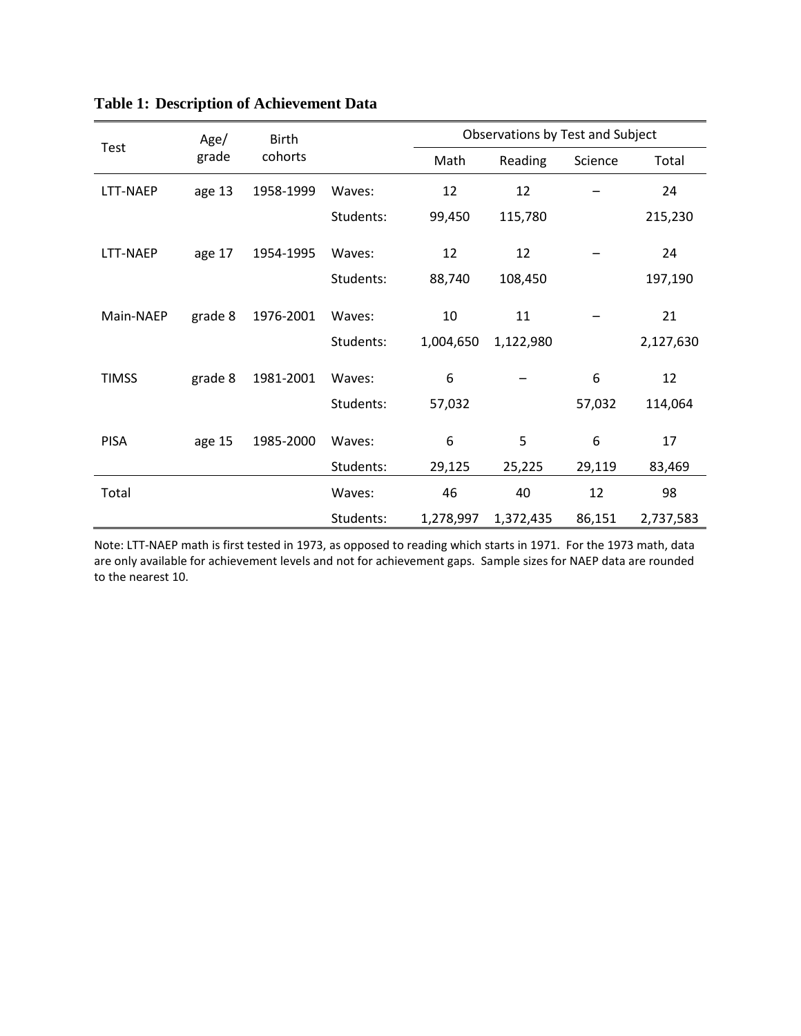**Table 1: Description of Achievement Data**

| Test | Age/ grade | Birth cohorts | | Observations by Test and Subject | | | |
|---|---|---|---|---|---|---|---|
| | | | | Math | Reading | Science | Total |
| LTT-NAEP | age 13 | 1958-1999 | Waves: | 12 | 12 | – | 24 |
| | | | Students: | 99,450 | 115,780 | | 215,230 |
| LTT-NAEP | age 17 | 1954-1995 | Waves: | 12 | 12 | – | 24 |
| | | | Students: | 88,740 | 108,450 | | 197,190 |
| Main-NAEP | grade 8 | 1976-2001 | Waves: | 10 | 11 | – | 21 |
| | | | Students: | 1,004,650 | 1,122,980 | | 2,127,630 |
| TIMSS | grade 8 | 1981-2001 | Waves: | 6 | – | 6 | 12 |
| | | | Students: | 57,032 | | 57,032 | 114,064 |
| PISA | age 15 | 1985-2000 | Waves: | 6 | 5 | 6 | 17 |
| | | | Students: | 29,125 | 25,225 | 29,119 | 83,469 |
| Total | | | Waves: | 46 | 40 | 12 | 98 |
| | | | Students: | 1,278,997 | 1,372,435 | 86,151 | 2,737,583 |

Note: LTT-NAEP math is first tested in 1973, as opposed to reading which starts in 1971. For the 1973 math, data are only available for achievement levels and not for achievement gaps. Sample sizes for NAEP data are rounded to the nearest 10.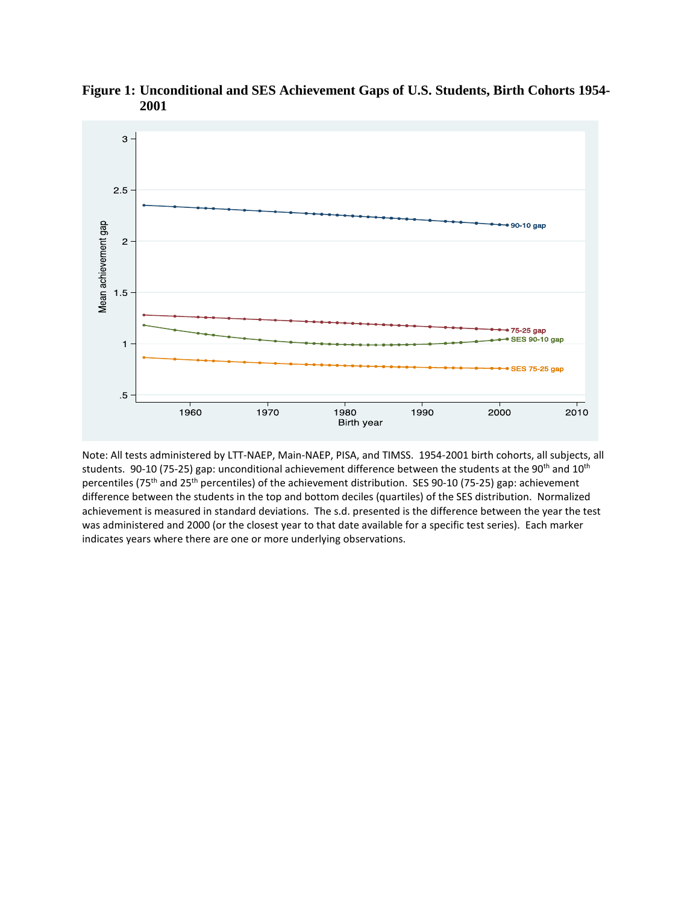**Figure 1: Unconditional and SES Achievement Gaps of U.S. Students, Birth Cohorts 1954-2001**

Note: All tests administered by LTT-NAEP, Main-NAEP, PISA, and TIMSS. 1954-2001 birth cohorts, all subjects, all students. 90-10 (75-25) gap: unconditional achievement difference between the students at the 90th and 10th percentiles (75th and 25th percentiles) of the achievement distribution. SES 90-10 (75-25) gap: achievement difference between the students in the top and bottom deciles (quartiles) of the SES distribution. Normalized achievement is measured in standard deviations. The s.d. presented is the difference between the year the test was administered and 2000 (or the closest year to that date available for a specific test series). Each marker indicates years where there are one or more underlying observations.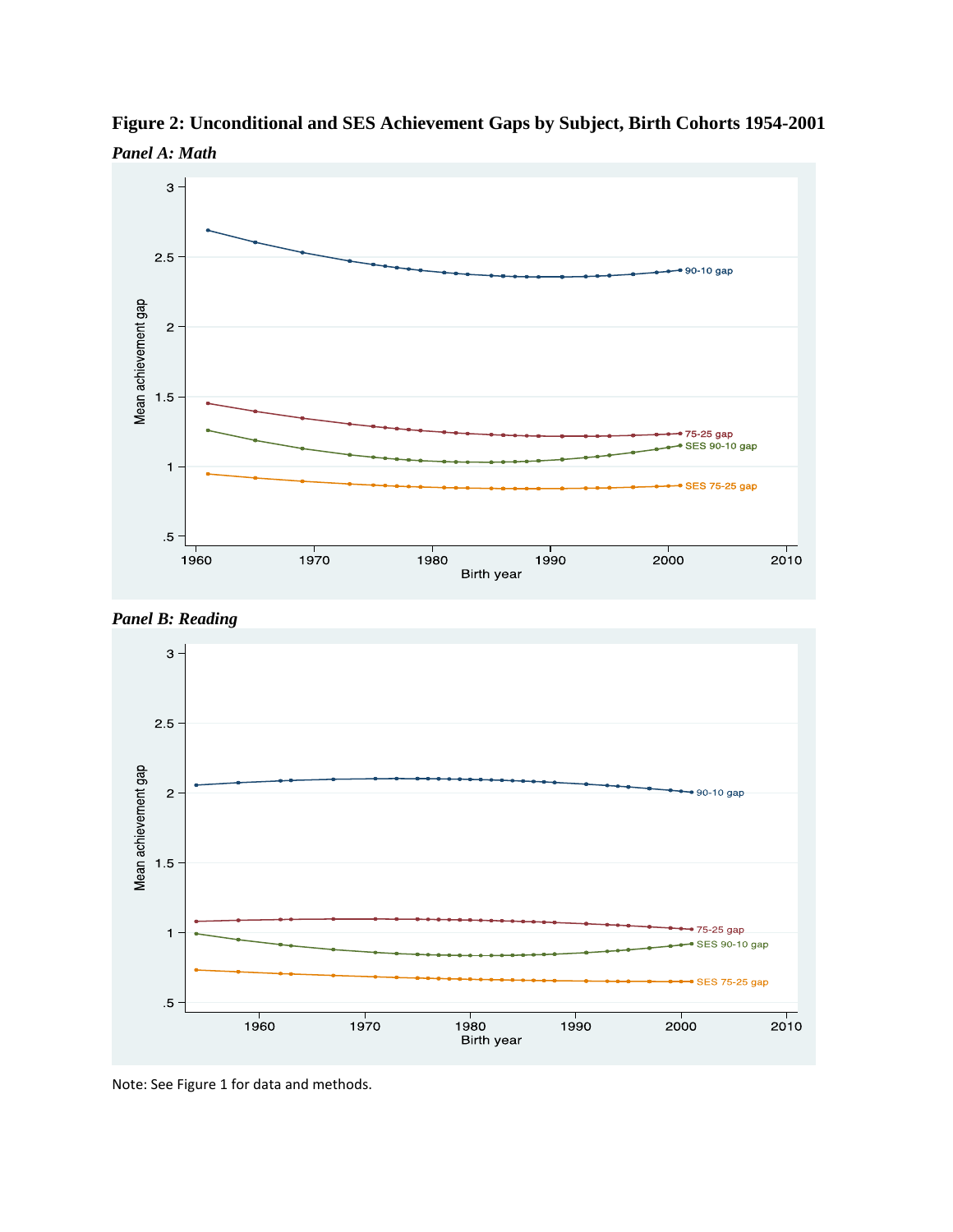**Figure 2: Unconditional and SES Achievement Gaps by Subject, Birth Cohorts 1954-2001**

*Panel A: Math*

*Panel B: Reading*

Note: See Figure 1 for data and methods.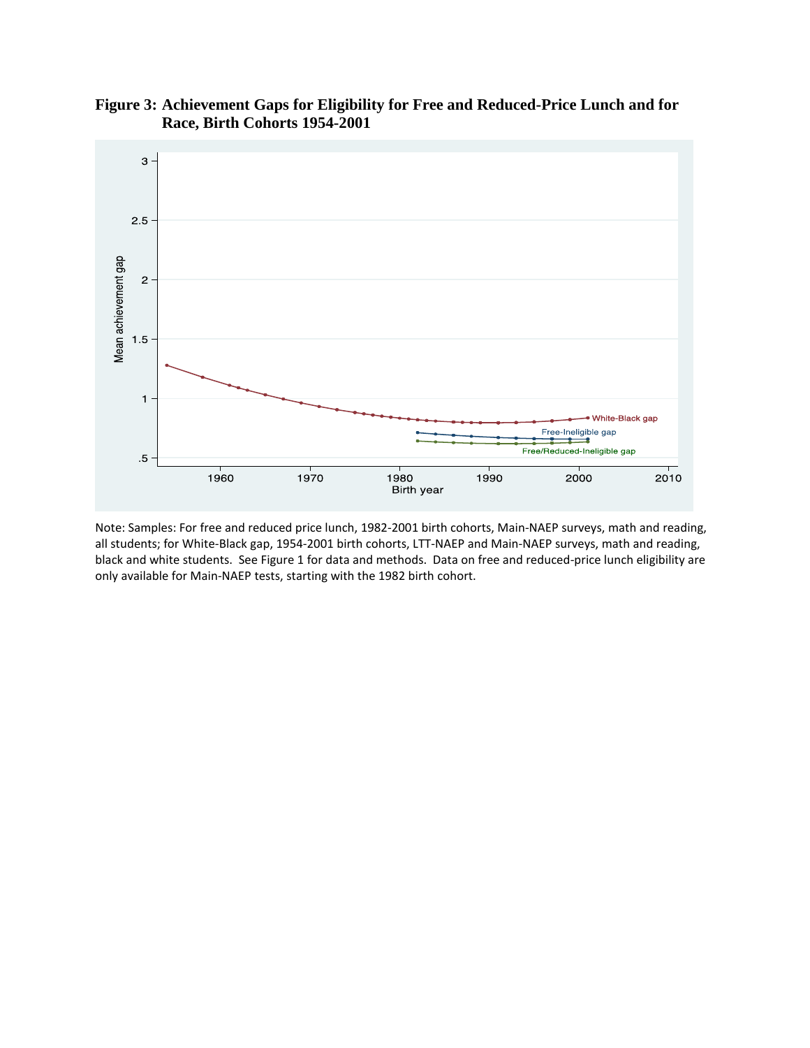**Figure 3: Achievement Gaps for Eligibility for Free and Reduced-Price Lunch and for Race, Birth Cohorts 1954-2001**

Note: Samples: For free and reduced price lunch, 1982-2001 birth cohorts, Main-NAEP surveys, math and reading, all students; for White-Black gap, 1954-2001 birth cohorts, LTT-NAEP and Main-NAEP surveys, math and reading, black and white students. See Figure 1 for data and methods. Data on free and reduced-price lunch eligibility are only available for Main-NAEP tests, starting with the 1982 birth cohort.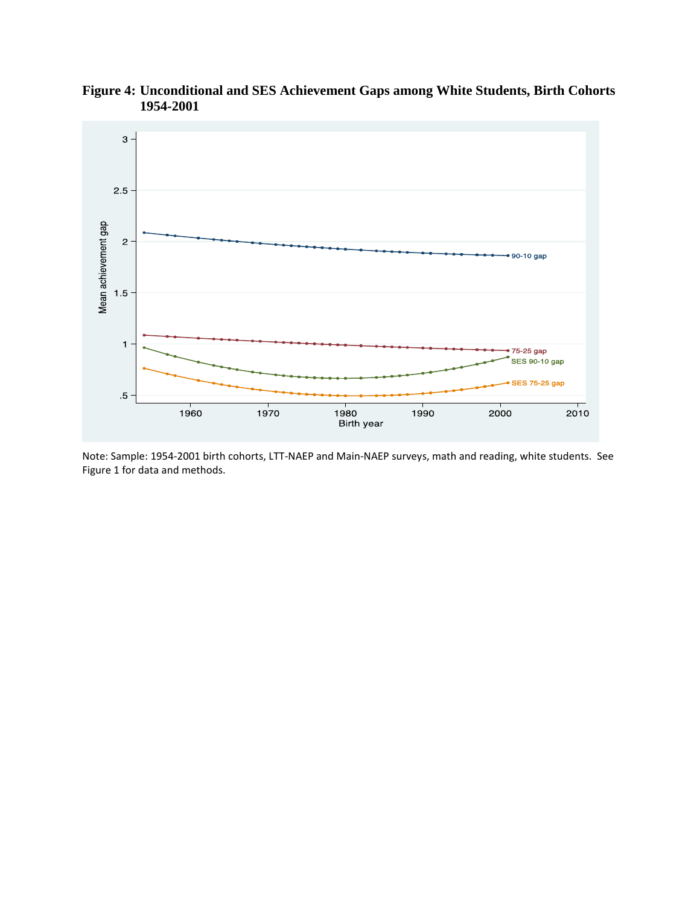**Figure 4: Unconditional and SES Achievement Gaps among White Students, Birth Cohorts 1954-2001**

Note: Sample: 1954-2001 birth cohorts, LTT-NAEP and Main-NAEP surveys, math and reading, white students. See Figure 1 for data and methods.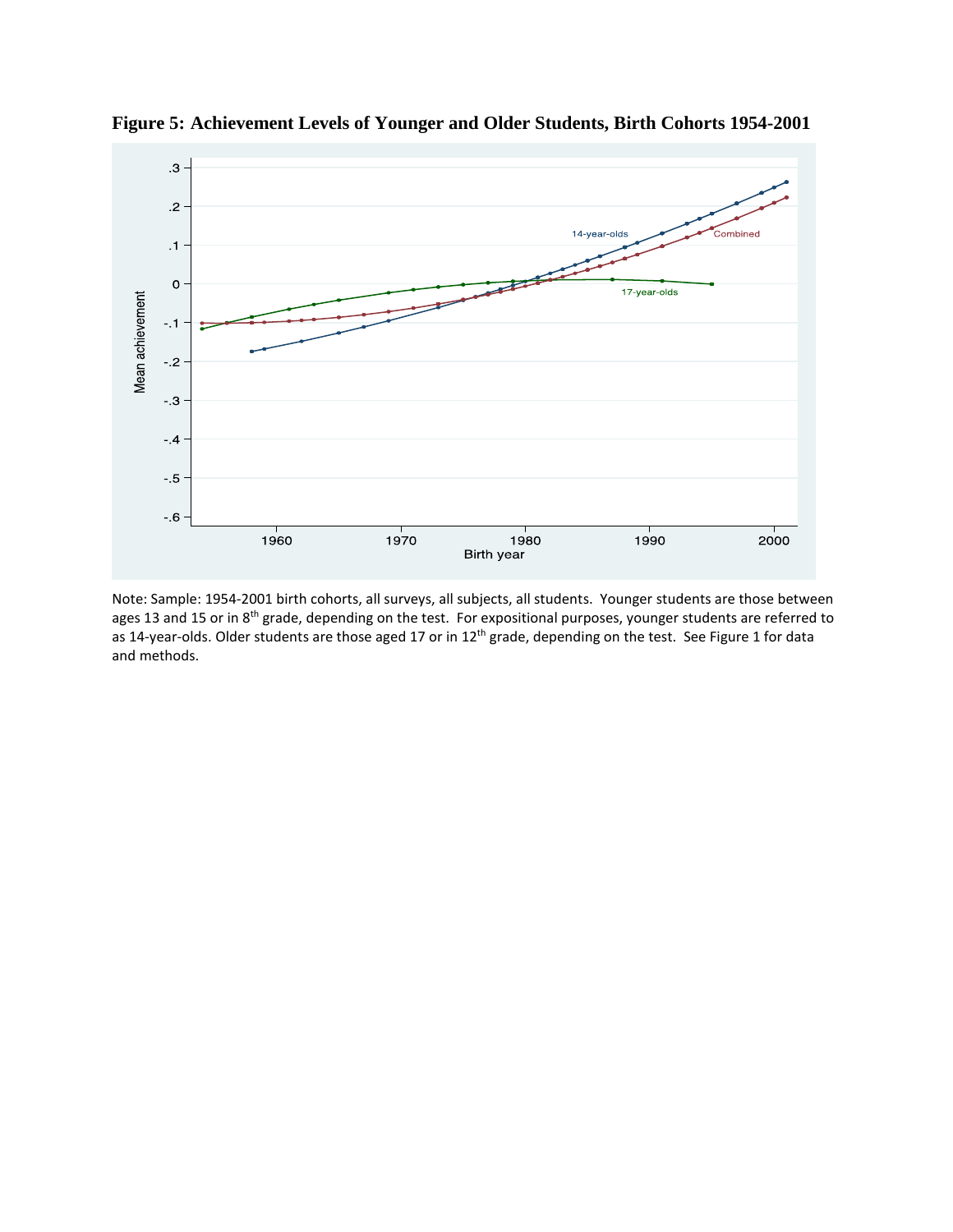**Figure 5: Achievement Levels of Younger and Older Students, Birth Cohorts 1954-2001**

Note: Sample: 1954-2001 birth cohorts, all surveys, all subjects, all students. Younger students are those between ages 13 and 15 or in 8th grade, depending on the test. For expositional purposes, younger students are referred to as 14-year-olds. Older students are those aged 17 or in 12th grade, depending on the test. See Figure 1 for data and methods.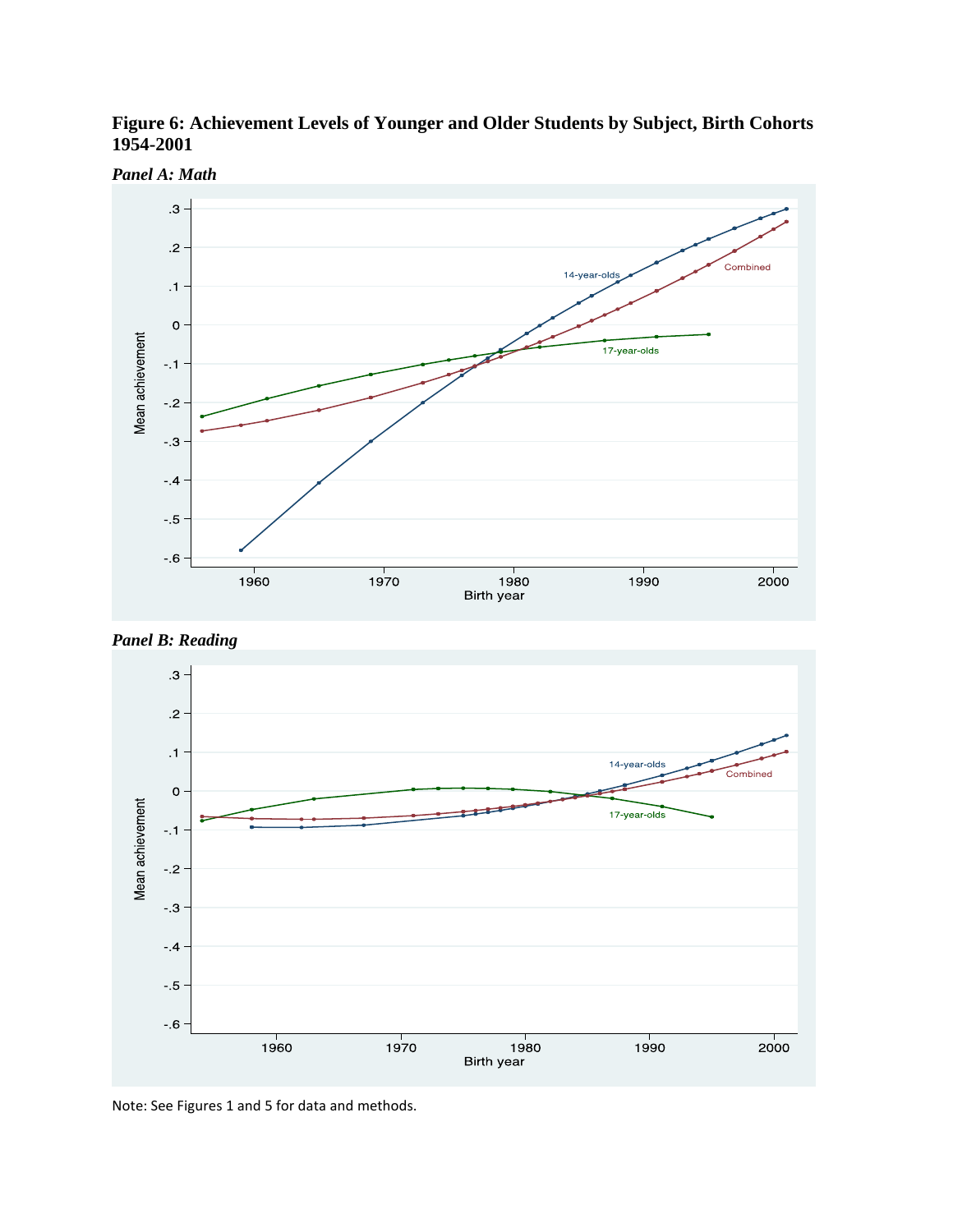**Figure 6: Achievement Levels of Younger and Older Students by Subject, Birth Cohorts 1954-2001**

*Panel A: Math*

Mean achievement

.3
.2
.1
0
-.1
-.2
-.3
-.4
-.5
-.6

1960
1970
1980
1990
2000

Birth year

14-year-olds

Combined

17-year-olds

*Panel B: Reading*

Mean achievement

.3
.2
.1
0
-.1
-.2
-.3
-.4
-.5
-.6

1960
1970
1980
1990
2000

Birth year

14-year-olds

Combined

17-year-olds

Note: See Figures 1 and 5 for data and methods.